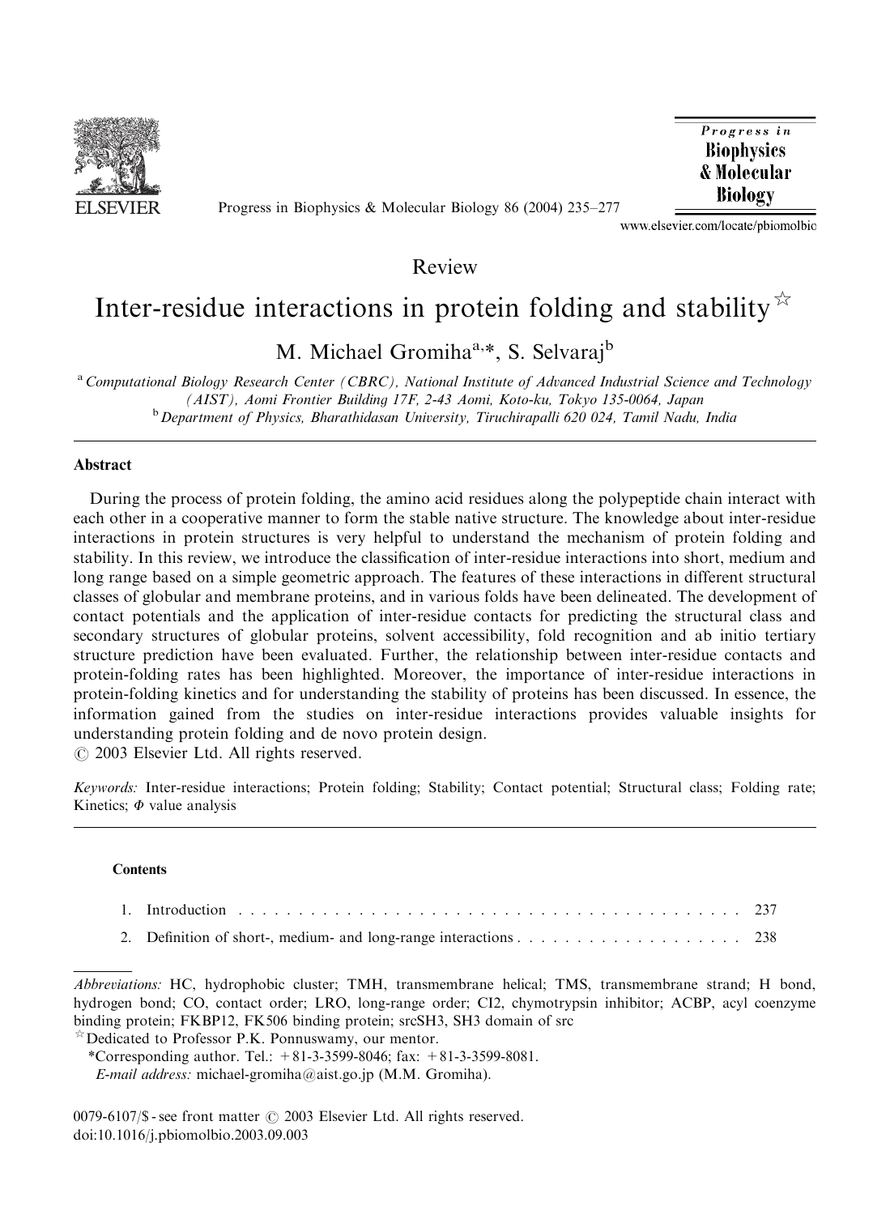Review

# Inter-residue interactions in protein folding and stability ☆

M. Michael Gromiha[a,*], S. Selvaraj[b]

[a] Computational Biology Research Center (CBRC), National Institute of Advanced Industrial Science and Technology (AIST), Aomi Frontier Building 17F, 2-43 Aomi, Koto-ku, Tokyo 135-0064, Japan

[b] Department of Physics, Bharathidasan University, Tiruchirapalli 620 024, Tamil Nadu, India

## Abstract

During the process of protein folding, the amino acid residues along the polypeptide chain interact with each other in a cooperative manner to form the stable native structure. The knowledge about inter-residue interactions in protein structures is very helpful to understand the mechanism of protein folding and stability. In this review, we introduce the classification of inter-residue interactions into short, medium and long range based on a simple geometric approach. The features of these interactions in different structural classes of globular and membrane proteins, and in various folds have been delineated. The development of contact potentials and the application of inter-residue contacts for predicting the structural class and secondary structures of globular proteins, solvent accessibility, fold recognition and ab initio tertiary structure prediction have been evaluated. Further, the relationship between inter-residue contacts and protein-folding rates has been highlighted. Moreover, the importance of inter-residue interactions in protein-folding kinetics and for understanding the stability of proteins has been discussed. In essence, the information gained from the studies on inter-residue interactions provides valuable insights for understanding protein folding and de novo protein design.

© 2003 Elsevier Ltd. All rights reserved.

*Keywords:* Inter-residue interactions; Protein folding; Stability; Contact potential; Structural class; Folding rate; Kinetics; $\Phi$ value analysis

**Contents**

1. Introduction . . . . . . . . . . . . . . . . . . . . . . . . . . . . . . . . . . . . . . . . . . . . 237
2. Definition of short-, medium- and long-range interactions . . . . . . . . . . . . . . . . . . . 238

*Abbreviations:* HC, hydrophobic cluster; TMH, transmembrane helical; TMS, transmembrane strand; H bond, hydrogen bond; CO, contact order; LRO, long-range order; CI2, chymotrypsin inhibitor; ACBP, acyl coenzyme binding protein; FKBP12, FK506 binding protein; srcSH3, SH3 domain of src

☆ Dedicated to Professor P.K. Ponnuswamy, our mentor.

*Corresponding author. Tel.: +81-3-3599-8046; fax: +81-3-3599-8081.

*E-mail address:* michael-gromiha@aist.go.jp (M.M. Gromiha).

0079-6107/$ - see front matter © 2003 Elsevier Ltd. All rights reserved.
doi:10.1016/j.pbiomolbio.2003.09.003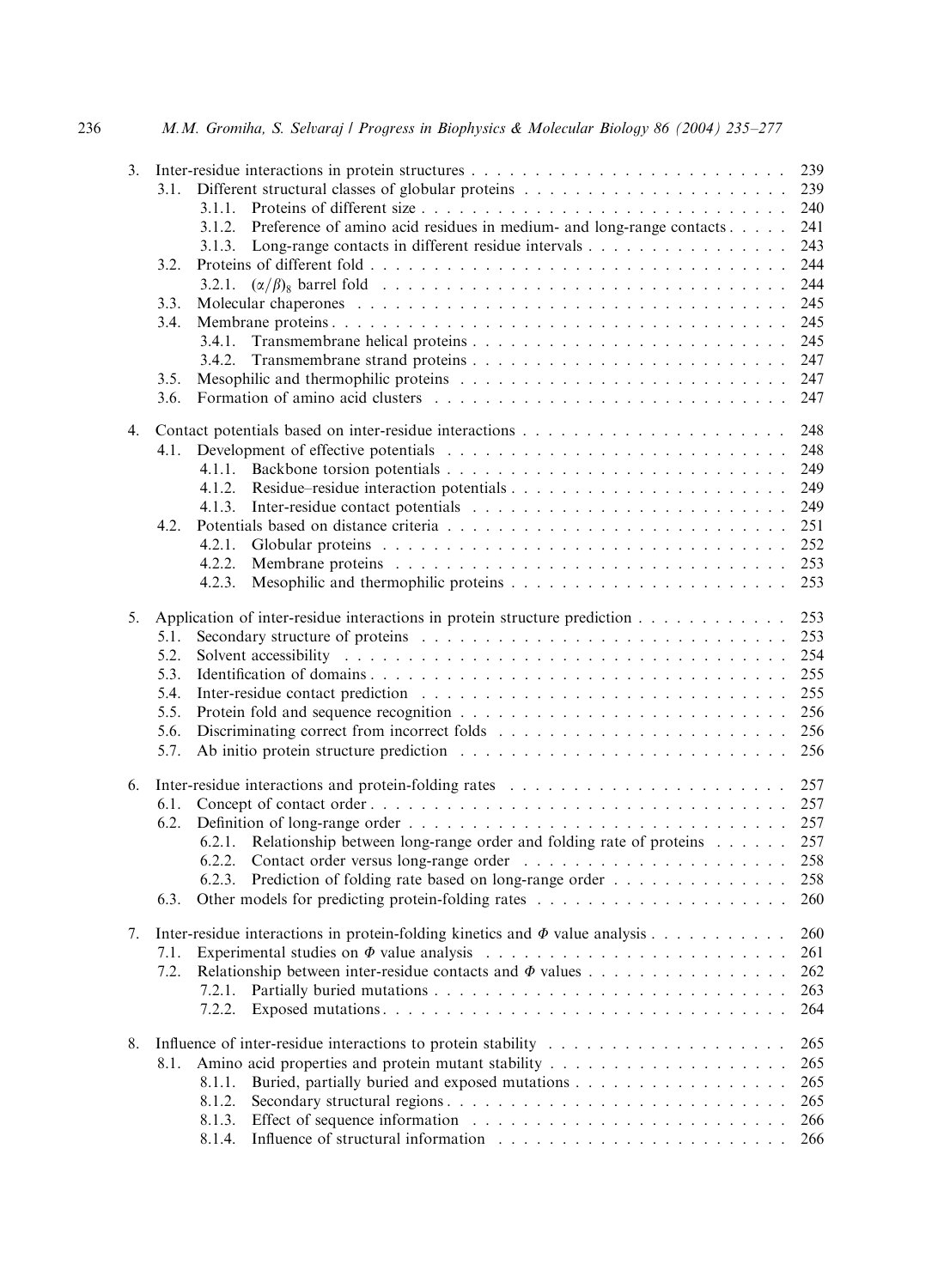3. Inter-residue interactions in protein structures . . . . . . . . . . . . . . . . . . . . . . . . . 239
   - 3.1. Different structural classes of globular proteins . . . . . . . . . . . . . . . . . . . . . 239
     - 3.1.1. Proteins of different size . . . . . . . . . . . . . . . . . . . . . . . . . . . . . 240
     - 3.1.2. Preference of amino acid residues in medium- and long-range contacts . . . . . 241
     - 3.1.3. Long-range contacts in different residue intervals . . . . . . . . . . . . . . . . 243
   - 3.2. Proteins of different fold . . . . . . . . . . . . . . . . . . . . . . . . . . . . . . . . 244
     - 3.2.1. $(\alpha/\beta)_8$ barrel fold . . . . . . . . . . . . . . . . . . . . . . . . . . . . . 244
   - 3.3. Molecular chaperones . . . . . . . . . . . . . . . . . . . . . . . . . . . . . . . . . 245
   - 3.4. Membrane proteins . . . . . . . . . . . . . . . . . . . . . . . . . . . . . . . . . . 245
     - 3.4.1. Transmembrane helical proteins . . . . . . . . . . . . . . . . . . . . . . . . . 245
     - 3.4.2. Transmembrane strand proteins . . . . . . . . . . . . . . . . . . . . . . . . . 247
   - 3.5. Mesophilic and thermophilic proteins . . . . . . . . . . . . . . . . . . . . . . . . 247
   - 3.6. Formation of amino acid clusters . . . . . . . . . . . . . . . . . . . . . . . . . . 247

4. Contact potentials based on inter-residue interactions . . . . . . . . . . . . . . . . . . . . 248
   - 4.1. Development of effective potentials . . . . . . . . . . . . . . . . . . . . . . . . . 248
     - 4.1.1. Backbone torsion potentials . . . . . . . . . . . . . . . . . . . . . . . . . . . 249
     - 4.1.2. Residue–residue interaction potentials . . . . . . . . . . . . . . . . . . . . . . 249
     - 4.1.3. Inter-residue contact potentials . . . . . . . . . . . . . . . . . . . . . . . . . 249
   - 4.2. Potentials based on distance criteria . . . . . . . . . . . . . . . . . . . . . . . . . 251
     - 4.2.1. Globular proteins . . . . . . . . . . . . . . . . . . . . . . . . . . . . . . . . 252
     - 4.2.2. Membrane proteins . . . . . . . . . . . . . . . . . . . . . . . . . . . . . . . 253
     - 4.2.3. Mesophilic and thermophilic proteins . . . . . . . . . . . . . . . . . . . . . . 253

5. Application of inter-residue interactions in protein structure prediction . . . . . . . . . . . 253
   - 5.1. Secondary structure of proteins . . . . . . . . . . . . . . . . . . . . . . . . . . . 253
   - 5.2. Solvent accessibility . . . . . . . . . . . . . . . . . . . . . . . . . . . . . . . . . 254
   - 5.3. Identification of domains . . . . . . . . . . . . . . . . . . . . . . . . . . . . . . . 255
   - 5.4. Inter-residue contact prediction . . . . . . . . . . . . . . . . . . . . . . . . . . . 255
   - 5.5. Protein fold and sequence recognition . . . . . . . . . . . . . . . . . . . . . . . . 256
   - 5.6. Discriminating correct from incorrect folds . . . . . . . . . . . . . . . . . . . . . 256
   - 5.7. Ab initio protein structure prediction . . . . . . . . . . . . . . . . . . . . . . . . 256

6. Inter-residue interactions and protein-folding rates . . . . . . . . . . . . . . . . . . . . . 257
   - 6.1. Concept of contact order . . . . . . . . . . . . . . . . . . . . . . . . . . . . . . . 257
   - 6.2. Definition of long-range order . . . . . . . . . . . . . . . . . . . . . . . . . . . . 257
     - 6.2.1. Relationship between long-range order and folding rate of proteins . . . . . . 257
     - 6.2.2. Contact order versus long-range order . . . . . . . . . . . . . . . . . . . . . 258
     - 6.2.3. Prediction of folding rate based on long-range order . . . . . . . . . . . . . . 258
   - 6.3. Other models for predicting protein-folding rates . . . . . . . . . . . . . . . . . . 260

7. Inter-residue interactions in protein-folding kinetics and $\Phi$ value analysis . . . . . . . . . . 260
   - 7.1. Experimental studies on $\Phi$ value analysis . . . . . . . . . . . . . . . . . . . . . . 261
   - 7.2. Relationship between inter-residue contacts and $\Phi$ values . . . . . . . . . . . . . . 262
     - 7.2.1. Partially buried mutations . . . . . . . . . . . . . . . . . . . . . . . . . . . . 263
     - 7.2.2. Exposed mutations . . . . . . . . . . . . . . . . . . . . . . . . . . . . . . . 264

8. Influence of inter-residue interactions to protein stability . . . . . . . . . . . . . . . . . . 265
   - 8.1. Amino acid properties and protein mutant stability . . . . . . . . . . . . . . . . . . 265
     - 8.1.1. Buried, partially buried and exposed mutations . . . . . . . . . . . . . . . . . 265
     - 8.1.2. Secondary structural regions . . . . . . . . . . . . . . . . . . . . . . . . . . 265
     - 8.1.3. Effect of sequence information . . . . . . . . . . . . . . . . . . . . . . . . . 266
     - 8.1.4. Influence of structural information . . . . . . . . . . . . . . . . . . . . . . . 266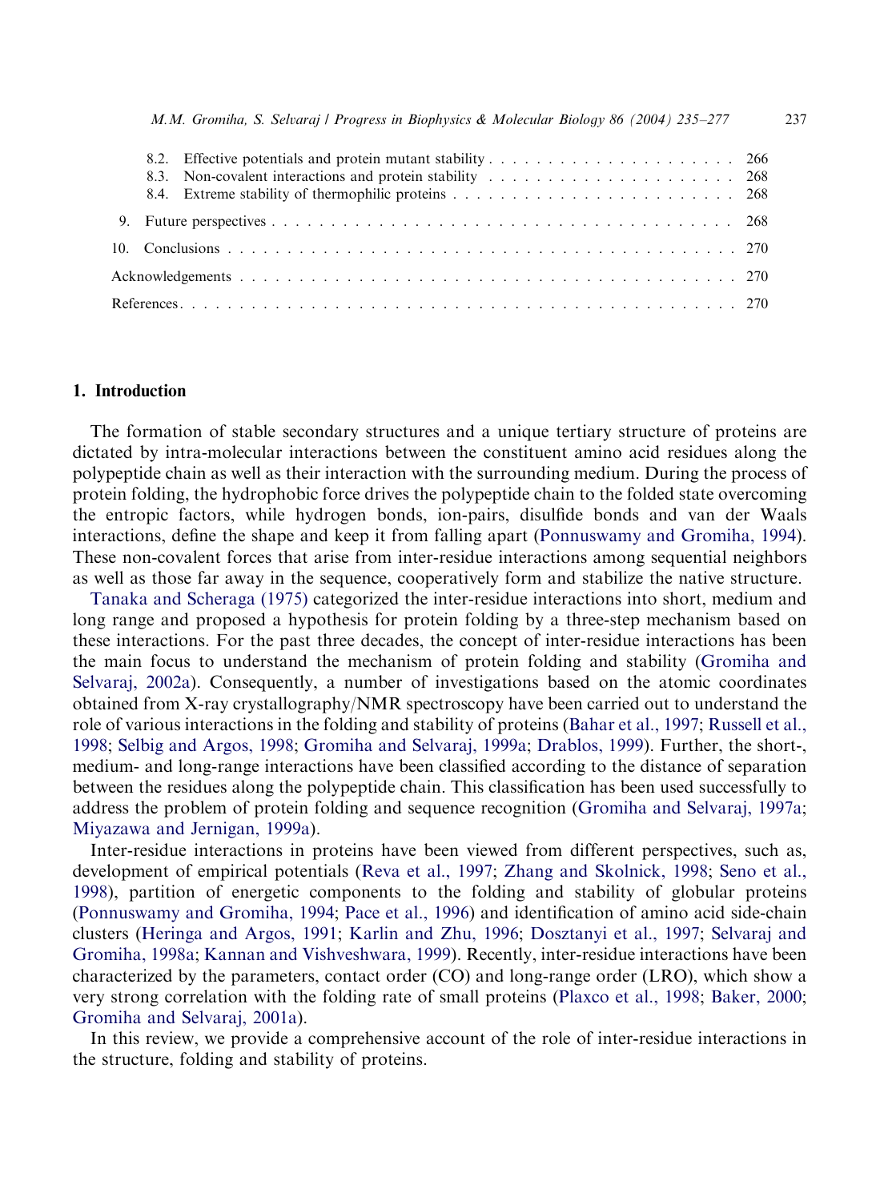8.2. Effective potentials and protein mutant stability . . . . . . . . . . . . . . . . . . . . . 266
8.3. Non-covalent interactions and protein stability . . . . . . . . . . . . . . . . . . . . . 268
8.4. Extreme stability of thermophilic proteins . . . . . . . . . . . . . . . . . . . . . . . . 268

9. Future perspectives . . . . . . . . . . . . . . . . . . . . . . . . . . . . . . . . . . . . . . 268

10. Conclusions . . . . . . . . . . . . . . . . . . . . . . . . . . . . . . . . . . . . . . . . . . 270

Acknowledgements . . . . . . . . . . . . . . . . . . . . . . . . . . . . . . . . . . . . . . . . 270

References . . . . . . . . . . . . . . . . . . . . . . . . . . . . . . . . . . . . . . . . . . . . 270

## 1. Introduction

The formation of stable secondary structures and a unique tertiary structure of proteins are dictated by intra-molecular interactions between the constituent amino acid residues along the polypeptide chain as well as their interaction with the surrounding medium. During the process of protein folding, the hydrophobic force drives the polypeptide chain to the folded state overcoming the entropic factors, while hydrogen bonds, ion-pairs, disulfide bonds and van der Waals interactions, define the shape and keep it from falling apart (Ponnuswamy and Gromiha, 1994). These non-covalent forces that arise from inter-residue interactions among sequential neighbors as well as those far away in the sequence, cooperatively form and stabilize the native structure.

Tanaka and Scheraga (1975) categorized the inter-residue interactions into short, medium and long range and proposed a hypothesis for protein folding by a three-step mechanism based on these interactions. For the past three decades, the concept of inter-residue interactions has been the main focus to understand the mechanism of protein folding and stability (Gromiha and Selvaraj, 2002a). Consequently, a number of investigations based on the atomic coordinates obtained from X-ray crystallography/NMR spectroscopy have been carried out to understand the role of various interactions in the folding and stability of proteins (Bahar et al., 1997; Russell et al., 1998; Selbig and Argos, 1998; Gromiha and Selvaraj, 1999a; Drablos, 1999). Further, the short-, medium- and long-range interactions have been classified according to the distance of separation between the residues along the polypeptide chain. This classification has been used successfully to address the problem of protein folding and sequence recognition (Gromiha and Selvaraj, 1997a; Miyazawa and Jernigan, 1999a).

Inter-residue interactions in proteins have been viewed from different perspectives, such as, development of empirical potentials (Reva et al., 1997; Zhang and Skolnick, 1998; Seno et al., 1998), partition of energetic components to the folding and stability of globular proteins (Ponnuswamy and Gromiha, 1994; Pace et al., 1996) and identification of amino acid side-chain clusters (Heringa and Argos, 1991; Karlin and Zhu, 1996; Dosztanyi et al., 1997; Selvaraj and Gromiha, 1998a; Kannan and Vishveshwara, 1999). Recently, inter-residue interactions have been characterized by the parameters, contact order (CO) and long-range order (LRO), which show a very strong correlation with the folding rate of small proteins (Plaxco et al., 1998; Baker, 2000; Gromiha and Selvaraj, 2001a).

In this review, we provide a comprehensive account of the role of inter-residue interactions in the structure, folding and stability of proteins.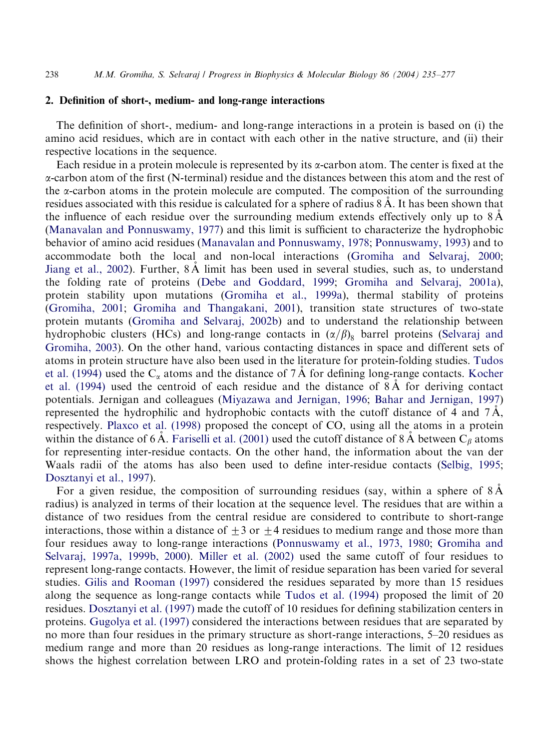## 2. Definition of short-, medium- and long-range interactions

The definition of short-, medium- and long-range interactions in a protein is based on (i) the amino acid residues, which are in contact with each other in the native structure, and (ii) their respective locations in the sequence.

Each residue in a protein molecule is represented by its α-carbon atom. The center is fixed at the α-carbon atom of the first (N-terminal) residue and the distances between this atom and the rest of the α-carbon atoms in the protein molecule are computed. The composition of the surrounding residues associated with this residue is calculated for a sphere of radius 8 Å. It has been shown that the influence of each residue over the surrounding medium extends effectively only up to 8 Å (Manavalan and Ponnuswamy, 1977) and this limit is sufficient to characterize the hydrophobic behavior of amino acid residues (Manavalan and Ponnuswamy, 1978; Ponnuswamy, 1993) and to accommodate both the local and non-local interactions (Gromiha and Selvaraj, 2000; Jiang et al., 2002). Further, 8 Å limit has been used in several studies, such as, to understand the folding rate of proteins (Debe and Goddard, 1999; Gromiha and Selvaraj, 2001a), protein stability upon mutations (Gromiha et al., 1999a), thermal stability of proteins (Gromiha, 2001; Gromiha and Thangakani, 2001), transition state structures of two-state protein mutants (Gromiha and Selvaraj, 2002b) and to understand the relationship between hydrophobic clusters (HCs) and long-range contacts in $(\alpha/\beta)_8$ barrel proteins (Selvaraj and Gromiha, 2003). On the other hand, various contacting distances in space and different sets of atoms in protein structure have also been used in the literature for protein-folding studies. Tudos et al. (1994) used the $C_\alpha$ atoms and the distance of 7 Å for defining long-range contacts. Kocher et al. (1994) used the centroid of each residue and the distance of 8 Å for deriving contact potentials. Jernigan and colleagues (Miyazawa and Jernigan, 1996; Bahar and Jernigan, 1997) represented the hydrophilic and hydrophobic contacts with the cutoff distance of 4 and 7 Å, respectively. Plaxco et al. (1998) proposed the concept of CO, using all the atoms in a protein within the distance of 6 Å. Fariselli et al. (2001) used the cutoff distance of 8 Å between $C_\beta$ atoms for representing inter-residue contacts. On the other hand, the information about the van der Waals radii of the atoms has also been used to define inter-residue contacts (Selbig, 1995; Dosztanyi et al., 1997).

For a given residue, the composition of surrounding residues (say, within a sphere of 8 Å radius) is analyzed in terms of their location at the sequence level. The residues that are within a distance of two residues from the central residue are considered to contribute to short-range interactions, those within a distance of $\pm 3$ or $\pm 4$ residues to medium range and those more than four residues away to long-range interactions (Ponnuswamy et al., 1973, 1980; Gromiha and Selvaraj, 1997a, 1999b, 2000). Miller et al. (2002) used the same cutoff of four residues to represent long-range contacts. However, the limit of residue separation has been varied for several studies. Gilis and Rooman (1997) considered the residues separated by more than 15 residues along the sequence as long-range contacts while Tudos et al. (1994) proposed the limit of 20 residues. Dosztanyi et al. (1997) made the cutoff of 10 residues for defining stabilization centers in proteins. Gugolya et al. (1997) considered the interactions between residues that are separated by no more than four residues in the primary structure as short-range interactions, 5–20 residues as medium range and more than 20 residues as long-range interactions. The limit of 12 residues shows the highest correlation between LRO and protein-folding rates in a set of 23 two-state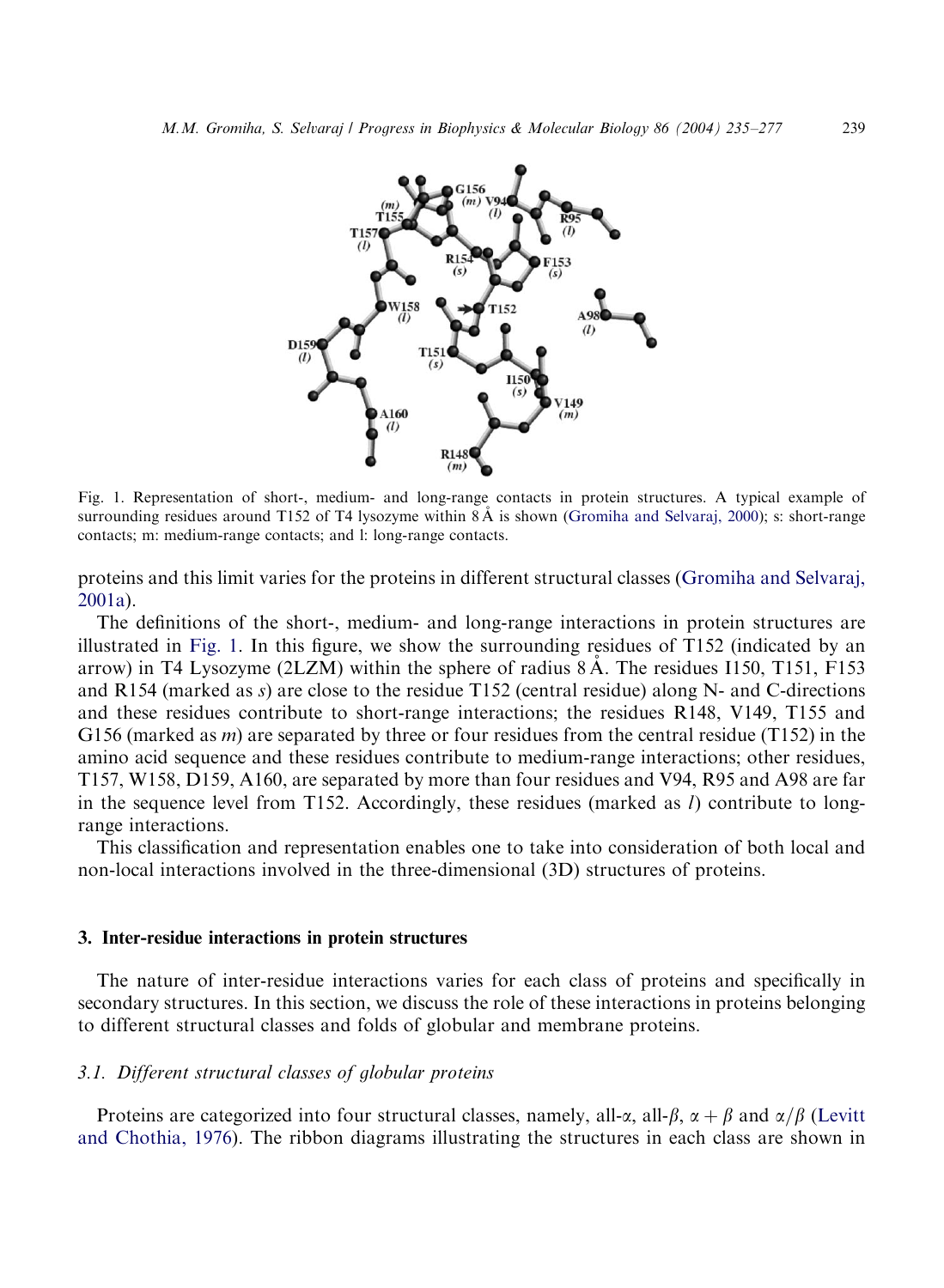Fig. 1. Representation of short-, medium- and long-range contacts in protein structures. A typical example of surrounding residues around T152 of T4 lysozyme within 8 Å is shown (Gromiha and Selvaraj, 2000); s: short-range contacts; m: medium-range contacts; and l: long-range contacts.

proteins and this limit varies for the proteins in different structural classes (Gromiha and Selvaraj, 2001a).

The definitions of the short-, medium- and long-range interactions in protein structures are illustrated in Fig. 1. In this figure, we show the surrounding residues of T152 (indicated by an arrow) in T4 Lysozyme (2LZM) within the sphere of radius 8 Å. The residues I150, T151, F153 and R154 (marked as *s*) are close to the residue T152 (central residue) along N- and C-directions and these residues contribute to short-range interactions; the residues R148, V149, T155 and G156 (marked as *m*) are separated by three or four residues from the central residue (T152) in the amino acid sequence and these residues contribute to medium-range interactions; other residues, T157, W158, D159, A160, are separated by more than four residues and V94, R95 and A98 are far in the sequence level from T152. Accordingly, these residues (marked as *l*) contribute to long-range interactions.

This classification and representation enables one to take into consideration of both local and non-local interactions involved in the three-dimensional (3D) structures of proteins.

## 3. Inter-residue interactions in protein structures

The nature of inter-residue interactions varies for each class of proteins and specifically in secondary structures. In this section, we discuss the role of these interactions in proteins belonging to different structural classes and folds of globular and membrane proteins.

### 3.1. Different structural classes of globular proteins

Proteins are categorized into four structural classes, namely, all-$\alpha$, all-$\beta$, $\alpha+\beta$ and $\alpha/\beta$ (Levitt and Chothia, 1976). The ribbon diagrams illustrating the structures in each class are shown in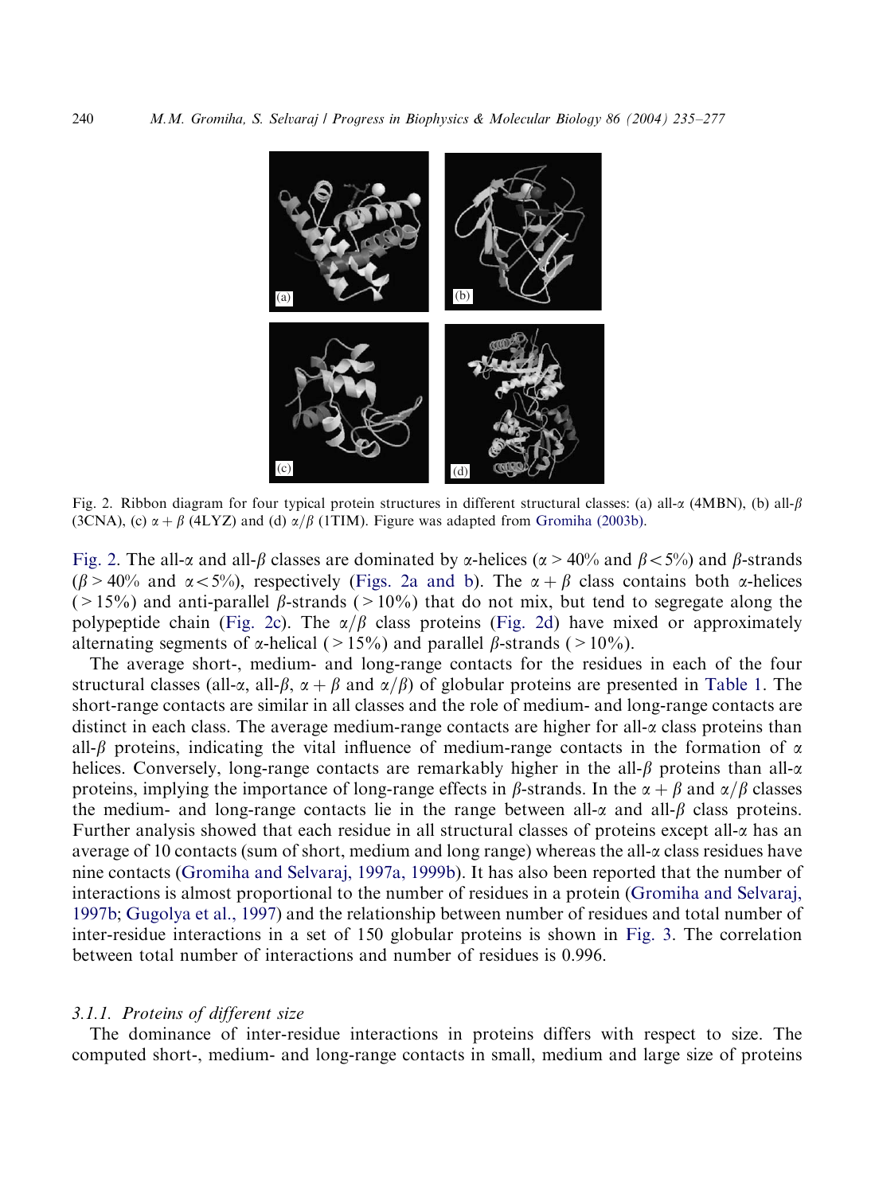Fig. 2. Ribbon diagram for four typical protein structures in different structural classes: (a) all-$\alpha$ (4MBN), (b) all-$\beta$ (3CNA), (c) $\alpha+\beta$ (4LYZ) and (d) $\alpha/\beta$ (1TIM). Figure was adapted from Gromiha (2003b).

Fig. 2. The all-$\alpha$ and all-$\beta$ classes are dominated by $\alpha$-helices ($\alpha > 40\%$ and $\beta < 5\%$) and $\beta$-strands ($\beta > 40\%$ and $\alpha < 5\%$), respectively (Figs. 2a and b). The $\alpha+\beta$ class contains both $\alpha$-helices ($>15\%$) and anti-parallel $\beta$-strands ($>10\%$) that do not mix, but tend to segregate along the polypeptide chain (Fig. 2c). The $\alpha/\beta$ class proteins (Fig. 2d) have mixed or approximately alternating segments of $\alpha$-helical ($>15\%$) and parallel $\beta$-strands ($>10\%$).

The average short-, medium- and long-range contacts for the residues in each of the four structural classes (all-$\alpha$, all-$\beta$, $\alpha+\beta$ and $\alpha/\beta$) of globular proteins are presented in Table 1. The short-range contacts are similar in all classes and the role of medium- and long-range contacts are distinct in each class. The average medium-range contacts are higher for all-$\alpha$ class proteins than all-$\beta$ proteins, indicating the vital influence of medium-range contacts in the formation of $\alpha$ helices. Conversely, long-range contacts are remarkably higher in the all-$\beta$ proteins than all-$\alpha$ proteins, implying the importance of long-range effects in $\beta$-strands. In the $\alpha+\beta$ and $\alpha/\beta$ classes the medium- and long-range contacts lie in the range between all-$\alpha$ and all-$\beta$ class proteins. Further analysis showed that each residue in all structural classes of proteins except all-$\alpha$ has an average of 10 contacts (sum of short, medium and long range) whereas the all-$\alpha$ class residues have nine contacts (Gromiha and Selvaraj, 1997a, 1999b). It has also been reported that the number of interactions is almost proportional to the number of residues in a protein (Gromiha and Selvaraj, 1997b; Gugolya et al., 1997) and the relationship between number of residues and total number of inter-residue interactions in a set of 150 globular proteins is shown in Fig. 3. The correlation between total number of interactions and number of residues is 0.996.

#### 3.1.1. Proteins of different size

The dominance of inter-residue interactions in proteins differs with respect to size. The computed short-, medium- and long-range contacts in small, medium and large size of proteins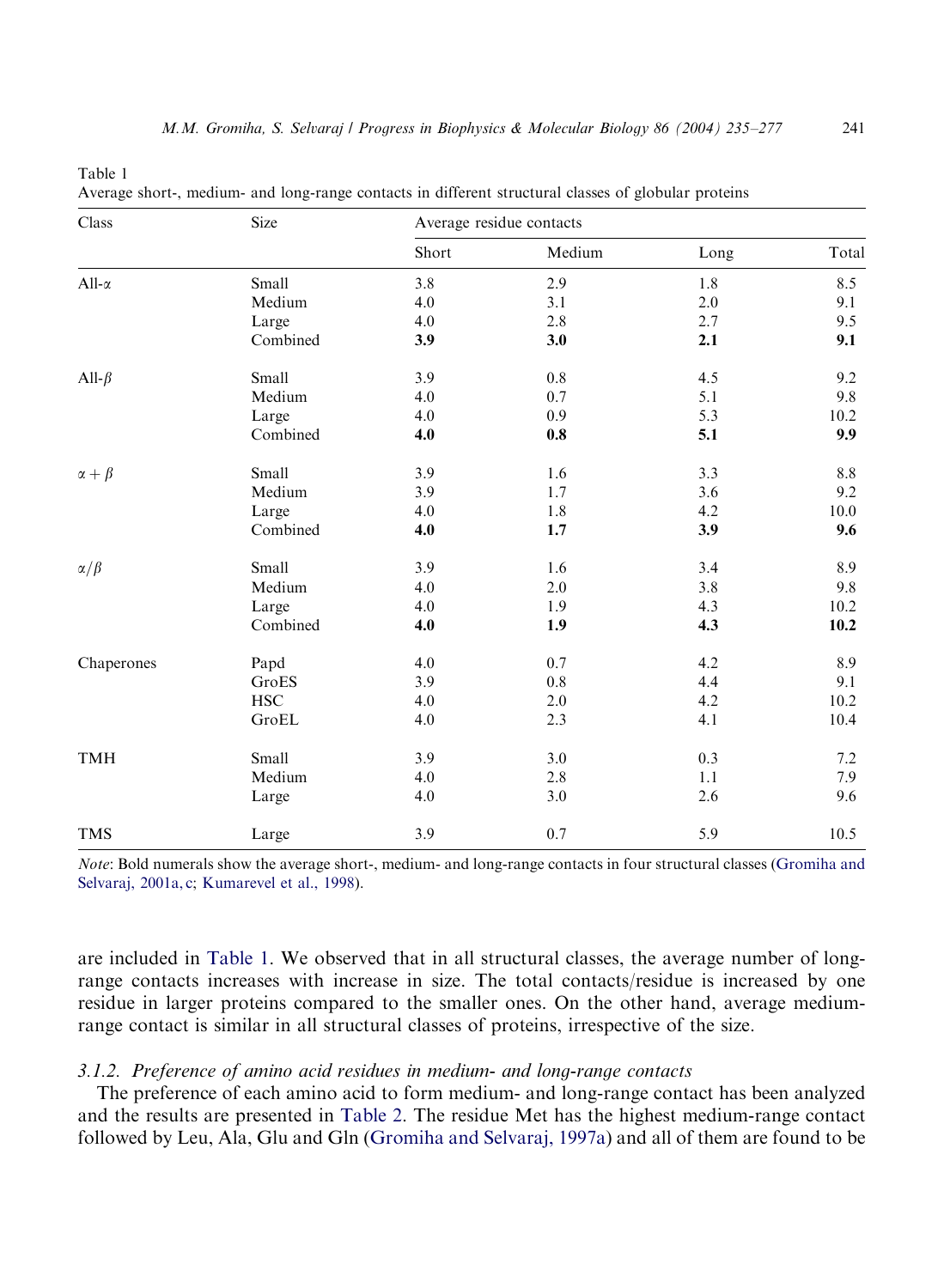Table 1
Average short-, medium- and long-range contacts in different structural classes of globular proteins

| Class | Size | Average residue contacts | | | |
|---|---|---|---|---|---|
| | | Short | Medium | Long | Total |
| All-$\alpha$ | Small | 3.8 | 2.9 | 1.8 | 8.5 |
| | Medium | 4.0 | 3.1 | 2.0 | 9.1 |
| | Large | 4.0 | 2.8 | 2.7 | 9.5 |
| | Combined | **3.9** | **3.0** | **2.1** | **9.1** |
| All-$\beta$ | Small | 3.9 | 0.8 | 4.5 | 9.2 |
| | Medium | 4.0 | 0.7 | 5.1 | 9.8 |
| | Large | 4.0 | 0.9 | 5.3 | 10.2 |
| | Combined | **4.0** | **0.8** | **5.1** | **9.9** |
| $\alpha+\beta$ | Small | 3.9 | 1.6 | 3.3 | 8.8 |
| | Medium | 3.9 | 1.7 | 3.6 | 9.2 |
| | Large | 4.0 | 1.8 | 4.2 | 10.0 |
| | Combined | **4.0** | **1.7** | **3.9** | **9.6** |
| $\alpha/\beta$ | Small | 3.9 | 1.6 | 3.4 | 8.9 |
| | Medium | 4.0 | 2.0 | 3.8 | 9.8 |
| | Large | 4.0 | 1.9 | 4.3 | 10.2 |
| | Combined | **4.0** | **1.9** | **4.3** | **10.2** |
| Chaperones | Papd | 4.0 | 0.7 | 4.2 | 8.9 |
| | GroES | 3.9 | 0.8 | 4.4 | 9.1 |
| | HSC | 4.0 | 2.0 | 4.2 | 10.2 |
| | GroEL | 4.0 | 2.3 | 4.1 | 10.4 |
| TMH | Small | 3.9 | 3.0 | 0.3 | 7.2 |
| | Medium | 4.0 | 2.8 | 1.1 | 7.9 |
| | Large | 4.0 | 3.0 | 2.6 | 9.6 |
| TMS | Large | 3.9 | 0.7 | 5.9 | 10.5 |

*Note*: Bold numerals show the average short-, medium- and long-range contacts in four structural classes (Gromiha and Selvaraj, 2001a, c; Kumarevel et al., 1998).

are included in Table 1. We observed that in all structural classes, the average number of long-range contacts increases with increase in size. The total contacts/residue is increased by one residue in larger proteins compared to the smaller ones. On the other hand, average medium-range contact is similar in all structural classes of proteins, irrespective of the size.

### 3.1.2. *Preference of amino acid residues in medium- and long-range contacts*

The preference of each amino acid to form medium- and long-range contact has been analyzed and the results are presented in Table 2. The residue Met has the highest medium-range contact followed by Leu, Ala, Glu and Gln (Gromiha and Selvaraj, 1997a) and all of them are found to be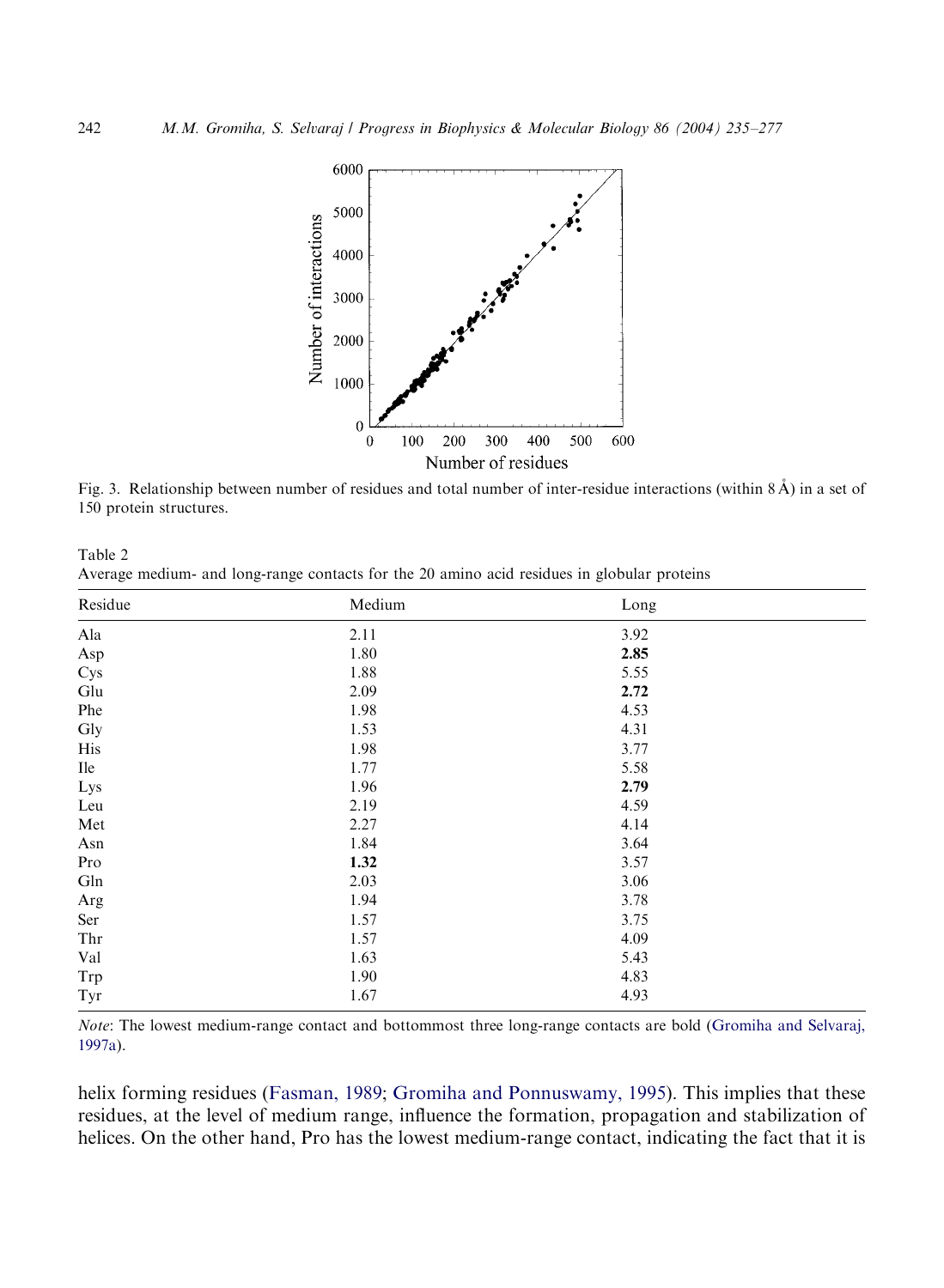Fig. 3. Relationship between number of residues and total number of inter-residue interactions (within 8 Å) in a set of 150 protein structures.

Table 2
Average medium- and long-range contacts for the 20 amino acid residues in globular proteins

| Residue | Medium | Long |
|---|---|---|
| Ala | 2.11 | 3.92 |
| Asp | 1.80 | **2.85** |
| Cys | 1.88 | 5.55 |
| Glu | 2.09 | **2.72** |
| Phe | 1.98 | 4.53 |
| Gly | 1.53 | 4.31 |
| His | 1.98 | 3.77 |
| Ile | 1.77 | 5.58 |
| Lys | 1.96 | **2.79** |
| Leu | 2.19 | 4.59 |
| Met | 2.27 | 4.14 |
| Asn | 1.84 | 3.64 |
| Pro | **1.32** | 3.57 |
| Gln | 2.03 | 3.06 |
| Arg | 1.94 | 3.78 |
| Ser | 1.57 | 3.75 |
| Thr | 1.57 | 4.09 |
| Val | 1.63 | 5.43 |
| Trp | 1.90 | 4.83 |
| Tyr | 1.67 | 4.93 |

*Note*: The lowest medium-range contact and bottommost three long-range contacts are bold (Gromiha and Selvaraj, 1997a).

helix forming residues (Fasman, 1989; Gromiha and Ponnuswamy, 1995). This implies that these residues, at the level of medium range, influence the formation, propagation and stabilization of helices. On the other hand, Pro has the lowest medium-range contact, indicating the fact that it is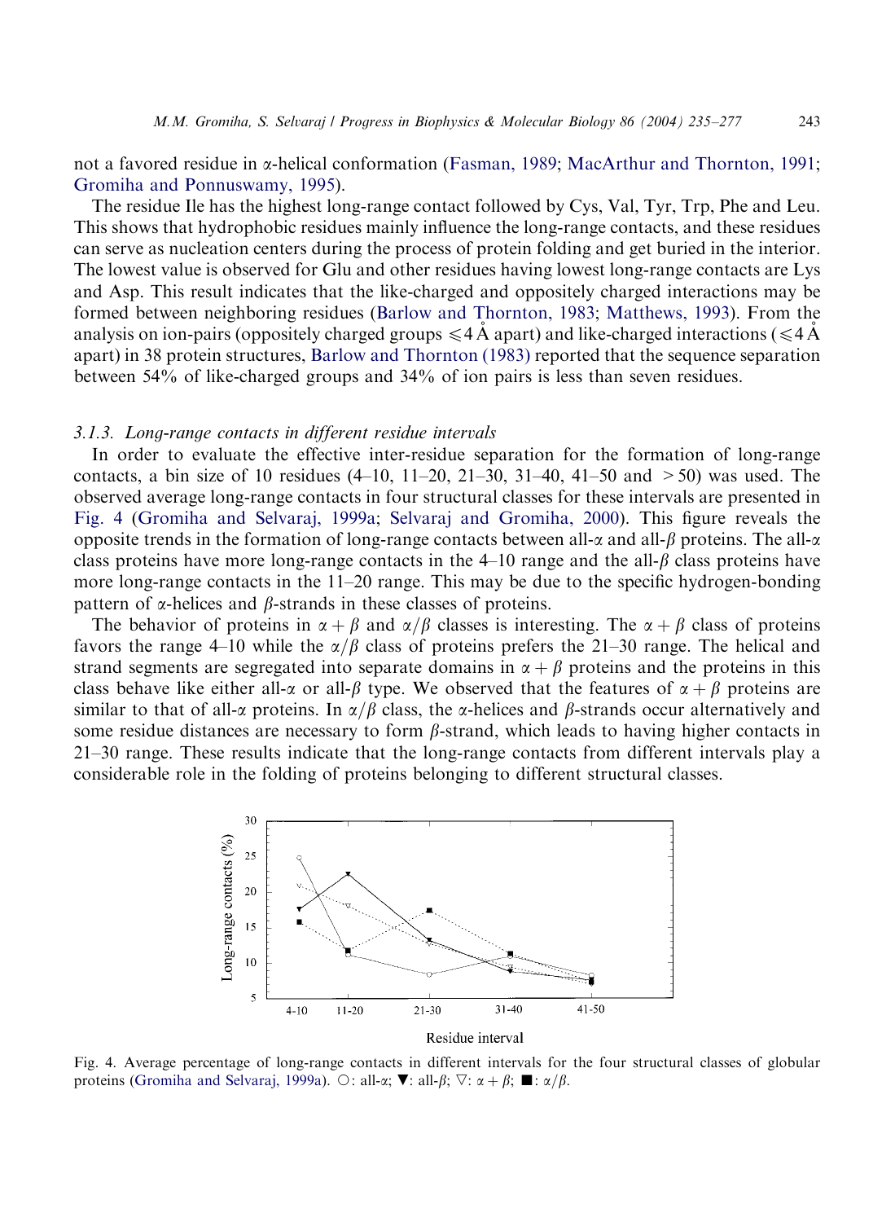not a favored residue in α-helical conformation (Fasman, 1989; MacArthur and Thornton, 1991; Gromiha and Ponnuswamy, 1995).

The residue Ile has the highest long-range contact followed by Cys, Val, Tyr, Trp, Phe and Leu. This shows that hydrophobic residues mainly influence the long-range contacts, and these residues can serve as nucleation centers during the process of protein folding and get buried in the interior. The lowest value is observed for Glu and other residues having lowest long-range contacts are Lys and Asp. This result indicates that the like-charged and oppositely charged interactions may be formed between neighboring residues (Barlow and Thornton, 1983; Matthews, 1993). From the analysis on ion-pairs (oppositely charged groups $\leqslant 4$ Å apart) and like-charged interactions ($\leqslant 4$ Å apart) in 38 protein structures, Barlow and Thornton (1983) reported that the sequence separation between 54% of like-charged groups and 34% of ion pairs is less than seven residues.

### 3.1.3. Long-range contacts in different residue intervals

In order to evaluate the effective inter-residue separation for the formation of long-range contacts, a bin size of 10 residues (4–10, 11–20, 21–30, 31–40, 41–50 and $>50$) was used. The observed average long-range contacts in four structural classes for these intervals are presented in Fig. 4 (Gromiha and Selvaraj, 1999a; Selvaraj and Gromiha, 2000). This figure reveals the opposite trends in the formation of long-range contacts between all-α and all-β proteins. The all-α class proteins have more long-range contacts in the 4–10 range and the all-β class proteins have more long-range contacts in the 11–20 range. This may be due to the specific hydrogen-bonding pattern of α-helices and β-strands in these classes of proteins.

The behavior of proteins in $\alpha+\beta$ and $\alpha/\beta$ classes is interesting. The $\alpha+\beta$ class of proteins favors the range 4–10 while the $\alpha/\beta$ class of proteins prefers the 21–30 range. The helical and strand segments are segregated into separate domains in $\alpha+\beta$ proteins and the proteins in this class behave like either all-α or all-β type. We observed that the features of $\alpha+\beta$ proteins are similar to that of all-α proteins. In $\alpha/\beta$ class, the α-helices and β-strands occur alternatively and some residue distances are necessary to form β-strand, which leads to having higher contacts in 21–30 range. These results indicate that the long-range contacts from different intervals play a considerable role in the folding of proteins belonging to different structural classes.

Fig. 4. Average percentage of long-range contacts in different intervals for the four structural classes of globular proteins (Gromiha and Selvaraj, 1999a). ○: all-α; ▼: all-β; ▽: $\alpha+\beta$; ■: $\alpha/\beta$.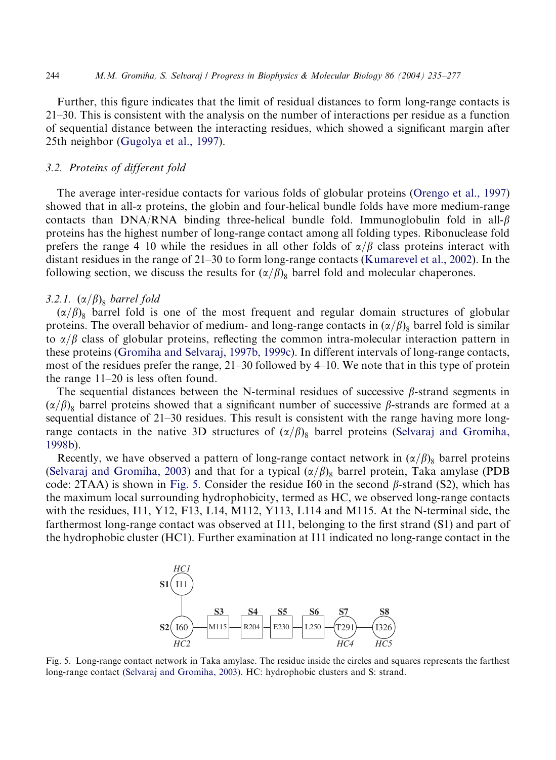Further, this figure indicates that the limit of residual distances to form long-range contacts is 21–30. This is consistent with the analysis on the number of interactions per residue as a function of sequential distance between the interacting residues, which showed a significant margin after 25th neighbor (Gugolya et al., 1997).

### 3.2. Proteins of different fold

The average inter-residue contacts for various folds of globular proteins (Orengo et al., 1997) showed that in all-$\alpha$ proteins, the globin and four-helical bundle folds have more medium-range contacts than DNA/RNA binding three-helical bundle fold. Immunoglobulin fold in all-$\beta$ proteins has the highest number of long-range contact among all folding types. Ribonuclease fold prefers the range 4–10 while the residues in all other folds of $\alpha/\beta$ class proteins interact with distant residues in the range of 21–30 to form long-range contacts (Kumarevel et al., 2002). In the following section, we discuss the results for $(\alpha/\beta)_8$ barrel fold and molecular chaperones.

#### 3.2.1. $(\alpha/\beta)_8$ barrel fold

$(\alpha/\beta)_8$ barrel fold is one of the most frequent and regular domain structures of globular proteins. The overall behavior of medium- and long-range contacts in $(\alpha/\beta)_8$ barrel fold is similar to $\alpha/\beta$ class of globular proteins, reflecting the common intra-molecular interaction pattern in these proteins (Gromiha and Selvaraj, 1997b, 1999c). In different intervals of long-range contacts, most of the residues prefer the range, 21–30 followed by 4–10. We note that in this type of protein the range 11–20 is less often found.

The sequential distances between the N-terminal residues of successive $\beta$-strand segments in $(\alpha/\beta)_8$ barrel proteins showed that a significant number of successive $\beta$-strands are formed at a sequential distance of 21–30 residues. This result is consistent with the range having more long-range contacts in the native 3D structures of $(\alpha/\beta)_8$ barrel proteins (Selvaraj and Gromiha, 1998b).

Recently, we have observed a pattern of long-range contact network in $(\alpha/\beta)_8$ barrel proteins (Selvaraj and Gromiha, 2003) and that for a typical $(\alpha/\beta)_8$ barrel protein, Taka amylase (PDB code: 2TAA) is shown in Fig. 5. Consider the residue I60 in the second $\beta$-strand (S2), which has the maximum local surrounding hydrophobicity, termed as HC, we observed long-range contacts with the residues, I11, Y12, F13, L14, M112, Y113, L114 and M115. At the N-terminal side, the farthermost long-range contact was observed at I11, belonging to the first strand (S1) and part of the hydrophobic cluster (HC1). Further examination at I11 indicated no long-range contact in the

```
            HC1
        S1 (I11)
             |
             |         S3      S4      S5      S6      S7      S8
        S2 (I60) — [M115] — [R204] — [E230] — [L250] — (T291) — (I326)
            HC2                                          HC4     HC5
```

Fig. 5. Long-range contact network in Taka amylase. The residue inside the circles and squares represents the farthest long-range contact (Selvaraj and Gromiha, 2003). HC: hydrophobic clusters and S: strand.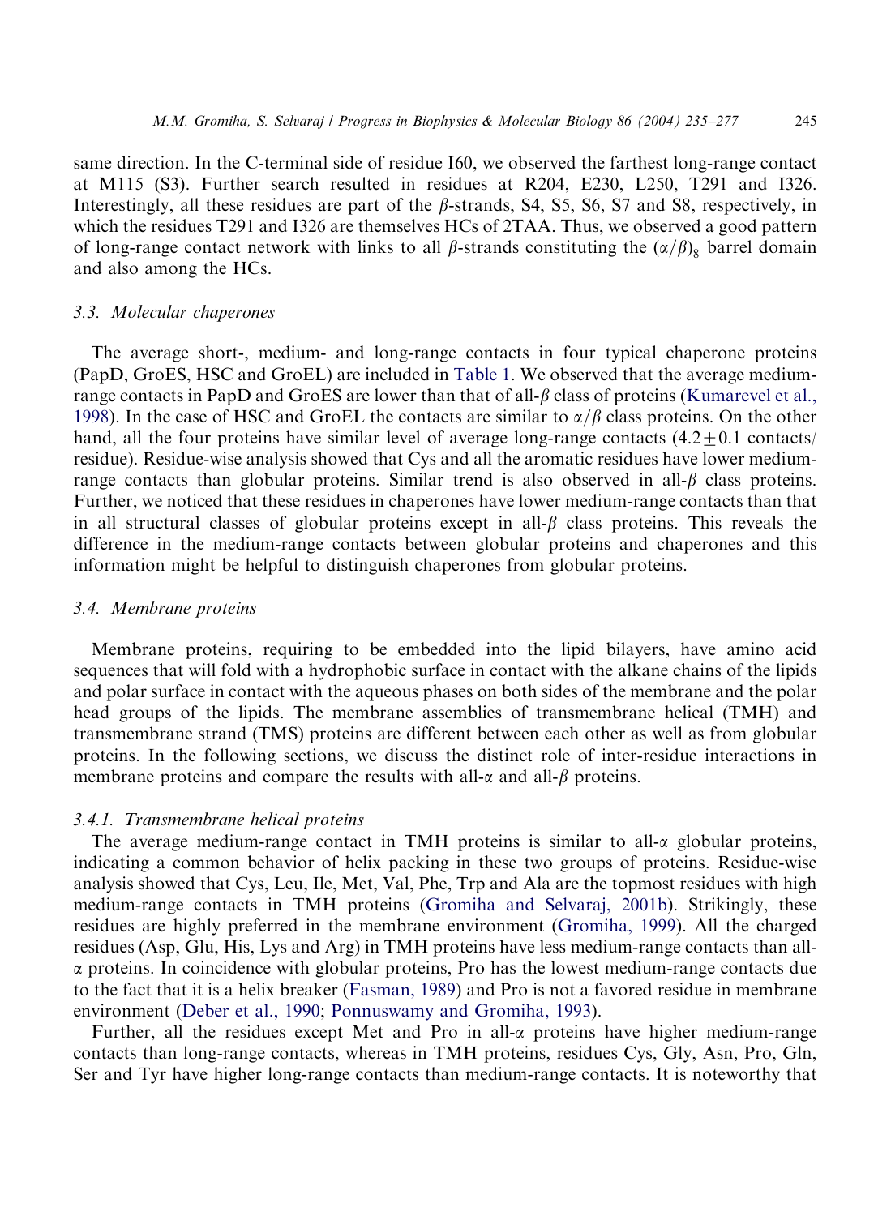same direction. In the C-terminal side of residue I60, we observed the farthest long-range contact at M115 (S3). Further search resulted in residues at R204, E230, L250, T291 and I326. Interestingly, all these residues are part of the $\beta$-strands, S4, S5, S6, S7 and S8, respectively, in which the residues T291 and I326 are themselves HCs of 2TAA. Thus, we observed a good pattern of long-range contact network with links to all $\beta$-strands constituting the $(\alpha/\beta)_8$ barrel domain and also among the HCs.

### 3.3. Molecular chaperones

The average short-, medium- and long-range contacts in four typical chaperone proteins (PapD, GroES, HSC and GroEL) are included in Table 1. We observed that the average medium-range contacts in PapD and GroES are lower than that of all-$\beta$ class of proteins (Kumarevel et al., 1998). In the case of HSC and GroEL the contacts are similar to $\alpha/\beta$ class proteins. On the other hand, all the four proteins have similar level of average long-range contacts ($4.2 \pm 0.1$ contacts/residue). Residue-wise analysis showed that Cys and all the aromatic residues have lower medium-range contacts than globular proteins. Similar trend is also observed in all-$\beta$ class proteins. Further, we noticed that these residues in chaperones have lower medium-range contacts than that in all structural classes of globular proteins except in all-$\beta$ class proteins. This reveals the difference in the medium-range contacts between globular proteins and chaperones and this information might be helpful to distinguish chaperones from globular proteins.

### 3.4. Membrane proteins

Membrane proteins, requiring to be embedded into the lipid bilayers, have amino acid sequences that will fold with a hydrophobic surface in contact with the alkane chains of the lipids and polar surface in contact with the aqueous phases on both sides of the membrane and the polar head groups of the lipids. The membrane assemblies of transmembrane helical (TMH) and transmembrane strand (TMS) proteins are different between each other as well as from globular proteins. In the following sections, we discuss the distinct role of inter-residue interactions in membrane proteins and compare the results with all-$\alpha$ and all-$\beta$ proteins.

#### 3.4.1. Transmembrane helical proteins

The average medium-range contact in TMH proteins is similar to all-$\alpha$ globular proteins, indicating a common behavior of helix packing in these two groups of proteins. Residue-wise analysis showed that Cys, Leu, Ile, Met, Val, Phe, Trp and Ala are the topmost residues with high medium-range contacts in TMH proteins (Gromiha and Selvaraj, 2001b). Strikingly, these residues are highly preferred in the membrane environment (Gromiha, 1999). All the charged residues (Asp, Glu, His, Lys and Arg) in TMH proteins have less medium-range contacts than all-$\alpha$ proteins. In coincidence with globular proteins, Pro has the lowest medium-range contacts due to the fact that it is a helix breaker (Fasman, 1989) and Pro is not a favored residue in membrane environment (Deber et al., 1990; Ponnuswamy and Gromiha, 1993).

Further, all the residues except Met and Pro in all-$\alpha$ proteins have higher medium-range contacts than long-range contacts, whereas in TMH proteins, residues Cys, Gly, Asn, Pro, Gln, Ser and Tyr have higher long-range contacts than medium-range contacts. It is noteworthy that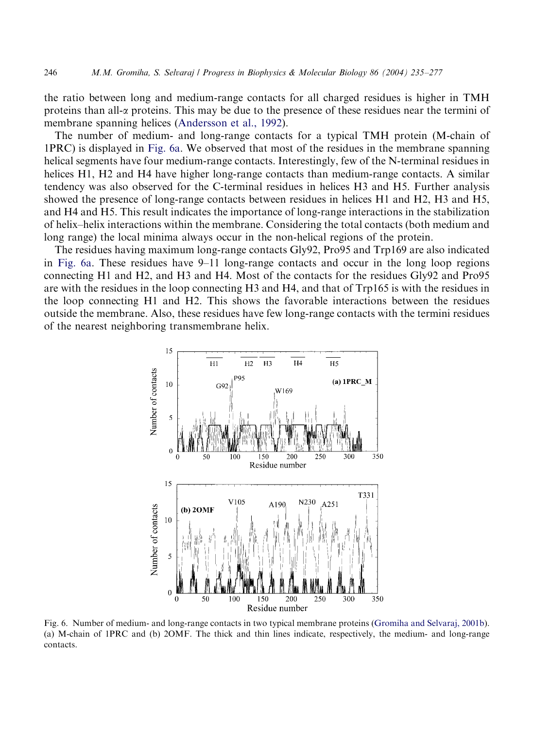the ratio between long and medium-range contacts for all charged residues is higher in TMH proteins than all-α proteins. This may be due to the presence of these residues near the termini of membrane spanning helices (Andersson et al., 1992).

The number of medium- and long-range contacts for a typical TMH protein (M-chain of 1PRC) is displayed in Fig. 6a. We observed that most of the residues in the membrane spanning helical segments have four medium-range contacts. Interestingly, few of the N-terminal residues in helices H1, H2 and H4 have higher long-range contacts than medium-range contacts. A similar tendency was also observed for the C-terminal residues in helices H3 and H5. Further analysis showed the presence of long-range contacts between residues in helices H1 and H2, H3 and H5, and H4 and H5. This result indicates the importance of long-range interactions in the stabilization of helix–helix interactions within the membrane. Considering the total contacts (both medium and long range) the local minima always occur in the non-helical regions of the protein.

The residues having maximum long-range contacts Gly92, Pro95 and Trp169 are also indicated in Fig. 6a. These residues have 9–11 long-range contacts and occur in the long loop regions connecting H1 and H2, and H3 and H4. Most of the contacts for the residues Gly92 and Pro95 are with the residues in the loop connecting H3 and H4, and that of Trp165 is with the residues in the loop connecting H1 and H2. This shows the favorable interactions between the residues outside the membrane. Also, these residues have few long-range contacts with the termini residues of the nearest neighboring transmembrane helix.

Fig. 6. Number of medium- and long-range contacts in two typical membrane proteins (Gromiha and Selvaraj, 2001b). (a) M-chain of 1PRC and (b) 2OMF. The thick and thin lines indicate, respectively, the medium- and long-range contacts.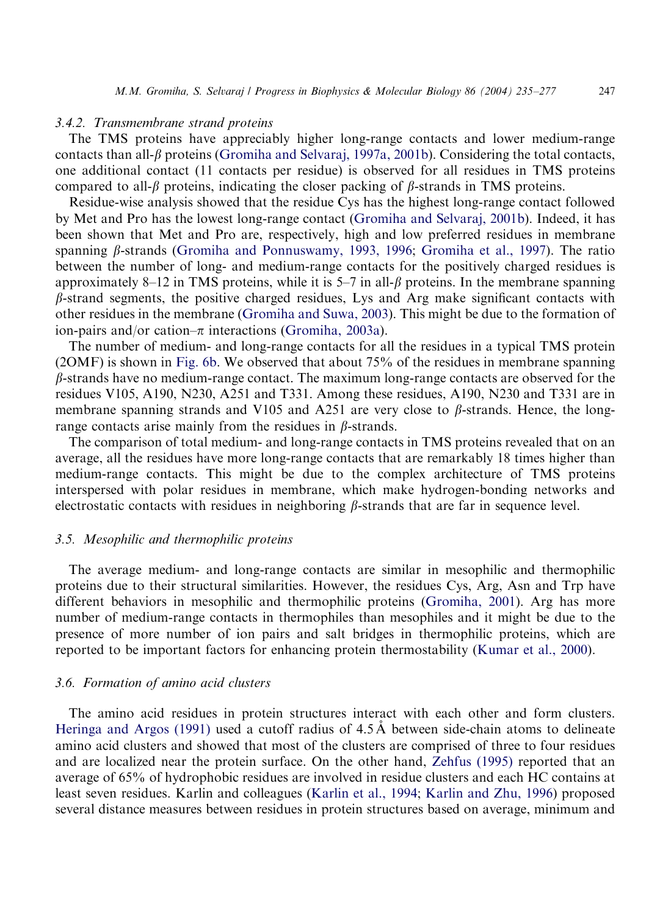### 3.4.2. Transmembrane strand proteins

The TMS proteins have appreciably higher long-range contacts and lower medium-range contacts than all-$\beta$ proteins (Gromiha and Selvaraj, 1997a, 2001b). Considering the total contacts, one additional contact (11 contacts per residue) is observed for all residues in TMS proteins compared to all-$\beta$ proteins, indicating the closer packing of $\beta$-strands in TMS proteins.

Residue-wise analysis showed that the residue Cys has the highest long-range contact followed by Met and Pro has the lowest long-range contact (Gromiha and Selvaraj, 2001b). Indeed, it has been shown that Met and Pro are, respectively, high and low preferred residues in membrane spanning $\beta$-strands (Gromiha and Ponnuswamy, 1993, 1996; Gromiha et al., 1997). The ratio between the number of long- and medium-range contacts for the positively charged residues is approximately 8–12 in TMS proteins, while it is 5–7 in all-$\beta$ proteins. In the membrane spanning $\beta$-strand segments, the positive charged residues, Lys and Arg make significant contacts with other residues in the membrane (Gromiha and Suwa, 2003). This might be due to the formation of ion-pairs and/or cation–$\pi$ interactions (Gromiha, 2003a).

The number of medium- and long-range contacts for all the residues in a typical TMS protein (2OMF) is shown in Fig. 6b. We observed that about 75% of the residues in membrane spanning $\beta$-strands have no medium-range contact. The maximum long-range contacts are observed for the residues V105, A190, N230, A251 and T331. Among these residues, A190, N230 and T331 are in membrane spanning strands and V105 and A251 are very close to $\beta$-strands. Hence, the long-range contacts arise mainly from the residues in $\beta$-strands.

The comparison of total medium- and long-range contacts in TMS proteins revealed that on an average, all the residues have more long-range contacts that are remarkably 18 times higher than medium-range contacts. This might be due to the complex architecture of TMS proteins interspersed with polar residues in membrane, which make hydrogen-bonding networks and electrostatic contacts with residues in neighboring $\beta$-strands that are far in sequence level.

## 3.5. Mesophilic and thermophilic proteins

The average medium- and long-range contacts are similar in mesophilic and thermophilic proteins due to their structural similarities. However, the residues Cys, Arg, Asn and Trp have different behaviors in mesophilic and thermophilic proteins (Gromiha, 2001). Arg has more number of medium-range contacts in thermophiles than mesophiles and it might be due to the presence of more number of ion pairs and salt bridges in thermophilic proteins, which are reported to be important factors for enhancing protein thermostability (Kumar et al., 2000).

## 3.6. Formation of amino acid clusters

The amino acid residues in protein structures interact with each other and form clusters. Heringa and Argos (1991) used a cutoff radius of 4.5 Å between side-chain atoms to delineate amino acid clusters and showed that most of the clusters are comprised of three to four residues and are localized near the protein surface. On the other hand, Zehfus (1995) reported that an average of 65% of hydrophobic residues are involved in residue clusters and each HC contains at least seven residues. Karlin and colleagues (Karlin et al., 1994; Karlin and Zhu, 1996) proposed several distance measures between residues in protein structures based on average, minimum and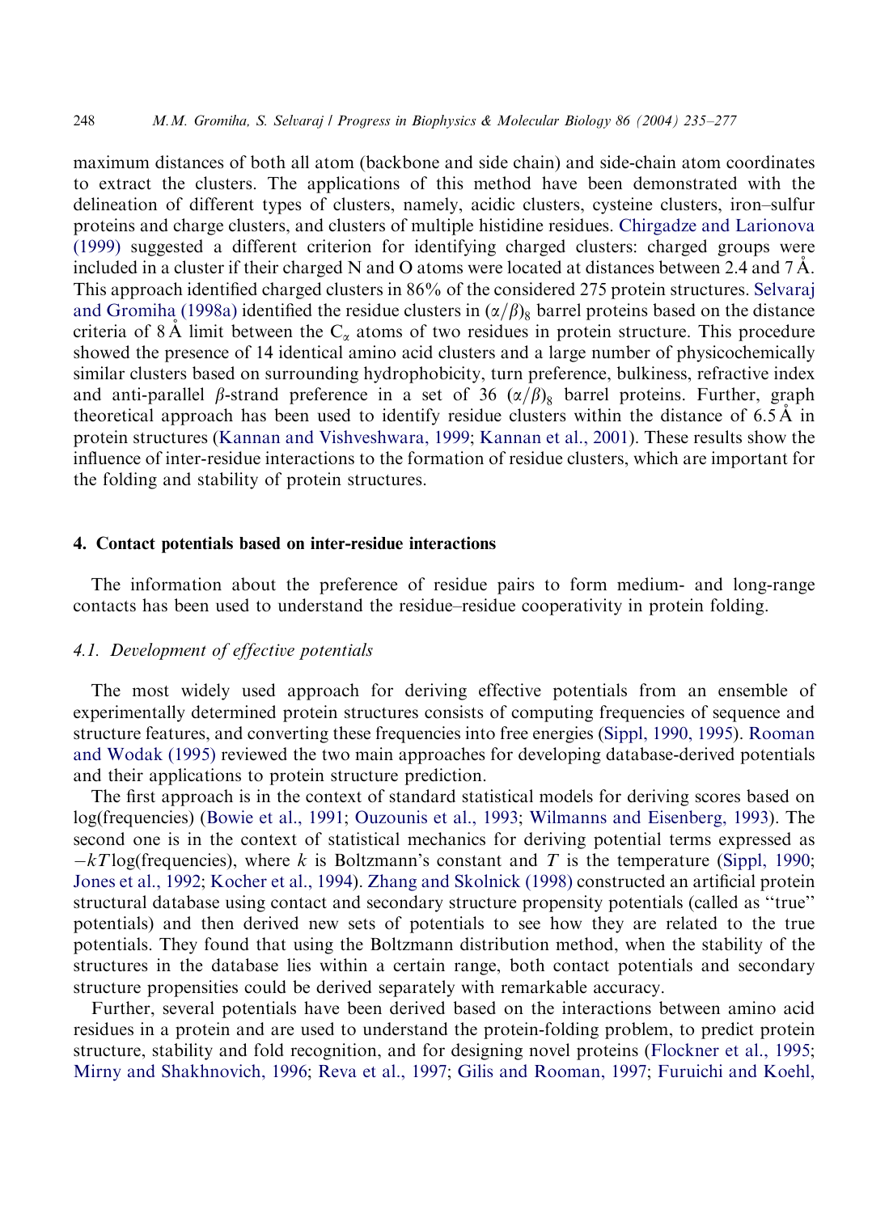maximum distances of both all atom (backbone and side chain) and side-chain atom coordinates to extract the clusters. The applications of this method have been demonstrated with the delineation of different types of clusters, namely, acidic clusters, cysteine clusters, iron–sulfur proteins and charge clusters, and clusters of multiple histidine residues. Chirgadze and Larionova (1999) suggested a different criterion for identifying charged clusters: charged groups were included in a cluster if their charged N and O atoms were located at distances between 2.4 and 7 Å. This approach identified charged clusters in 86% of the considered 275 protein structures. Selvaraj and Gromiha (1998a) identified the residue clusters in $(\alpha/\beta)_8$ barrel proteins based on the distance criteria of 8 Å limit between the $C_\alpha$ atoms of two residues in protein structure. This procedure showed the presence of 14 identical amino acid clusters and a large number of physicochemically similar clusters based on surrounding hydrophobicity, turn preference, bulkiness, refractive index and anti-parallel $\beta$-strand preference in a set of 36 $(\alpha/\beta)_8$ barrel proteins. Further, graph theoretical approach has been used to identify residue clusters within the distance of 6.5 Å in protein structures (Kannan and Vishveshwara, 1999; Kannan et al., 2001). These results show the influence of inter-residue interactions to the formation of residue clusters, which are important for the folding and stability of protein structures.

## 4. Contact potentials based on inter-residue interactions

The information about the preference of residue pairs to form medium- and long-range contacts has been used to understand the residue–residue cooperativity in protein folding.

### 4.1. Development of effective potentials

The most widely used approach for deriving effective potentials from an ensemble of experimentally determined protein structures consists of computing frequencies of sequence and structure features, and converting these frequencies into free energies (Sippl, 1990, 1995). Rooman and Wodak (1995) reviewed the two main approaches for developing database-derived potentials and their applications to protein structure prediction.

The first approach is in the context of standard statistical models for deriving scores based on log(frequencies) (Bowie et al., 1991; Ouzounis et al., 1993; Wilmanns and Eisenberg, 1993). The second one is in the context of statistical mechanics for deriving potential terms expressed as $-kT\log$(frequencies), where $k$ is Boltzmann's constant and $T$ is the temperature (Sippl, 1990; Jones et al., 1992; Kocher et al., 1994). Zhang and Skolnick (1998) constructed an artificial protein structural database using contact and secondary structure propensity potentials (called as "true" potentials) and then derived new sets of potentials to see how they are related to the true potentials. They found that using the Boltzmann distribution method, when the stability of the structures in the database lies within a certain range, both contact potentials and secondary structure propensities could be derived separately with remarkable accuracy.

Further, several potentials have been derived based on the interactions between amino acid residues in a protein and are used to understand the protein-folding problem, to predict protein structure, stability and fold recognition, and for designing novel proteins (Flockner et al., 1995; Mirny and Shakhnovich, 1996; Reva et al., 1997; Gilis and Rooman, 1997; Furuichi and Koehl,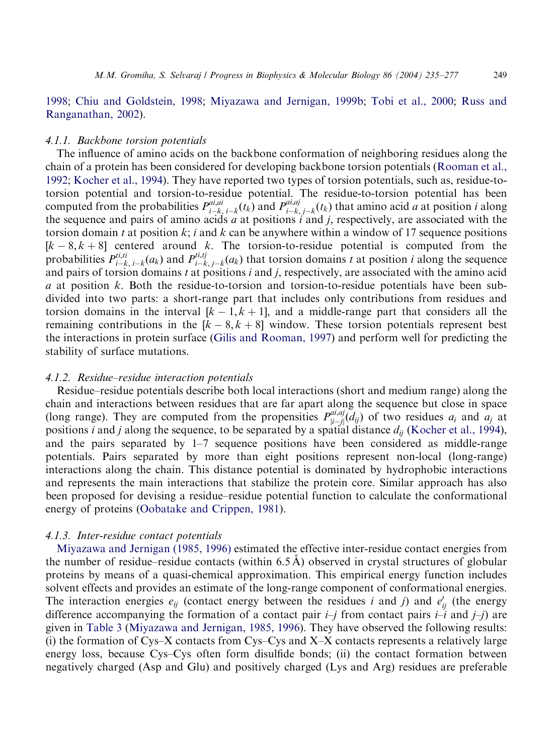1998; Chiu and Goldstein, 1998; Miyazawa and Jernigan, 1999b; Tobi et al., 2000; Russ and Ranganathan, 2002).

#### 4.1.1. Backbone torsion potentials

The influence of amino acids on the backbone conformation of neighboring residues along the chain of a protein has been considered for developing backbone torsion potentials (Rooman et al., 1992; Kocher et al., 1994). They have reported two types of torsion potentials, such as, residue-to-torsion potential and torsion-to-residue potential. The residue-to-torsion potential has been computed from the probabilities $P^{ai,ai}_{i-k,\,i-k}(t_k)$ and $P^{ai,aj}_{i-k,\,j-k}(t_k)$ that amino acid $a$ at position $i$ along the sequence and pairs of amino acids $a$ at positions $i$ and $j$, respectively, are associated with the torsion domain $t$ at position $k$; $i$ and $k$ can be anywhere within a window of 17 sequence positions $[k-8, k+8]$ centered around $k$. The torsion-to-residue potential is computed from the probabilities $P^{ti,ti}_{i-k,\,i-k}(a_k)$ and $P^{ti,tj}_{i-k,\,j-k}(a_k)$ that torsion domains $t$ at position $i$ along the sequence and pairs of torsion domains $t$ at positions $i$ and $j$, respectively, are associated with the amino acid $a$ at position $k$. Both the residue-to-torsion and torsion-to-residue potentials have been subdivided into two parts: a short-range part that includes only contributions from residues and torsion domains in the interval $[k-1, k+1]$, and a middle-range part that considers all the remaining contributions in the $[k-8, k+8]$ window. These torsion potentials represent best the interactions in protein surface (Gilis and Rooman, 1997) and perform well for predicting the stability of surface mutations.

#### 4.1.2. Residue–residue interaction potentials

Residue–residue potentials describe both local interactions (short and medium range) along the chain and interactions between residues that are far apart along the sequence but close in space (long range). They are computed from the propensities $P^{ai,aj}_{|i-j|}(d_{ij})$ of two residues $a_i$ and $a_j$ at positions $i$ and $j$ along the sequence, to be separated by a spatial distance $d_{ij}$ (Kocher et al., 1994), and the pairs separated by 1–7 sequence positions have been considered as middle-range potentials. Pairs separated by more than eight positions represent non-local (long-range) interactions along the chain. This distance potential is dominated by hydrophobic interactions and represents the main interactions that stabilize the protein core. Similar approach has also been proposed for devising a residue–residue potential function to calculate the conformational energy of proteins (Oobatake and Crippen, 1981).

#### 4.1.3. Inter-residue contact potentials

Miyazawa and Jernigan (1985, 1996) estimated the effective inter-residue contact energies from the number of residue–residue contacts (within 6.5 Å) observed in crystal structures of globular proteins by means of a quasi-chemical approximation. This empirical energy function includes solvent effects and provides an estimate of the long-range component of conformational energies. The interaction energies $e_{ij}$ (contact energy between the residues $i$ and $j$) and $e'_{ij}$ (the energy difference accompanying the formation of a contact pair $i$–$j$ from contact pairs $i$–$i$ and $j$–$j$) are given in Table 3 (Miyazawa and Jernigan, 1985, 1996). They have observed the following results: (i) the formation of Cys–X contacts from Cys–Cys and X–X contacts represents a relatively large energy loss, because Cys–Cys often form disulfide bonds; (ii) the contact formation between negatively charged (Asp and Glu) and positively charged (Lys and Arg) residues are preferable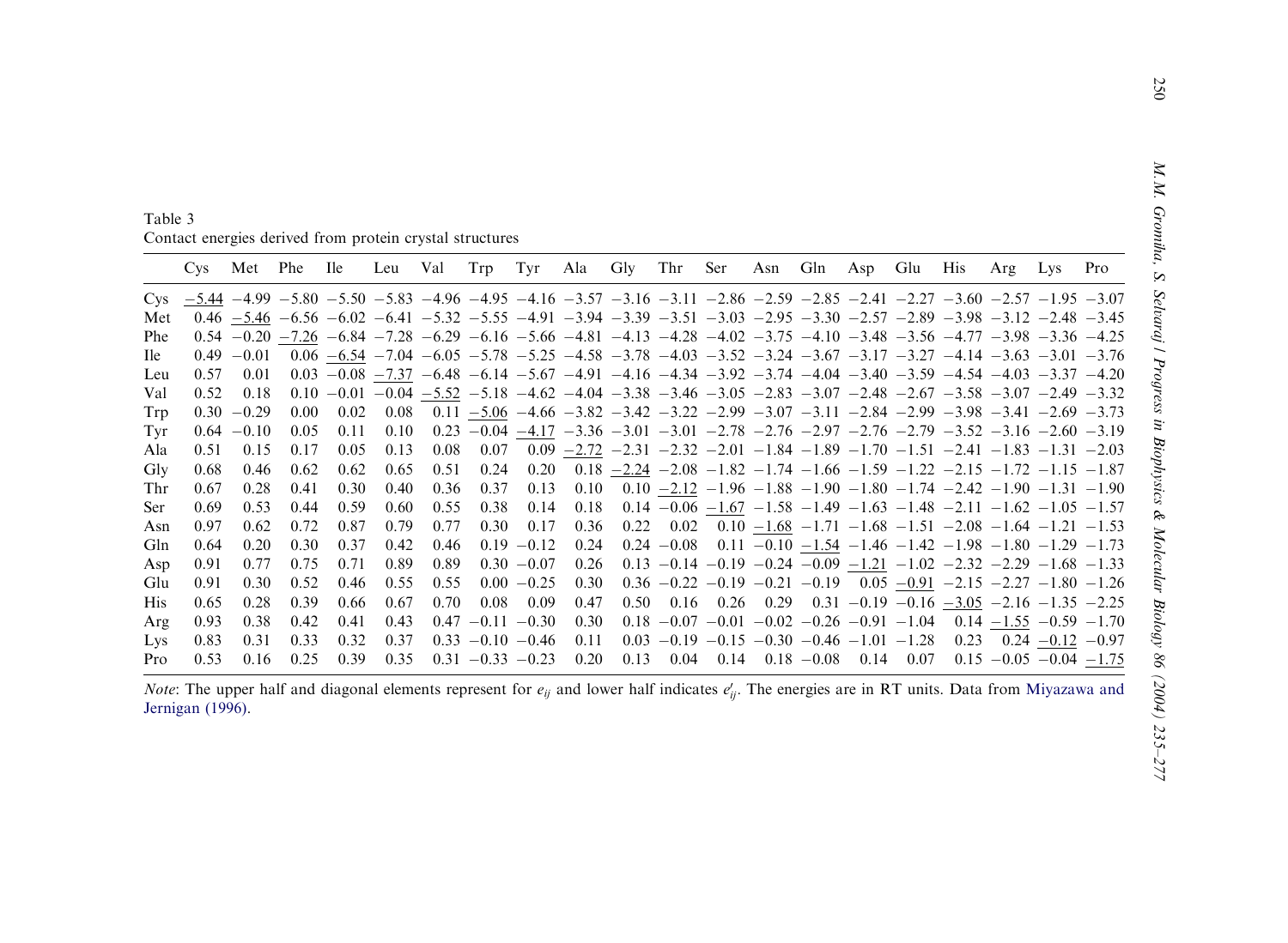Table 3
Contact energies derived from protein crystal structures

| | Cys | Met | Phe | Ile | Leu | Val | Trp | Tyr | Ala | Gly | Thr | Ser | Asn | Gln | Asp | Glu | His | Arg | Lys | Pro |
|---|---|---|---|---|---|---|---|---|---|---|---|---|---|---|---|---|---|---|---|---|
| Cys | −5.44 | −4.99 | −5.80 | −5.50 | −5.83 | −4.96 | −4.95 | −4.16 | −3.57 | −3.16 | −3.11 | −2.86 | −2.59 | −2.85 | −2.41 | −2.27 | −3.60 | −2.57 | −1.95 | −3.07 |
| Met | 0.46 | −5.46 | −6.56 | −6.02 | −6.41 | −5.32 | −5.55 | −4.91 | −3.94 | −3.39 | −3.51 | −3.03 | −2.95 | −3.30 | −2.57 | −2.89 | −3.98 | −3.12 | −2.48 | −3.45 |
| Phe | 0.54 | −0.20 | −7.26 | −6.84 | −7.28 | −6.29 | −6.16 | −5.66 | −4.81 | −4.13 | −4.28 | −4.02 | −3.75 | −4.10 | −3.48 | −3.56 | −4.77 | −3.98 | −3.36 | −4.25 |
| Ile | 0.49 | −0.01 | 0.06 | −6.54 | −7.04 | −6.05 | −5.78 | −5.25 | −4.58 | −3.78 | −4.03 | −3.52 | −3.24 | −3.67 | −3.17 | −3.27 | −4.14 | −3.63 | −3.01 | −3.76 |
| Leu | 0.57 | 0.01 | 0.03 | −0.08 | −7.37 | −6.48 | −6.14 | −5.67 | −4.91 | −4.16 | −4.34 | −3.92 | −3.74 | −4.04 | −3.40 | −3.59 | −4.54 | −4.03 | −3.37 | −4.20 |
| Val | 0.52 | 0.18 | 0.10 | −0.01 | −0.04 | −5.52 | −5.18 | −4.62 | −4.04 | −3.38 | −3.46 | −3.05 | −2.83 | −3.07 | −2.48 | −2.67 | −3.58 | −3.07 | −2.49 | −3.32 |
| Trp | 0.30 | −0.29 | 0.00 | 0.02 | 0.08 | 0.11 | −5.06 | −4.66 | −3.82 | −3.42 | −3.22 | −2.99 | −3.07 | −3.11 | −2.84 | −2.99 | −3.98 | −3.41 | −2.69 | −3.73 |
| Tyr | 0.64 | −0.10 | 0.05 | 0.11 | 0.10 | 0.23 | −0.04 | −4.17 | −3.36 | −3.01 | −3.01 | −2.78 | −2.76 | −2.97 | −2.76 | −2.79 | −3.52 | −3.16 | −2.60 | −3.19 |
| Ala | 0.51 | 0.15 | 0.17 | 0.05 | 0.13 | 0.08 | 0.07 | 0.09 | −2.72 | −2.31 | −2.32 | −2.01 | −1.84 | −1.89 | −1.70 | −1.51 | −2.41 | −1.83 | −1.31 | −2.03 |
| Gly | 0.68 | 0.46 | 0.62 | 0.62 | 0.65 | 0.51 | 0.24 | 0.20 | 0.18 | −2.24 | −2.08 | −1.82 | −1.74 | −1.66 | −1.59 | −1.22 | −2.15 | −1.72 | −1.15 | −1.87 |
| Thr | 0.67 | 0.28 | 0.41 | 0.30 | 0.40 | 0.36 | 0.37 | 0.13 | 0.10 | 0.10 | −2.12 | −1.96 | −1.88 | −1.90 | −1.80 | −1.74 | −2.42 | −1.90 | −1.31 | −1.90 |
| Ser | 0.69 | 0.53 | 0.44 | 0.59 | 0.60 | 0.55 | 0.38 | 0.14 | 0.18 | 0.14 | −0.06 | −1.67 | −1.58 | −1.49 | −1.63 | −1.48 | −2.11 | −1.62 | −1.05 | −1.57 |
| Asn | 0.97 | 0.62 | 0.72 | 0.87 | 0.79 | 0.77 | 0.30 | 0.17 | 0.36 | 0.22 | 0.02 | 0.10 | −1.68 | −1.71 | −1.68 | −1.51 | −2.08 | −1.64 | −1.21 | −1.53 |
| Gln | 0.64 | 0.20 | 0.30 | 0.37 | 0.42 | 0.46 | 0.19 | −0.12 | 0.24 | 0.24 | −0.08 | 0.11 | −0.10 | −1.54 | −1.46 | −1.42 | −1.98 | −1.80 | −1.29 | −1.73 |
| Asp | 0.91 | 0.77 | 0.75 | 0.71 | 0.89 | 0.89 | 0.30 | −0.07 | 0.26 | 0.13 | −0.14 | −0.19 | −0.24 | −0.09 | −1.21 | −1.02 | −2.32 | −2.29 | −1.68 | −1.33 |
| Glu | 0.91 | 0.30 | 0.52 | 0.46 | 0.55 | 0.55 | 0.00 | −0.25 | 0.30 | 0.36 | −0.22 | −0.19 | −0.21 | −0.19 | 0.05 | −0.91 | −2.15 | −2.27 | −1.80 | −1.26 |
| His | 0.65 | 0.28 | 0.39 | 0.66 | 0.67 | 0.70 | 0.08 | 0.09 | 0.47 | 0.50 | 0.16 | 0.26 | 0.29 | 0.31 | −0.19 | −0.16 | −3.05 | −2.16 | −1.35 | −2.25 |
| Arg | 0.93 | 0.38 | 0.42 | 0.41 | 0.43 | 0.47 | −0.11 | −0.30 | 0.30 | 0.18 | −0.07 | −0.01 | −0.02 | −0.26 | −0.91 | −1.04 | 0.14 | −1.55 | −0.59 | −1.70 |
| Lys | 0.83 | 0.31 | 0.33 | 0.32 | 0.37 | 0.33 | −0.10 | −0.46 | 0.11 | 0.03 | −0.19 | −0.15 | −0.30 | −0.46 | −1.01 | −1.28 | 0.23 | 0.24 | −0.12 | −0.97 |
| Pro | 0.53 | 0.16 | 0.25 | 0.39 | 0.35 | 0.31 | −0.33 | −0.23 | 0.20 | 0.13 | 0.04 | 0.14 | 0.18 | −0.08 | 0.14 | 0.07 | 0.15 | −0.05 | −0.04 | −1.75 |

*Note*: The upper half and diagonal elements represent for $e_{ij}$ and lower half indicates $e'_{ij}$. The energies are in RT units. Data from Miyazawa and Jernigan (1996).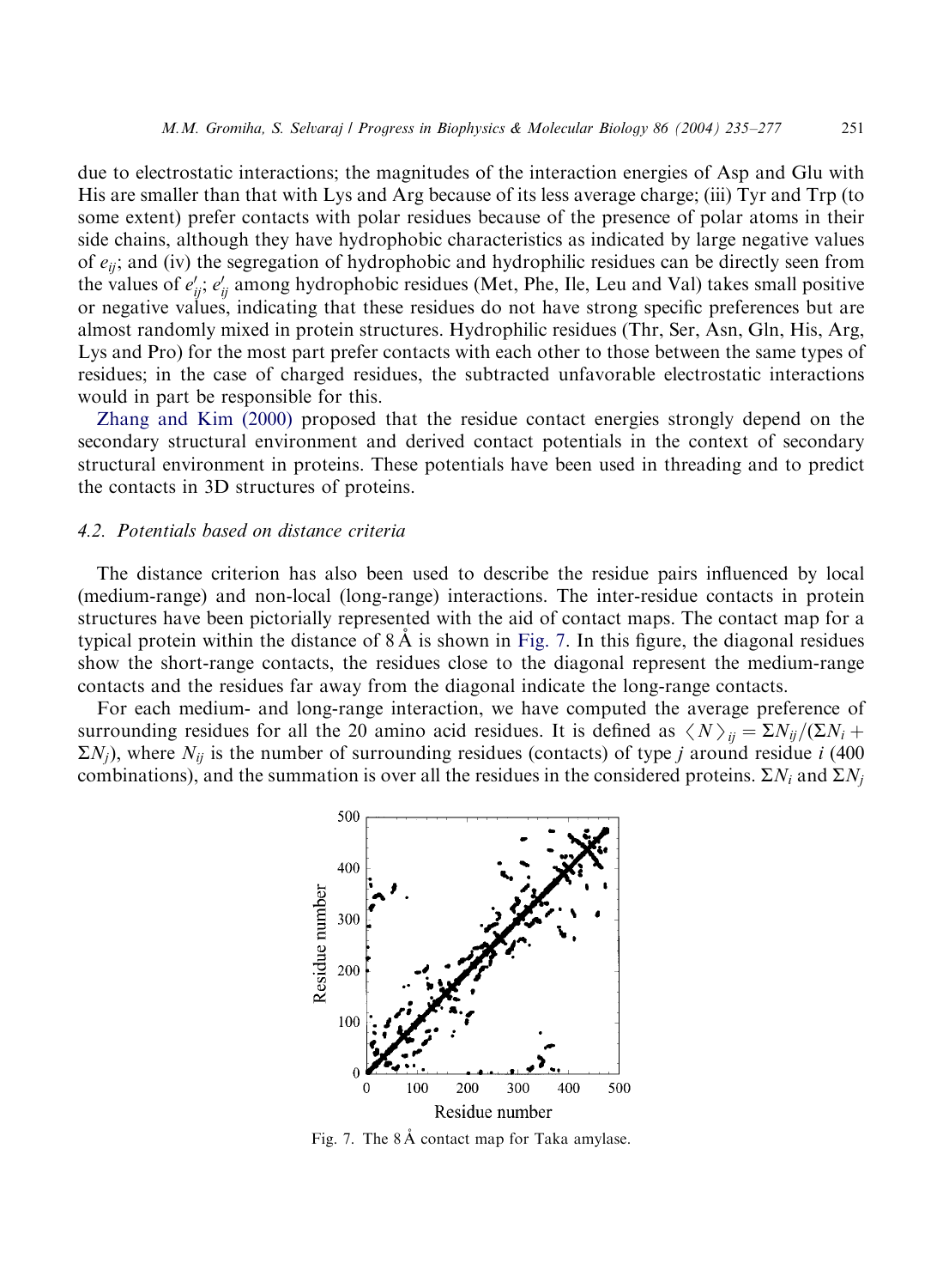due to electrostatic interactions; the magnitudes of the interaction energies of Asp and Glu with His are smaller than that with Lys and Arg because of its less average charge; (iii) Tyr and Trp (to some extent) prefer contacts with polar residues because of the presence of polar atoms in their side chains, although they have hydrophobic characteristics as indicated by large negative values of $e_{ij}$; and (iv) the segregation of hydrophobic and hydrophilic residues can be directly seen from the values of $e'_{ij}$; $e'_{ij}$ among hydrophobic residues (Met, Phe, Ile, Leu and Val) takes small positive or negative values, indicating that these residues do not have strong specific preferences but are almost randomly mixed in protein structures. Hydrophilic residues (Thr, Ser, Asn, Gln, His, Arg, Lys and Pro) for the most part prefer contacts with each other to those between the same types of residues; in the case of charged residues, the subtracted unfavorable electrostatic interactions would in part be responsible for this.

Zhang and Kim (2000) proposed that the residue contact energies strongly depend on the secondary structural environment and derived contact potentials in the context of secondary structural environment in proteins. These potentials have been used in threading and to predict the contacts in 3D structures of proteins.

### 4.2. Potentials based on distance criteria

The distance criterion has also been used to describe the residue pairs influenced by local (medium-range) and non-local (long-range) interactions. The inter-residue contacts in protein structures have been pictorially represented with the aid of contact maps. The contact map for a typical protein within the distance of 8 Å is shown in Fig. 7. In this figure, the diagonal residues show the short-range contacts, the residues close to the diagonal represent the medium-range contacts and the residues far away from the diagonal indicate the long-range contacts.

For each medium- and long-range interaction, we have computed the average preference of surrounding residues for all the 20 amino acid residues. It is defined as $\langle N \rangle_{ij} = \Sigma N_{ij}/(\Sigma N_i + \Sigma N_j)$, where $N_{ij}$ is the number of surrounding residues (contacts) of type $j$ around residue $i$ (400 combinations), and the summation is over all the residues in the considered proteins. $\Sigma N_i$ and $\Sigma N_j$

Fig. 7. The 8 Å contact map for Taka amylase.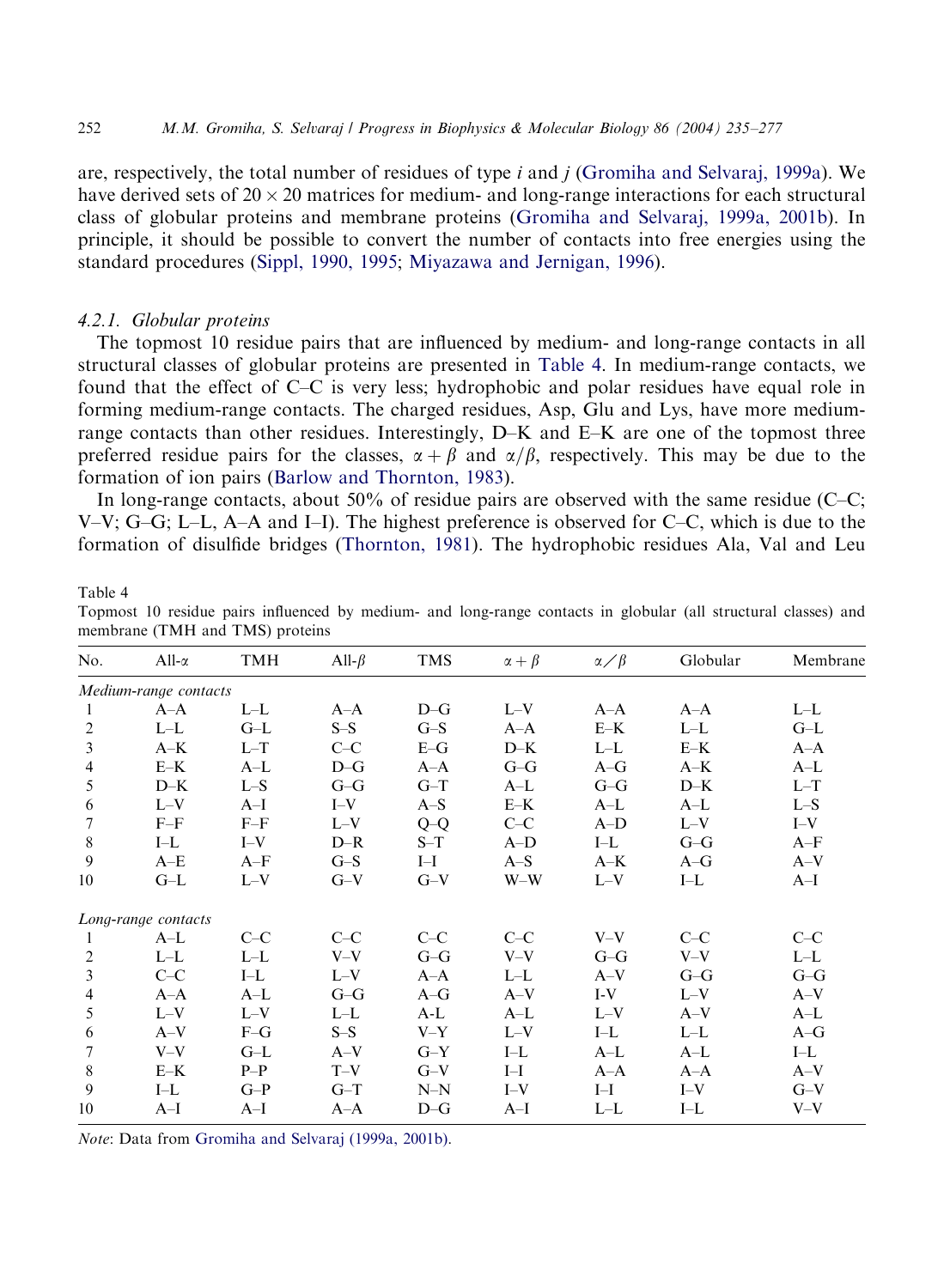are, respectively, the total number of residues of type $i$ and $j$ (Gromiha and Selvaraj, 1999a). We have derived sets of $20 \times 20$ matrices for medium- and long-range interactions for each structural class of globular proteins and membrane proteins (Gromiha and Selvaraj, 1999a, 2001b). In principle, it should be possible to convert the number of contacts into free energies using the standard procedures (Sippl, 1990, 1995; Miyazawa and Jernigan, 1996).

#### 4.2.1. Globular proteins

The topmost 10 residue pairs that are influenced by medium- and long-range contacts in all structural classes of globular proteins are presented in Table 4. In medium-range contacts, we found that the effect of C–C is very less; hydrophobic and polar residues have equal role in forming medium-range contacts. The charged residues, Asp, Glu and Lys, have more medium-range contacts than other residues. Interestingly, D–K and E–K are one of the topmost three preferred residue pairs for the classes, $\alpha + \beta$ and $\alpha/\beta$, respectively. This may be due to the formation of ion pairs (Barlow and Thornton, 1983).

In long-range contacts, about 50% of residue pairs are observed with the same residue (C–C; V–V; G–G; L–L, A–A and I–I). The highest preference is observed for C–C, which is due to the formation of disulfide bridges (Thornton, 1981). The hydrophobic residues Ala, Val and Leu

Table 4
Topmost 10 residue pairs influenced by medium- and long-range contacts in globular (all structural classes) and membrane (TMH and TMS) proteins

| No. | All-$\alpha$ | TMH | All-$\beta$ | TMS | $\alpha + \beta$ | $\alpha/\beta$ | Globular | Membrane |
|---|---|---|---|---|---|---|---|---|
| *Medium-range contacts* | | | | | | | | |
| 1 | A–A | L–L | A–A | D–G | L–V | A–A | A–A | L–L |
| 2 | L–L | G–L | S–S | G–S | A–A | E–K | L–L | G–L |
| 3 | A–K | L–T | C–C | E–G | D–K | L–L | E–K | A–A |
| 4 | E–K | A–L | D–G | A–A | G–G | A–G | A–K | A–L |
| 5 | D–K | L–S | G–G | G–T | A–L | G–G | D–K | L–T |
| 6 | L–V | A–I | I–V | A–S | E–K | A–L | A–L | L–S |
| 7 | F–F | F–F | L–V | Q–Q | C–C | A–D | L–V | I–V |
| 8 | I–L | I–V | D–R | S–T | A–D | I–L | G–G | A–F |
| 9 | A–E | A–F | G–S | I–I | A–S | A–K | A–G | A–V |
| 10 | G–L | L–V | G–V | G–V | W–W | L–V | I–L | A–I |
| *Long-range contacts* | | | | | | | | |
| 1 | A–L | C–C | C–C | C–C | C–C | V–V | C–C | C–C |
| 2 | L–L | L–L | V–V | G–G | V–V | G–G | V–V | L–L |
| 3 | C–C | I–L | L–V | A–A | L–L | A–V | G–G | G–G |
| 4 | A–A | A–L | G–G | A–G | A–V | I-V | L–V | A–V |
| 5 | L–V | L–V | L–L | A-L | A–L | L–V | A–V | A–L |
| 6 | A–V | F–G | S–S | V–Y | L–V | I–L | L–L | A–G |
| 7 | V–V | G–L | A–V | G–Y | I–L | A–L | A–L | I–L |
| 8 | E–K | P–P | T–V | G–V | I–I | A–A | A–A | A–V |
| 9 | I–L | G–P | G–T | N–N | I–V | I–I | I–V | G–V |
| 10 | A–I | A–I | A–A | D–G | A–I | L–L | I–L | V–V |

*Note*: Data from Gromiha and Selvaraj (1999a, 2001b).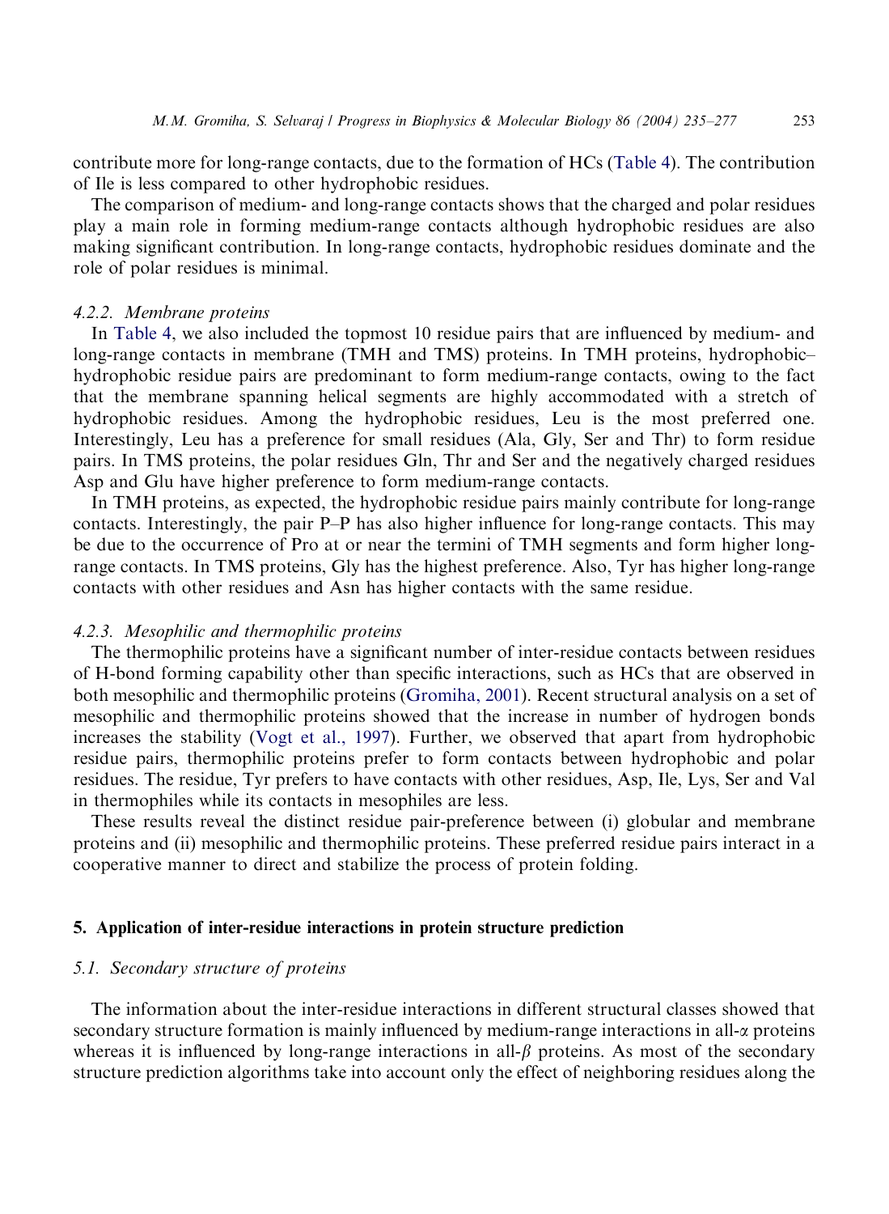contribute more for long-range contacts, due to the formation of HCs (Table 4). The contribution of Ile is less compared to other hydrophobic residues.

The comparison of medium- and long-range contacts shows that the charged and polar residues play a main role in forming medium-range contacts although hydrophobic residues are also making significant contribution. In long-range contacts, hydrophobic residues dominate and the role of polar residues is minimal.

#### 4.2.2. Membrane proteins

In Table 4, we also included the topmost 10 residue pairs that are influenced by medium- and long-range contacts in membrane (TMH and TMS) proteins. In TMH proteins, hydrophobic–hydrophobic residue pairs are predominant to form medium-range contacts, owing to the fact that the membrane spanning helical segments are highly accommodated with a stretch of hydrophobic residues. Among the hydrophobic residues, Leu is the most preferred one. Interestingly, Leu has a preference for small residues (Ala, Gly, Ser and Thr) to form residue pairs. In TMS proteins, the polar residues Gln, Thr and Ser and the negatively charged residues Asp and Glu have higher preference to form medium-range contacts.

In TMH proteins, as expected, the hydrophobic residue pairs mainly contribute for long-range contacts. Interestingly, the pair P–P has also higher influence for long-range contacts. This may be due to the occurrence of Pro at or near the termini of TMH segments and form higher long-range contacts. In TMS proteins, Gly has the highest preference. Also, Tyr has higher long-range contacts with other residues and Asn has higher contacts with the same residue.

#### 4.2.3. Mesophilic and thermophilic proteins

The thermophilic proteins have a significant number of inter-residue contacts between residues of H-bond forming capability other than specific interactions, such as HCs that are observed in both mesophilic and thermophilic proteins (Gromiha, 2001). Recent structural analysis on a set of mesophilic and thermophilic proteins showed that the increase in number of hydrogen bonds increases the stability (Vogt et al., 1997). Further, we observed that apart from hydrophobic residue pairs, thermophilic proteins prefer to form contacts between hydrophobic and polar residues. The residue, Tyr prefers to have contacts with other residues, Asp, Ile, Lys, Ser and Val in thermophiles while its contacts in mesophiles are less.

These results reveal the distinct residue pair-preference between (i) globular and membrane proteins and (ii) mesophilic and thermophilic proteins. These preferred residue pairs interact in a cooperative manner to direct and stabilize the process of protein folding.

## 5. Application of inter-residue interactions in protein structure prediction

### 5.1. Secondary structure of proteins

The information about the inter-residue interactions in different structural classes showed that secondary structure formation is mainly influenced by medium-range interactions in all-$\alpha$ proteins whereas it is influenced by long-range interactions in all-$\beta$ proteins. As most of the secondary structure prediction algorithms take into account only the effect of neighboring residues along the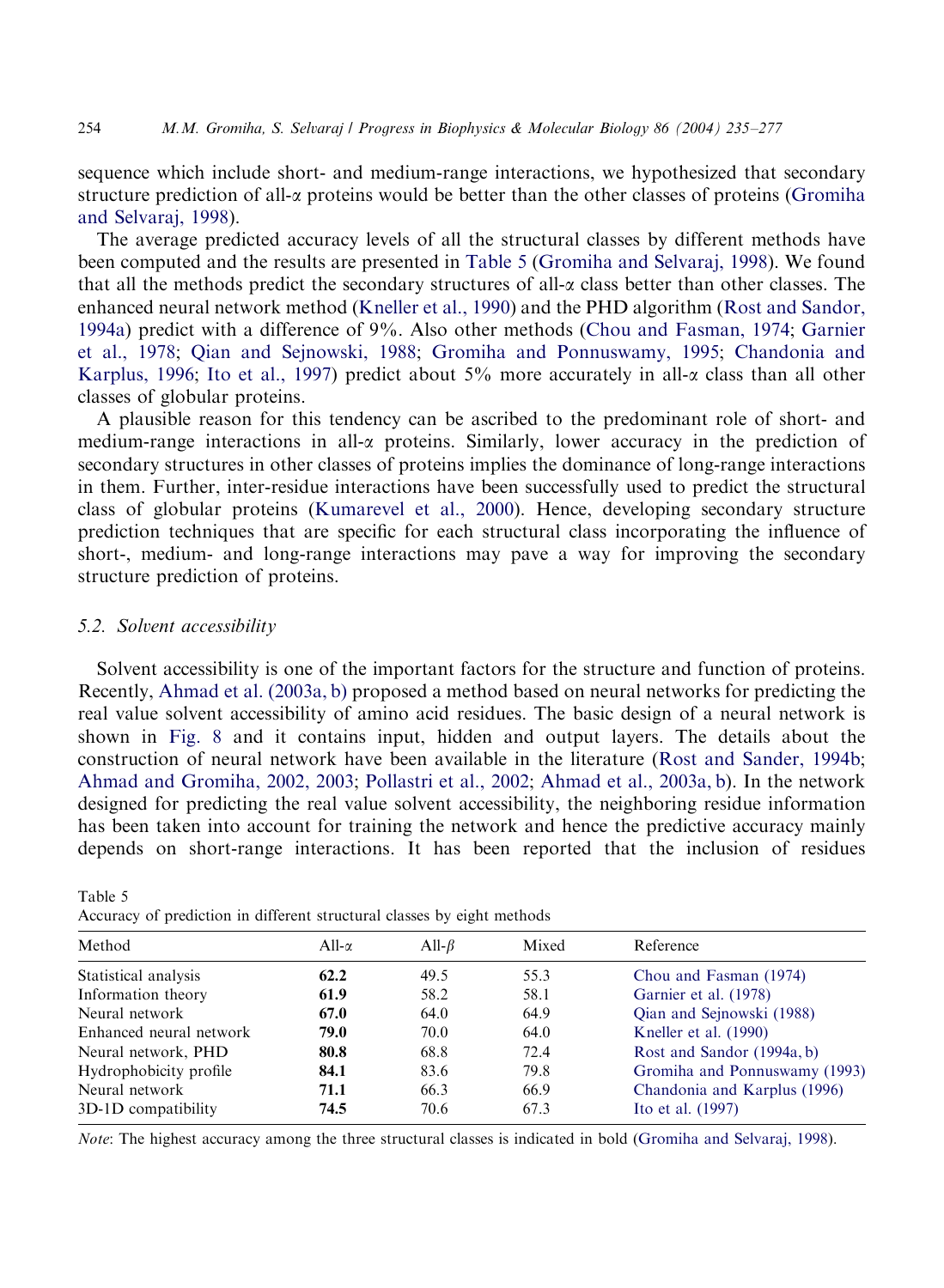sequence which include short- and medium-range interactions, we hypothesized that secondary structure prediction of all-$\alpha$ proteins would be better than the other classes of proteins (Gromiha and Selvaraj, 1998).

The average predicted accuracy levels of all the structural classes by different methods have been computed and the results are presented in Table 5 (Gromiha and Selvaraj, 1998). We found that all the methods predict the secondary structures of all-$\alpha$ class better than other classes. The enhanced neural network method (Kneller et al., 1990) and the PHD algorithm (Rost and Sandor, 1994a) predict with a difference of 9%. Also other methods (Chou and Fasman, 1974; Garnier et al., 1978; Qian and Sejnowski, 1988; Gromiha and Ponnuswamy, 1995; Chandonia and Karplus, 1996; Ito et al., 1997) predict about 5% more accurately in all-$\alpha$ class than all other classes of globular proteins.

A plausible reason for this tendency can be ascribed to the predominant role of short- and medium-range interactions in all-$\alpha$ proteins. Similarly, lower accuracy in the prediction of secondary structures in other classes of proteins implies the dominance of long-range interactions in them. Further, inter-residue interactions have been successfully used to predict the structural class of globular proteins (Kumarevel et al., 2000). Hence, developing secondary structure prediction techniques that are specific for each structural class incorporating the influence of short-, medium- and long-range interactions may pave a way for improving the secondary structure prediction of proteins.

### 5.2. *Solvent accessibility*

Solvent accessibility is one of the important factors for the structure and function of proteins. Recently, Ahmad et al. (2003a, b) proposed a method based on neural networks for predicting the real value solvent accessibility of amino acid residues. The basic design of a neural network is shown in Fig. 8 and it contains input, hidden and output layers. The details about the construction of neural network have been available in the literature (Rost and Sander, 1994b; Ahmad and Gromiha, 2002, 2003; Pollastri et al., 2002; Ahmad et al., 2003a, b). In the network designed for predicting the real value solvent accessibility, the neighboring residue information has been taken into account for training the network and hence the predictive accuracy mainly depends on short-range interactions. It has been reported that the inclusion of residues

Table 5
Accuracy of prediction in different structural classes by eight methods

| Method | All-$\alpha$ | All-$\beta$ | Mixed | Reference |
|---|---|---|---|---|
| Statistical analysis | **62.2** | 49.5 | 55.3 | Chou and Fasman (1974) |
| Information theory | **61.9** | 58.2 | 58.1 | Garnier et al. (1978) |
| Neural network | **67.0** | 64.0 | 64.9 | Qian and Sejnowski (1988) |
| Enhanced neural network | **79.0** | 70.0 | 64.0 | Kneller et al. (1990) |
| Neural network, PHD | **80.8** | 68.8 | 72.4 | Rost and Sandor (1994a, b) |
| Hydrophobicity profile | **84.1** | 83.6 | 79.8 | Gromiha and Ponnuswamy (1993) |
| Neural network | **71.1** | 66.3 | 66.9 | Chandonia and Karplus (1996) |
| 3D-1D compatibility | **74.5** | 70.6 | 67.3 | Ito et al. (1997) |

*Note*: The highest accuracy among the three structural classes is indicated in bold (Gromiha and Selvaraj, 1998).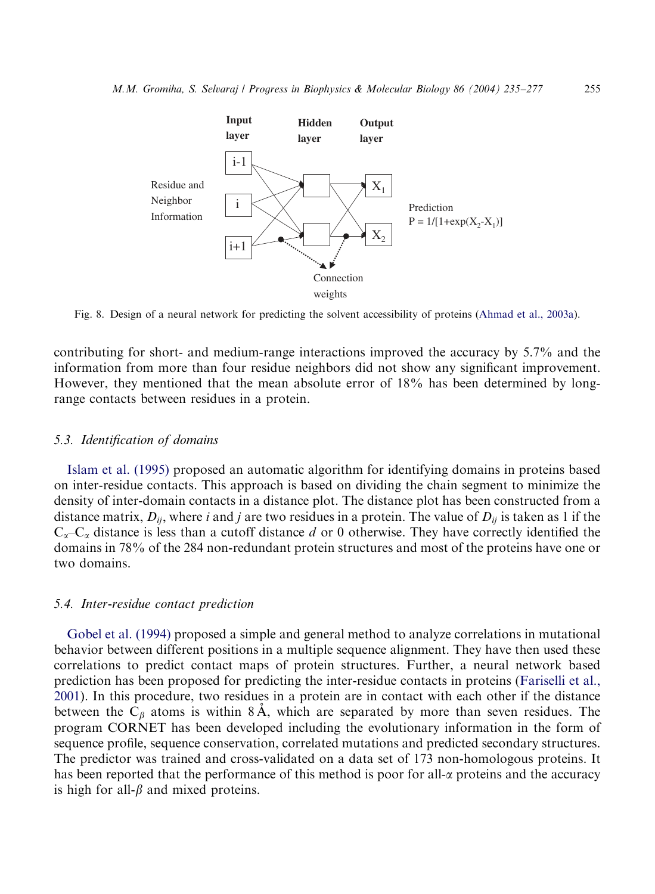Fig. 8. Design of a neural network for predicting the solvent accessibility of proteins (Ahmad et al., 2003a).

contributing for short- and medium-range interactions improved the accuracy by 5.7% and the information from more than four residue neighbors did not show any significant improvement. However, they mentioned that the mean absolute error of 18% has been determined by long-range contacts between residues in a protein.

### 5.3. Identification of domains

Islam et al. (1995) proposed an automatic algorithm for identifying domains in proteins based on inter-residue contacts. This approach is based on dividing the chain segment to minimize the density of inter-domain contacts in a distance plot. The distance plot has been constructed from a distance matrix, $D_{ij}$, where $i$ and $j$ are two residues in a protein. The value of $D_{ij}$ is taken as 1 if the $C_\alpha$–$C_\alpha$ distance is less than a cutoff distance $d$ or 0 otherwise. They have correctly identified the domains in 78% of the 284 non-redundant protein structures and most of the proteins have one or two domains.

### 5.4. Inter-residue contact prediction

Gobel et al. (1994) proposed a simple and general method to analyze correlations in mutational behavior between different positions in a multiple sequence alignment. They have then used these correlations to predict contact maps of protein structures. Further, a neural network based prediction has been proposed for predicting the inter-residue contacts in proteins (Fariselli et al., 2001). In this procedure, two residues in a protein are in contact with each other if the distance between the $C_\beta$ atoms is within 8 Å, which are separated by more than seven residues. The program CORNET has been developed including the evolutionary information in the form of sequence profile, sequence conservation, correlated mutations and predicted secondary structures. The predictor was trained and cross-validated on a data set of 173 non-homologous proteins. It has been reported that the performance of this method is poor for all-$\alpha$ proteins and the accuracy is high for all-$\beta$ and mixed proteins.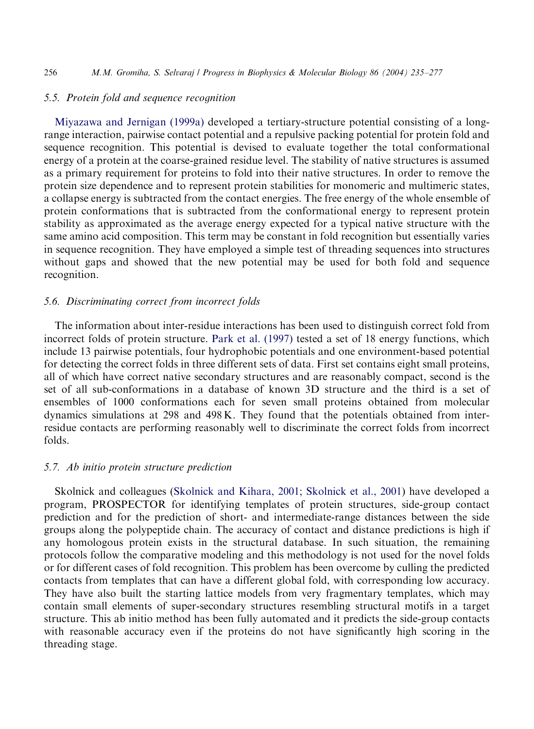### 5.5. Protein fold and sequence recognition

Miyazawa and Jernigan (1999a) developed a tertiary-structure potential consisting of a long-range interaction, pairwise contact potential and a repulsive packing potential for protein fold and sequence recognition. This potential is devised to evaluate together the total conformational energy of a protein at the coarse-grained residue level. The stability of native structures is assumed as a primary requirement for proteins to fold into their native structures. In order to remove the protein size dependence and to represent protein stabilities for monomeric and multimeric states, a collapse energy is subtracted from the contact energies. The free energy of the whole ensemble of protein conformations that is subtracted from the conformational energy to represent protein stability as approximated as the average energy expected for a typical native structure with the same amino acid composition. This term may be constant in fold recognition but essentially varies in sequence recognition. They have employed a simple test of threading sequences into structures without gaps and showed that the new potential may be used for both fold and sequence recognition.

### 5.6. Discriminating correct from incorrect folds

The information about inter-residue interactions has been used to distinguish correct fold from incorrect folds of protein structure. Park et al. (1997) tested a set of 18 energy functions, which include 13 pairwise potentials, four hydrophobic potentials and one environment-based potential for detecting the correct folds in three different sets of data. First set contains eight small proteins, all of which have correct native secondary structures and are reasonably compact, second is the set of all sub-conformations in a database of known 3D structure and the third is a set of ensembles of 1000 conformations each for seven small proteins obtained from molecular dynamics simulations at 298 and 498 K. They found that the potentials obtained from inter-residue contacts are performing reasonably well to discriminate the correct folds from incorrect folds.

### 5.7. Ab initio protein structure prediction

Skolnick and colleagues (Skolnick and Kihara, 2001; Skolnick et al., 2001) have developed a program, PROSPECTOR for identifying templates of protein structures, side-group contact prediction and for the prediction of short- and intermediate-range distances between the side groups along the polypeptide chain. The accuracy of contact and distance predictions is high if any homologous protein exists in the structural database. In such situation, the remaining protocols follow the comparative modeling and this methodology is not used for the novel folds or for different cases of fold recognition. This problem has been overcome by culling the predicted contacts from templates that can have a different global fold, with corresponding low accuracy. They have also built the starting lattice models from very fragmentary templates, which may contain small elements of super-secondary structures resembling structural motifs in a target structure. This ab initio method has been fully automated and it predicts the side-group contacts with reasonable accuracy even if the proteins do not have significantly high scoring in the threading stage.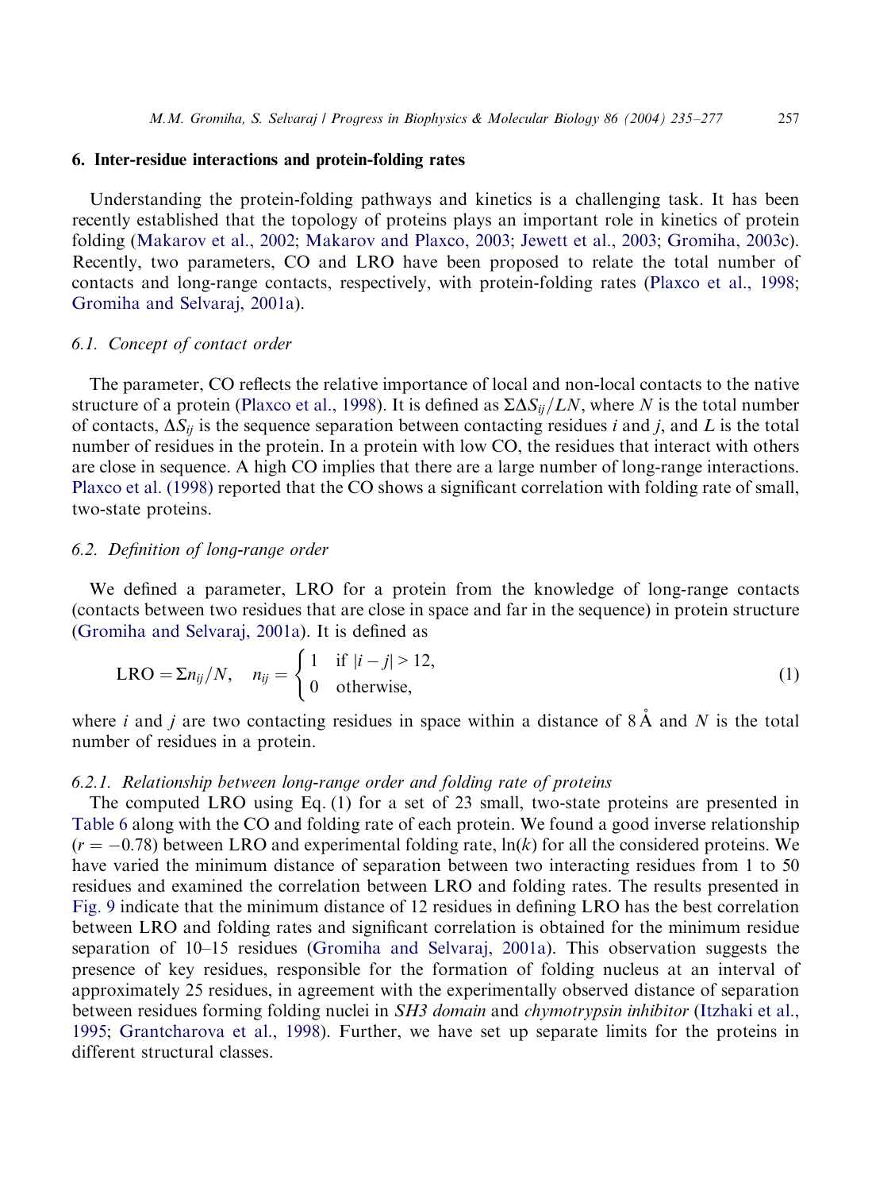## 6. Inter-residue interactions and protein-folding rates

Understanding the protein-folding pathways and kinetics is a challenging task. It has been recently established that the topology of proteins plays an important role in kinetics of protein folding (Makarov et al., 2002; Makarov and Plaxco, 2003; Jewett et al., 2003; Gromiha, 2003c). Recently, two parameters, CO and LRO have been proposed to relate the total number of contacts and long-range contacts, respectively, with protein-folding rates (Plaxco et al., 1998; Gromiha and Selvaraj, 2001a).

### 6.1. Concept of contact order

The parameter, CO reflects the relative importance of local and non-local contacts to the native structure of a protein (Plaxco et al., 1998). It is defined as $\Sigma\Delta S_{ij}/LN$, where $N$ is the total number of contacts, $\Delta S_{ij}$ is the sequence separation between contacting residues $i$ and $j$, and $L$ is the total number of residues in the protein. In a protein with low CO, the residues that interact with others are close in sequence. A high CO implies that there are a large number of long-range interactions. Plaxco et al. (1998) reported that the CO shows a significant correlation with folding rate of small, two-state proteins.

### 6.2. Definition of long-range order

We defined a parameter, LRO for a protein from the knowledge of long-range contacts (contacts between two residues that are close in space and far in the sequence) in protein structure (Gromiha and Selvaraj, 2001a). It is defined as

$$\text{LRO} = \Sigma n_{ij}/N, \quad n_{ij} = \begin{cases} 1 & \text{if } |i-j| > 12, \\ 0 & \text{otherwise,} \end{cases} \tag{1}$$

where $i$ and $j$ are two contacting residues in space within a distance of 8 Å and $N$ is the total number of residues in a protein.

#### 6.2.1. Relationship between long-range order and folding rate of proteins

The computed LRO using Eq. (1) for a set of 23 small, two-state proteins are presented in Table 6 along with the CO and folding rate of each protein. We found a good inverse relationship ($r = -0.78$) between LRO and experimental folding rate, $\ln(k)$ for all the considered proteins. We have varied the minimum distance of separation between two interacting residues from 1 to 50 residues and examined the correlation between LRO and folding rates. The results presented in Fig. 9 indicate that the minimum distance of 12 residues in defining LRO has the best correlation between LRO and folding rates and significant correlation is obtained for the minimum residue separation of 10–15 residues (Gromiha and Selvaraj, 2001a). This observation suggests the presence of key residues, responsible for the formation of folding nucleus at an interval of approximately 25 residues, in agreement with the experimentally observed distance of separation between residues forming folding nuclei in *SH3 domain* and *chymotrypsin inhibitor* (Itzhaki et al., 1995; Grantcharova et al., 1998). Further, we have set up separate limits for the proteins in different structural classes.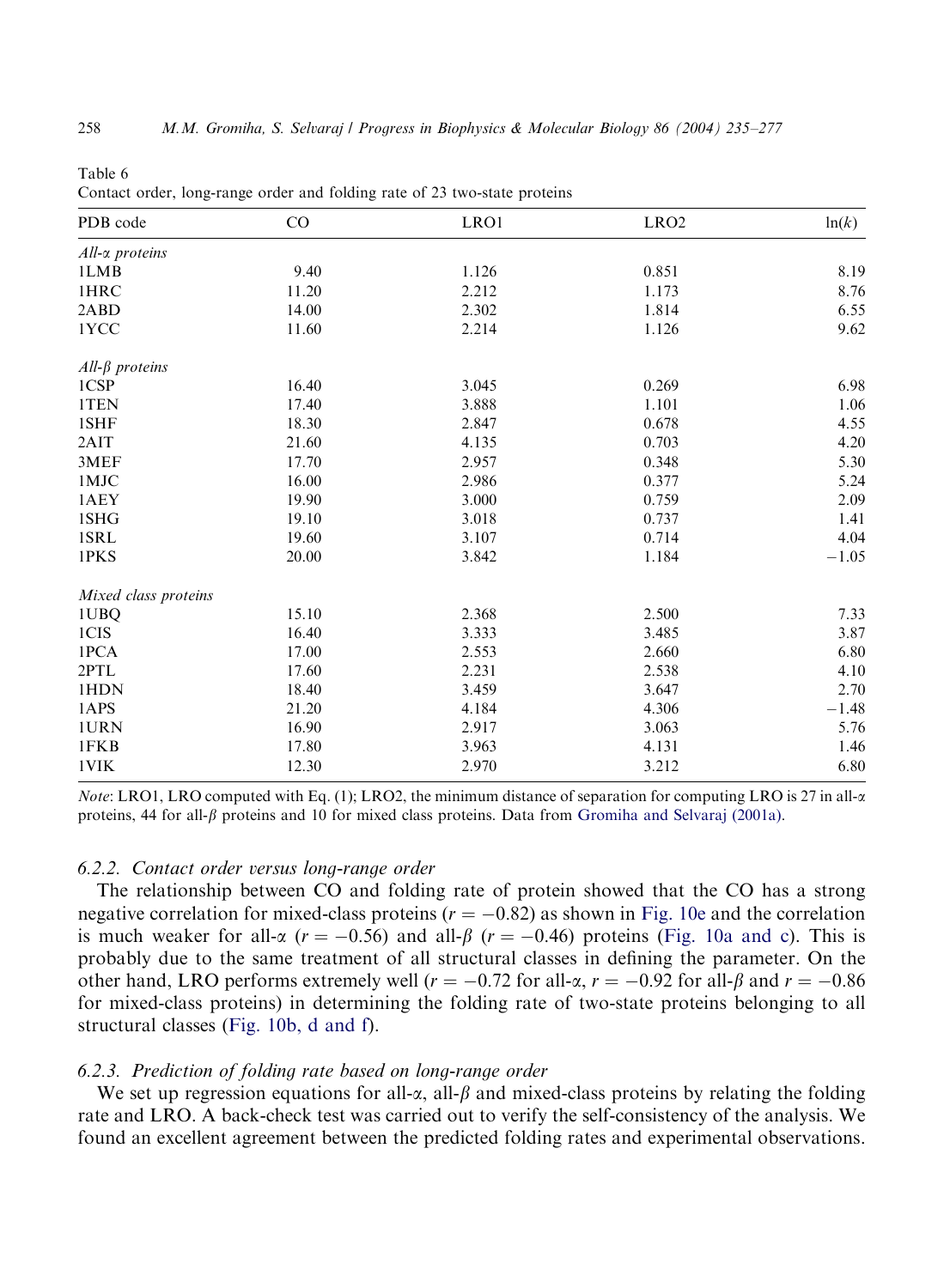Table 6
Contact order, long-range order and folding rate of 23 two-state proteins

| PDB code | CO | LRO1 | LRO2 | ln(k) |
|---|---|---|---|---|
| *All-α proteins* | | | | |
| 1LMB | 9.40 | 1.126 | 0.851 | 8.19 |
| 1HRC | 11.20 | 2.212 | 1.173 | 8.76 |
| 2ABD | 14.00 | 2.302 | 1.814 | 6.55 |
| 1YCC | 11.60 | 2.214 | 1.126 | 9.62 |
| *All-β proteins* | | | | |
| 1CSP | 16.40 | 3.045 | 0.269 | 6.98 |
| 1TEN | 17.40 | 3.888 | 1.101 | 1.06 |
| 1SHF | 18.30 | 2.847 | 0.678 | 4.55 |
| 2AIT | 21.60 | 4.135 | 0.703 | 4.20 |
| 3MEF | 17.70 | 2.957 | 0.348 | 5.30 |
| 1MJC | 16.00 | 2.986 | 0.377 | 5.24 |
| 1AEY | 19.90 | 3.000 | 0.759 | 2.09 |
| 1SHG | 19.10 | 3.018 | 0.737 | 1.41 |
| 1SRL | 19.60 | 3.107 | 0.714 | 4.04 |
| 1PKS | 20.00 | 3.842 | 1.184 | −1.05 |
| *Mixed class proteins* | | | | |
| 1UBQ | 15.10 | 2.368 | 2.500 | 7.33 |
| 1CIS | 16.40 | 3.333 | 3.485 | 3.87 |
| 1PCA | 17.00 | 2.553 | 2.660 | 6.80 |
| 2PTL | 17.60 | 2.231 | 2.538 | 4.10 |
| 1HDN | 18.40 | 3.459 | 3.647 | 2.70 |
| 1APS | 21.20 | 4.184 | 4.306 | −1.48 |
| 1URN | 16.90 | 2.917 | 3.063 | 5.76 |
| 1FKB | 17.80 | 3.963 | 4.131 | 1.46 |
| 1VIK | 12.30 | 2.970 | 3.212 | 6.80 |

*Note*: LRO1, LRO computed with Eq. (1); LRO2, the minimum distance of separation for computing LRO is 27 in all-α proteins, 44 for all-β proteins and 10 for mixed class proteins. Data from Gromiha and Selvaraj (2001a).

### 6.2.2. Contact order versus long-range order

The relationship between CO and folding rate of protein showed that the CO has a strong negative correlation for mixed-class proteins ($r = -0.82$) as shown in Fig. 10e and the correlation is much weaker for all-α ($r = -0.56$) and all-β ($r = -0.46$) proteins (Fig. 10a and c). This is probably due to the same treatment of all structural classes in defining the parameter. On the other hand, LRO performs extremely well ($r = -0.72$ for all-α, $r = -0.92$ for all-β and $r = -0.86$ for mixed-class proteins) in determining the folding rate of two-state proteins belonging to all structural classes (Fig. 10b, d and f).

### 6.2.3. Prediction of folding rate based on long-range order

We set up regression equations for all-α, all-β and mixed-class proteins by relating the folding rate and LRO. A back-check test was carried out to verify the self-consistency of the analysis. We found an excellent agreement between the predicted folding rates and experimental observations.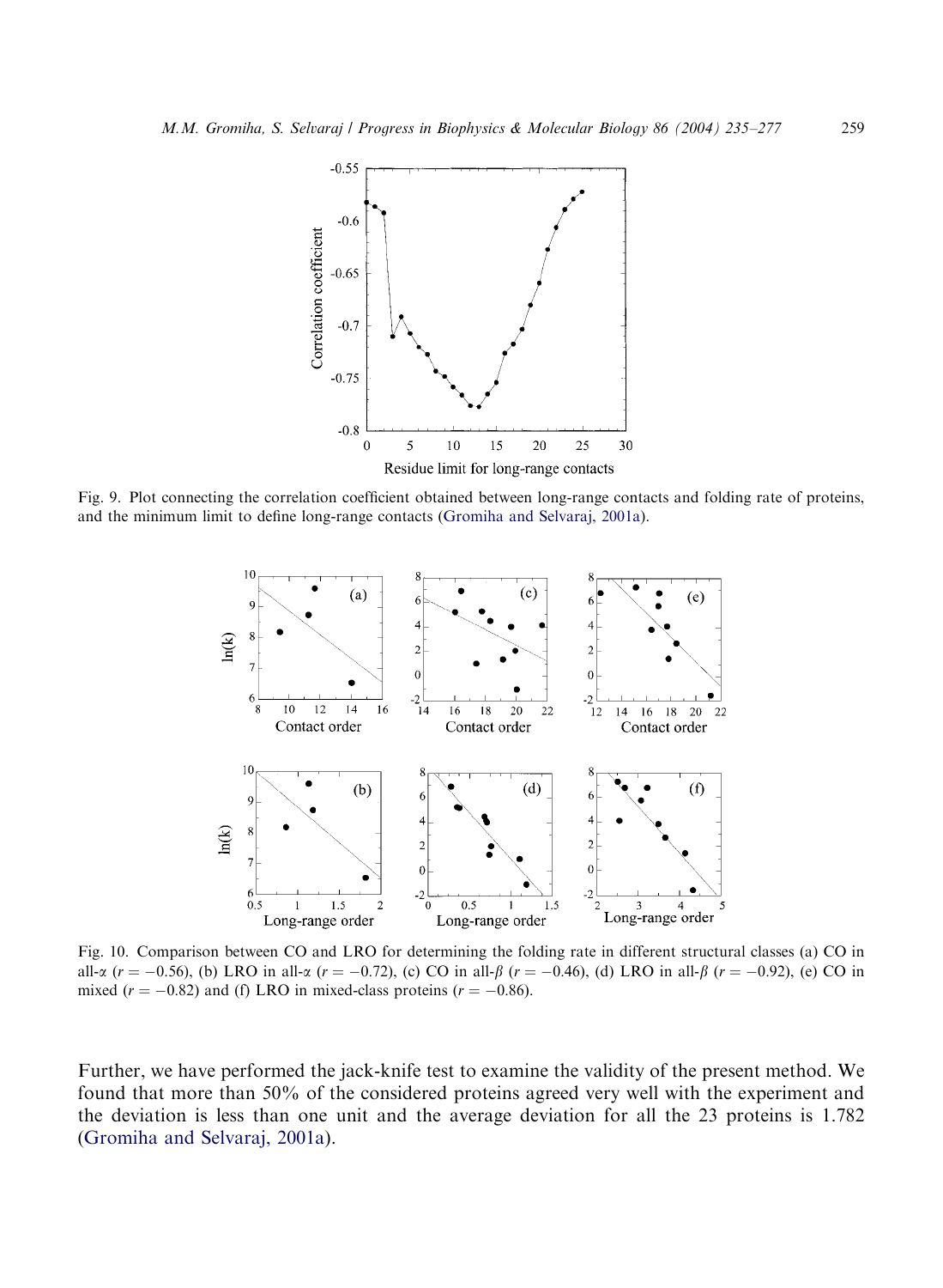Fig. 9. Plot connecting the correlation coefficient obtained between long-range contacts and folding rate of proteins, and the minimum limit to define long-range contacts (Gromiha and Selvaraj, 2001a).

Fig. 10. Comparison between CO and LRO for determining the folding rate in different structural classes (a) CO in all-$\alpha$ ($r = -0.56$), (b) LRO in all-$\alpha$ ($r = -0.72$), (c) CO in all-$\beta$ ($r = -0.46$), (d) LRO in all-$\beta$ ($r = -0.92$), (e) CO in mixed ($r = -0.82$) and (f) LRO in mixed-class proteins ($r = -0.86$).

Further, we have performed the jack-knife test to examine the validity of the present method. We found that more than 50% of the considered proteins agreed very well with the experiment and the deviation is less than one unit and the average deviation for all the 23 proteins is 1.782 (Gromiha and Selvaraj, 2001a).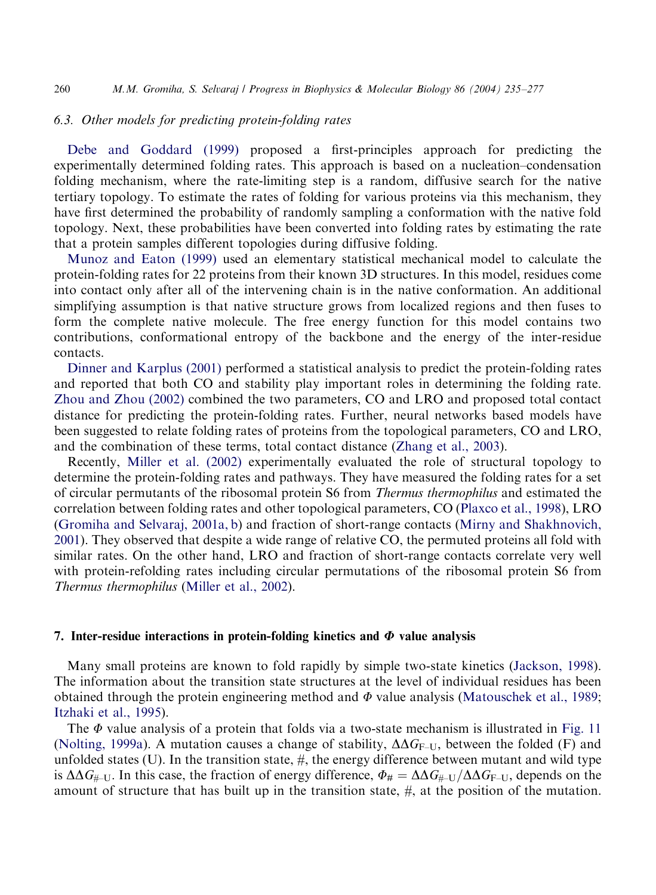### 6.3. Other models for predicting protein-folding rates

Debe and Goddard (1999) proposed a first-principles approach for predicting the experimentally determined folding rates. This approach is based on a nucleation–condensation folding mechanism, where the rate-limiting step is a random, diffusive search for the native tertiary topology. To estimate the rates of folding for various proteins via this mechanism, they have first determined the probability of randomly sampling a conformation with the native fold topology. Next, these probabilities have been converted into folding rates by estimating the rate that a protein samples different topologies during diffusive folding.

Munoz and Eaton (1999) used an elementary statistical mechanical model to calculate the protein-folding rates for 22 proteins from their known 3D structures. In this model, residues come into contact only after all of the intervening chain is in the native conformation. An additional simplifying assumption is that native structure grows from localized regions and then fuses to form the complete native molecule. The free energy function for this model contains two contributions, conformational entropy of the backbone and the energy of the inter-residue contacts.

Dinner and Karplus (2001) performed a statistical analysis to predict the protein-folding rates and reported that both CO and stability play important roles in determining the folding rate. Zhou and Zhou (2002) combined the two parameters, CO and LRO and proposed total contact distance for predicting the protein-folding rates. Further, neural networks based models have been suggested to relate folding rates of proteins from the topological parameters, CO and LRO, and the combination of these terms, total contact distance (Zhang et al., 2003).

Recently, Miller et al. (2002) experimentally evaluated the role of structural topology to determine the protein-folding rates and pathways. They have measured the folding rates for a set of circular permutants of the ribosomal protein S6 from *Thermus thermophilus* and estimated the correlation between folding rates and other topological parameters, CO (Plaxco et al., 1998), LRO (Gromiha and Selvaraj, 2001a, b) and fraction of short-range contacts (Mirny and Shakhnovich, 2001). They observed that despite a wide range of relative CO, the permuted proteins all fold with similar rates. On the other hand, LRO and fraction of short-range contacts correlate very well with protein-refolding rates including circular permutations of the ribosomal protein S6 from *Thermus thermophilus* (Miller et al., 2002).

## 7. Inter-residue interactions in protein-folding kinetics and $\Phi$ value analysis

Many small proteins are known to fold rapidly by simple two-state kinetics (Jackson, 1998). The information about the transition state structures at the level of individual residues has been obtained through the protein engineering method and $\Phi$ value analysis (Matouschek et al., 1989; Itzhaki et al., 1995).

The $\Phi$ value analysis of a protein that folds via a two-state mechanism is illustrated in Fig. 11 (Nolting, 1999a). A mutation causes a change of stability, $\Delta\Delta G_{F-U}$, between the folded (F) and unfolded states (U). In the transition state, #, the energy difference between mutant and wild type is $\Delta\Delta G_{\#-U}$. In this case, the fraction of energy difference, $\Phi_{\#} = \Delta\Delta G_{\#-U}/\Delta\Delta G_{F-U}$, depends on the amount of structure that has built up in the transition state, #, at the position of the mutation.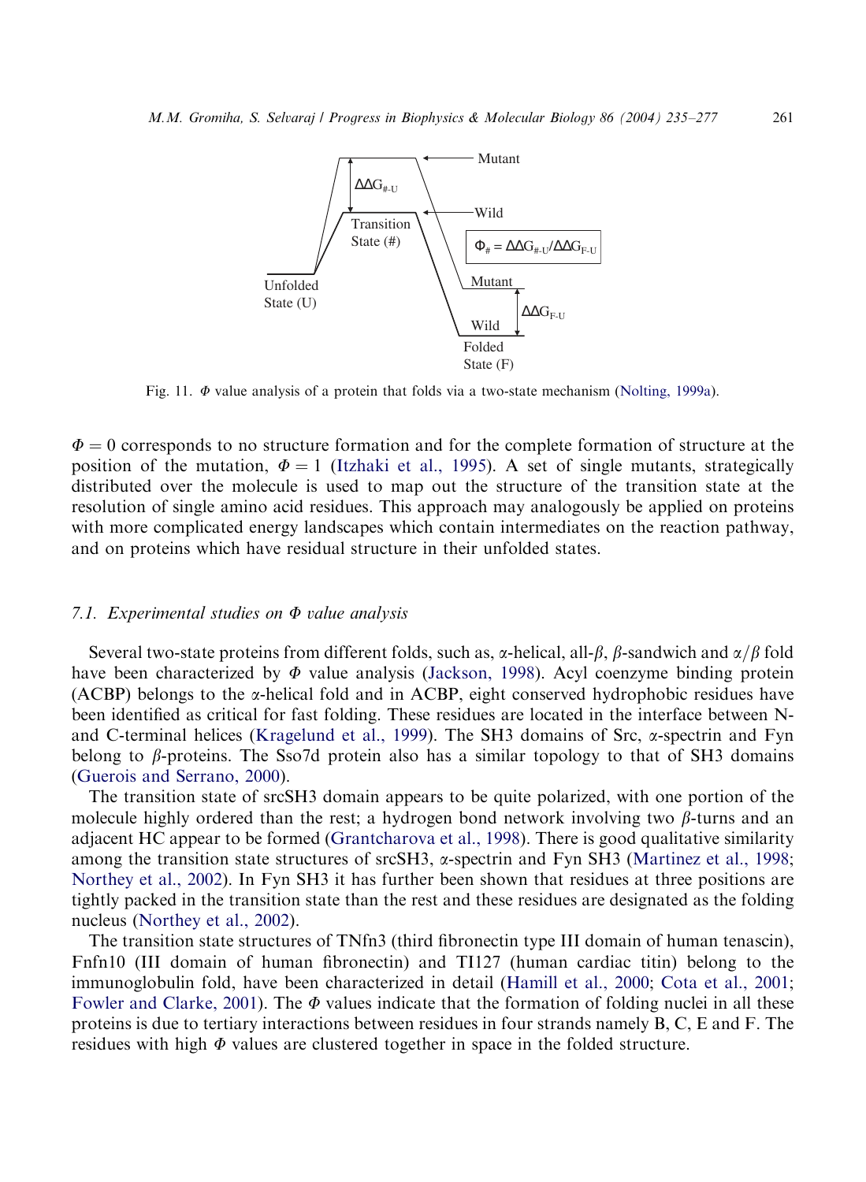Fig. 11. $\Phi$ value analysis of a protein that folds via a two-state mechanism (Nolting, 1999a).

$\Phi = 0$ corresponds to no structure formation and for the complete formation of structure at the position of the mutation, $\Phi = 1$ (Itzhaki et al., 1995). A set of single mutants, strategically distributed over the molecule is used to map out the structure of the transition state at the resolution of single amino acid residues. This approach may analogously be applied on proteins with more complicated energy landscapes which contain intermediates on the reaction pathway, and on proteins which have residual structure in their unfolded states.

### 7.1. Experimental studies on $\Phi$ value analysis

Several two-state proteins from different folds, such as, α-helical, all-β, β-sandwich and α/β fold have been characterized by $\Phi$ value analysis (Jackson, 1998). Acyl coenzyme binding protein (ACBP) belongs to the α-helical fold and in ACBP, eight conserved hydrophobic residues have been identified as critical for fast folding. These residues are located in the interface between N- and C-terminal helices (Kragelund et al., 1999). The SH3 domains of Src, α-spectrin and Fyn belong to β-proteins. The Sso7d protein also has a similar topology to that of SH3 domains (Guerois and Serrano, 2000).

The transition state of srcSH3 domain appears to be quite polarized, with one portion of the molecule highly ordered than the rest; a hydrogen bond network involving two β-turns and an adjacent HC appear to be formed (Grantcharova et al., 1998). There is good qualitative similarity among the transition state structures of srcSH3, α-spectrin and Fyn SH3 (Martinez et al., 1998; Northey et al., 2002). In Fyn SH3 it has further been shown that residues at three positions are tightly packed in the transition state than the rest and these residues are designated as the folding nucleus (Northey et al., 2002).

The transition state structures of TNfn3 (third fibronectin type III domain of human tenascin), Fnfn10 (III domain of human fibronectin) and TI127 (human cardiac titin) belong to the immunoglobulin fold, have been characterized in detail (Hamill et al., 2000; Cota et al., 2001; Fowler and Clarke, 2001). The $\Phi$ values indicate that the formation of folding nuclei in all these proteins is due to tertiary interactions between residues in four strands namely B, C, E and F. The residues with high $\Phi$ values are clustered together in space in the folded structure.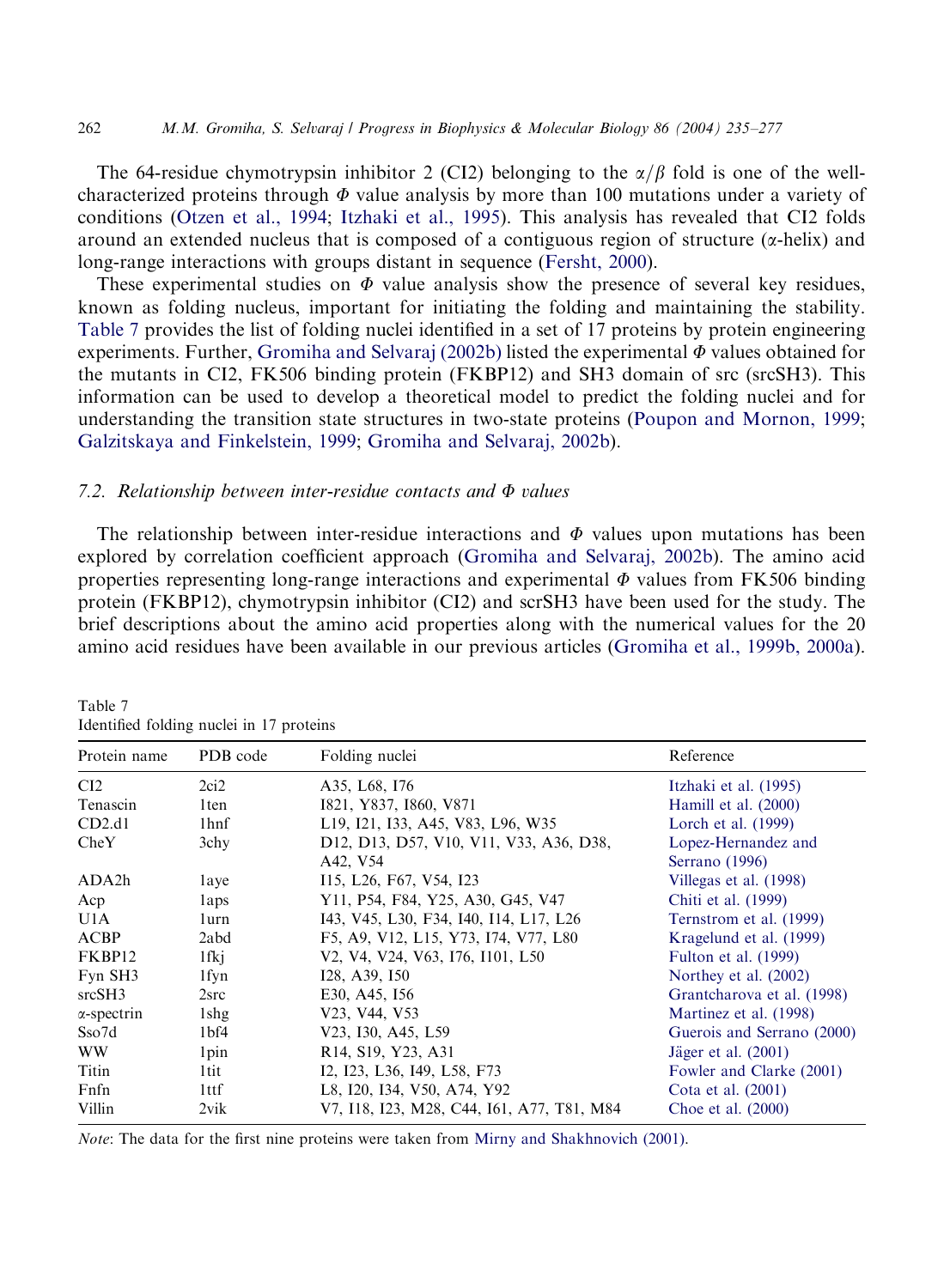The 64-residue chymotrypsin inhibitor 2 (CI2) belonging to the $\alpha/\beta$ fold is one of the well-characterized proteins through $\Phi$ value analysis by more than 100 mutations under a variety of conditions (Otzen et al., 1994; Itzhaki et al., 1995). This analysis has revealed that CI2 folds around an extended nucleus that is composed of a contiguous region of structure ($\alpha$-helix) and long-range interactions with groups distant in sequence (Fersht, 2000).

These experimental studies on $\Phi$ value analysis show the presence of several key residues, known as folding nucleus, important for initiating the folding and maintaining the stability. Table 7 provides the list of folding nuclei identified in a set of 17 proteins by protein engineering experiments. Further, Gromiha and Selvaraj (2002b) listed the experimental $\Phi$ values obtained for the mutants in CI2, FK506 binding protein (FKBP12) and SH3 domain of src (srcSH3). This information can be used to develop a theoretical model to predict the folding nuclei and for understanding the transition state structures in two-state proteins (Poupon and Mornon, 1999; Galzitskaya and Finkelstein, 1999; Gromiha and Selvaraj, 2002b).

### 7.2. Relationship between inter-residue contacts and $\Phi$ values

The relationship between inter-residue interactions and $\Phi$ values upon mutations has been explored by correlation coefficient approach (Gromiha and Selvaraj, 2002b). The amino acid properties representing long-range interactions and experimental $\Phi$ values from FK506 binding protein (FKBP12), chymotrypsin inhibitor (CI2) and scrSH3 have been used for the study. The brief descriptions about the amino acid properties along with the numerical values for the 20 amino acid residues have been available in our previous articles (Gromiha et al., 1999b, 2000a).

Table 7
Identified folding nuclei in 17 proteins

| Protein name | PDB code | Folding nuclei | Reference |
|---|---|---|---|
| CI2 | 2ci2 | A35, L68, I76 | Itzhaki et al. (1995) |
| Tenascin | 1ten | I821, Y837, I860, V871 | Hamill et al. (2000) |
| CD2.d1 | 1hnf | L19, I21, I33, A45, V83, L96, W35 | Lorch et al. (1999) |
| CheY | 3chy | D12, D13, D57, V10, V11, V33, A36, D38, A42, V54 | Lopez-Hernandez and Serrano (1996) |
| ADA2h | 1aye | I15, L26, F67, V54, I23 | Villegas et al. (1998) |
| Acp | 1aps | Y11, P54, F84, Y25, A30, G45, V47 | Chiti et al. (1999) |
| U1A | 1urn | I43, V45, L30, F34, I40, I14, L17, L26 | Ternstrom et al. (1999) |
| ACBP | 2abd | F5, A9, V12, L15, Y73, I74, V77, L80 | Kragelund et al. (1999) |
| FKBP12 | 1fkj | V2, V4, V24, V63, I76, I101, L50 | Fulton et al. (1999) |
| Fyn SH3 | 1fyn | I28, A39, I50 | Northey et al. (2002) |
| srcSH3 | 2src | E30, A45, I56 | Grantcharova et al. (1998) |
| $\alpha$-spectrin | 1shg | V23, V44, V53 | Martinez et al. (1998) |
| Sso7d | 1bf4 | V23, I30, A45, L59 | Guerois and Serrano (2000) |
| WW | 1pin | R14, S19, Y23, A31 | Jäger et al. (2001) |
| Titin | 1tit | I2, I23, L36, I49, L58, F73 | Fowler and Clarke (2001) |
| Fnfn | 1ttf | L8, I20, I34, V50, A74, Y92 | Cota et al. (2001) |
| Villin | 2vik | V7, I18, I23, M28, C44, I61, A77, T81, M84 | Choe et al. (2000) |

*Note*: The data for the first nine proteins were taken from Mirny and Shakhnovich (2001).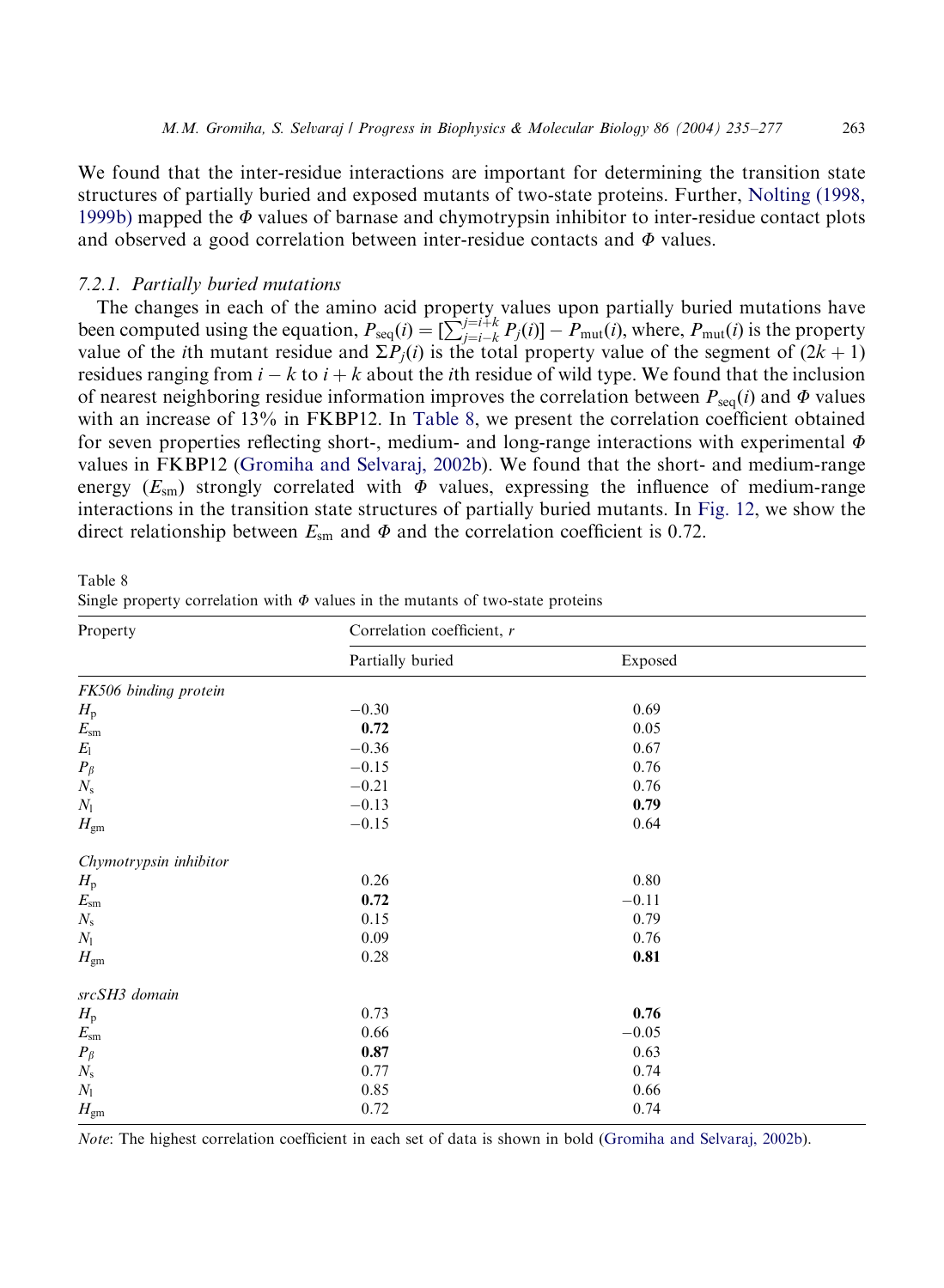We found that the inter-residue interactions are important for determining the transition state structures of partially buried and exposed mutants of two-state proteins. Further, Nolting (1998, 1999b) mapped the $\Phi$ values of barnase and chymotrypsin inhibitor to inter-residue contact plots and observed a good correlation between inter-residue contacts and $\Phi$ values.

### 7.2.1. Partially buried mutations

The changes in each of the amino acid property values upon partially buried mutations have been computed using the equation, $P_{\text{seq}}(i) = [\sum_{j=i-k}^{j=i+k} P_j(i)] - P_{\text{mut}}(i)$, where, $P_{\text{mut}}(i)$ is the property value of the $i$th mutant residue and $\Sigma P_j(i)$ is the total property value of the segment of $(2k+1)$ residues ranging from $i-k$ to $i+k$ about the $i$th residue of wild type. We found that the inclusion of nearest neighboring residue information improves the correlation between $P_{\text{seq}}(i)$ and $\Phi$ values with an increase of 13% in FKBP12. In Table 8, we present the correlation coefficient obtained for seven properties reflecting short-, medium- and long-range interactions with experimental $\Phi$ values in FKBP12 (Gromiha and Selvaraj, 2002b). We found that the short- and medium-range energy ($E_{\text{sm}}$) strongly correlated with $\Phi$ values, expressing the influence of medium-range interactions in the transition state structures of partially buried mutants. In Fig. 12, we show the direct relationship between $E_{\text{sm}}$ and $\Phi$ and the correlation coefficient is 0.72.

Table 8
Single property correlation with $\Phi$ values in the mutants of two-state proteins

| Property | Correlation coefficient, $r$ | |
|---|---|---|
| | Partially buried | Exposed |
| *FK506 binding protein* | | |
| $H_p$ | −0.30 | 0.69 |
| $E_{\text{sm}}$ | **0.72** | 0.05 |
| $E_l$ | −0.36 | 0.67 |
| $P_\beta$ | −0.15 | 0.76 |
| $N_s$ | −0.21 | 0.76 |
| $N_l$ | −0.13 | **0.79** |
| $H_{\text{gm}}$ | −0.15 | 0.64 |
| *Chymotrypsin inhibitor* | | |
| $H_p$ | 0.26 | 0.80 |
| $E_{\text{sm}}$ | **0.72** | −0.11 |
| $N_s$ | 0.15 | 0.79 |
| $N_l$ | 0.09 | 0.76 |
| $H_{\text{gm}}$ | 0.28 | **0.81** |
| *srcSH3 domain* | | |
| $H_p$ | 0.73 | **0.76** |
| $E_{\text{sm}}$ | 0.66 | −0.05 |
| $P_\beta$ | **0.87** | 0.63 |
| $N_s$ | 0.77 | 0.74 |
| $N_l$ | 0.85 | 0.66 |
| $H_{\text{gm}}$ | 0.72 | 0.74 |

*Note*: The highest correlation coefficient in each set of data is shown in bold (Gromiha and Selvaraj, 2002b).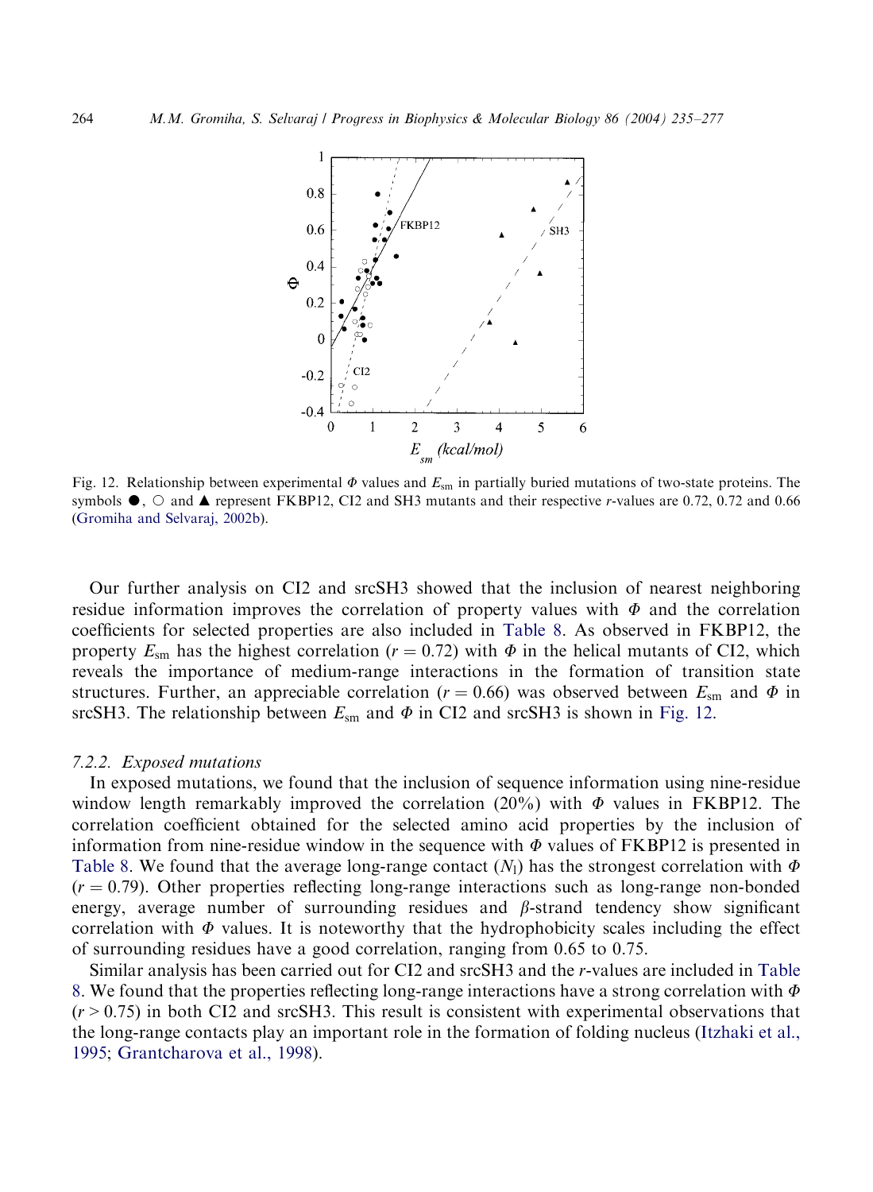Fig. 12. Relationship between experimental $\Phi$ values and $E_{sm}$ in partially buried mutations of two-state proteins. The symbols ●, ○ and ▲ represent FKBP12, CI2 and SH3 mutants and their respective $r$-values are 0.72, 0.72 and 0.66 (Gromiha and Selvaraj, 2002b).

Our further analysis on CI2 and srcSH3 showed that the inclusion of nearest neighboring residue information improves the correlation of property values with $\Phi$ and the correlation coefficients for selected properties are also included in Table 8. As observed in FKBP12, the property $E_{sm}$ has the highest correlation ($r = 0.72$) with $\Phi$ in the helical mutants of CI2, which reveals the importance of medium-range interactions in the formation of transition state structures. Further, an appreciable correlation ($r = 0.66$) was observed between $E_{sm}$ and $\Phi$ in srcSH3. The relationship between $E_{sm}$ and $\Phi$ in CI2 and srcSH3 is shown in Fig. 12.

### 7.2.2. Exposed mutations

In exposed mutations, we found that the inclusion of sequence information using nine-residue window length remarkably improved the correlation (20%) with $\Phi$ values in FKBP12. The correlation coefficient obtained for the selected amino acid properties by the inclusion of information from nine-residue window in the sequence with $\Phi$ values of FKBP12 is presented in Table 8. We found that the average long-range contact ($N_l$) has the strongest correlation with $\Phi$ ($r = 0.79$). Other properties reflecting long-range interactions such as long-range non-bonded energy, average number of surrounding residues and $\beta$-strand tendency show significant correlation with $\Phi$ values. It is noteworthy that the hydrophobicity scales including the effect of surrounding residues have a good correlation, ranging from 0.65 to 0.75.

Similar analysis has been carried out for CI2 and srcSH3 and the $r$-values are included in Table 8. We found that the properties reflecting long-range interactions have a strong correlation with $\Phi$ ($r > 0.75$) in both CI2 and srcSH3. This result is consistent with experimental observations that the long-range contacts play an important role in the formation of folding nucleus (Itzhaki et al., 1995; Grantcharova et al., 1998).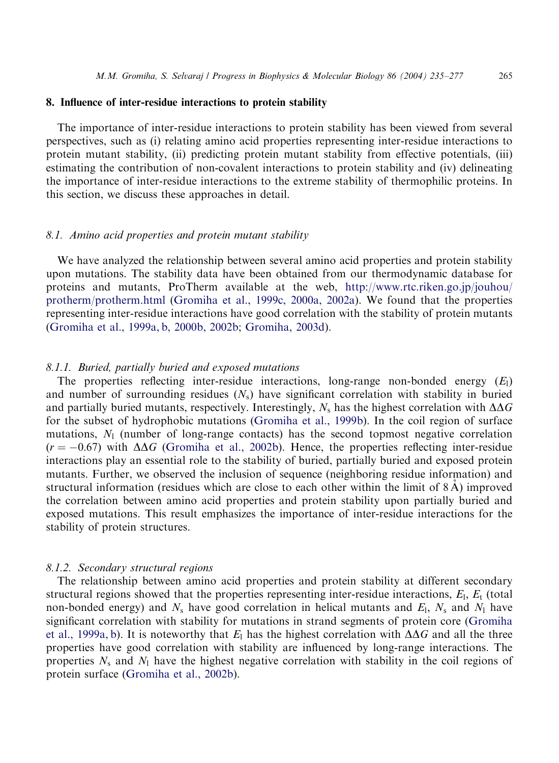## 8. Influence of inter-residue interactions to protein stability

The importance of inter-residue interactions to protein stability has been viewed from several perspectives, such as (i) relating amino acid properties representing inter-residue interactions to protein mutant stability, (ii) predicting protein mutant stability from effective potentials, (iii) estimating the contribution of non-covalent interactions to protein stability and (iv) delineating the importance of inter-residue interactions to the extreme stability of thermophilic proteins. In this section, we discuss these approaches in detail.

### *8.1. Amino acid properties and protein mutant stability*

We have analyzed the relationship between several amino acid properties and protein stability upon mutations. The stability data have been obtained from our thermodynamic database for proteins and mutants, ProTherm available at the web, http://www.rtc.riken.go.jp/jouhou/protherm/protherm.html (Gromiha et al., 1999c, 2000a, 2002a). We found that the properties representing inter-residue interactions have good correlation with the stability of protein mutants (Gromiha et al., 1999a, b, 2000b, 2002b; Gromiha, 2003d).

#### *8.1.1. Buried, partially buried and exposed mutations*

The properties reflecting inter-residue interactions, long-range non-bonded energy ($E_l$) and number of surrounding residues ($N_s$) have significant correlation with stability in buried and partially buried mutants, respectively. Interestingly, $N_s$ has the highest correlation with $\Delta\Delta G$ for the subset of hydrophobic mutations (Gromiha et al., 1999b). In the coil region of surface mutations, $N_l$ (number of long-range contacts) has the second topmost negative correlation ($r = -0.67$) with $\Delta\Delta G$ (Gromiha et al., 2002b). Hence, the properties reflecting inter-residue interactions play an essential role to the stability of buried, partially buried and exposed protein mutants. Further, we observed the inclusion of sequence (neighboring residue information) and structural information (residues which are close to each other within the limit of 8 Å) improved the correlation between amino acid properties and protein stability upon partially buried and exposed mutations. This result emphasizes the importance of inter-residue interactions for the stability of protein structures.

#### *8.1.2. Secondary structural regions*

The relationship between amino acid properties and protein stability at different secondary structural regions showed that the properties representing inter-residue interactions, $E_l$, $E_t$ (total non-bonded energy) and $N_s$ have good correlation in helical mutants and $E_l$, $N_s$ and $N_l$ have significant correlation with stability for mutations in strand segments of protein core (Gromiha et al., 1999a, b). It is noteworthy that $E_l$ has the highest correlation with $\Delta\Delta G$ and all the three properties have good correlation with stability are influenced by long-range interactions. The properties $N_s$ and $N_l$ have the highest negative correlation with stability in the coil regions of protein surface (Gromiha et al., 2002b).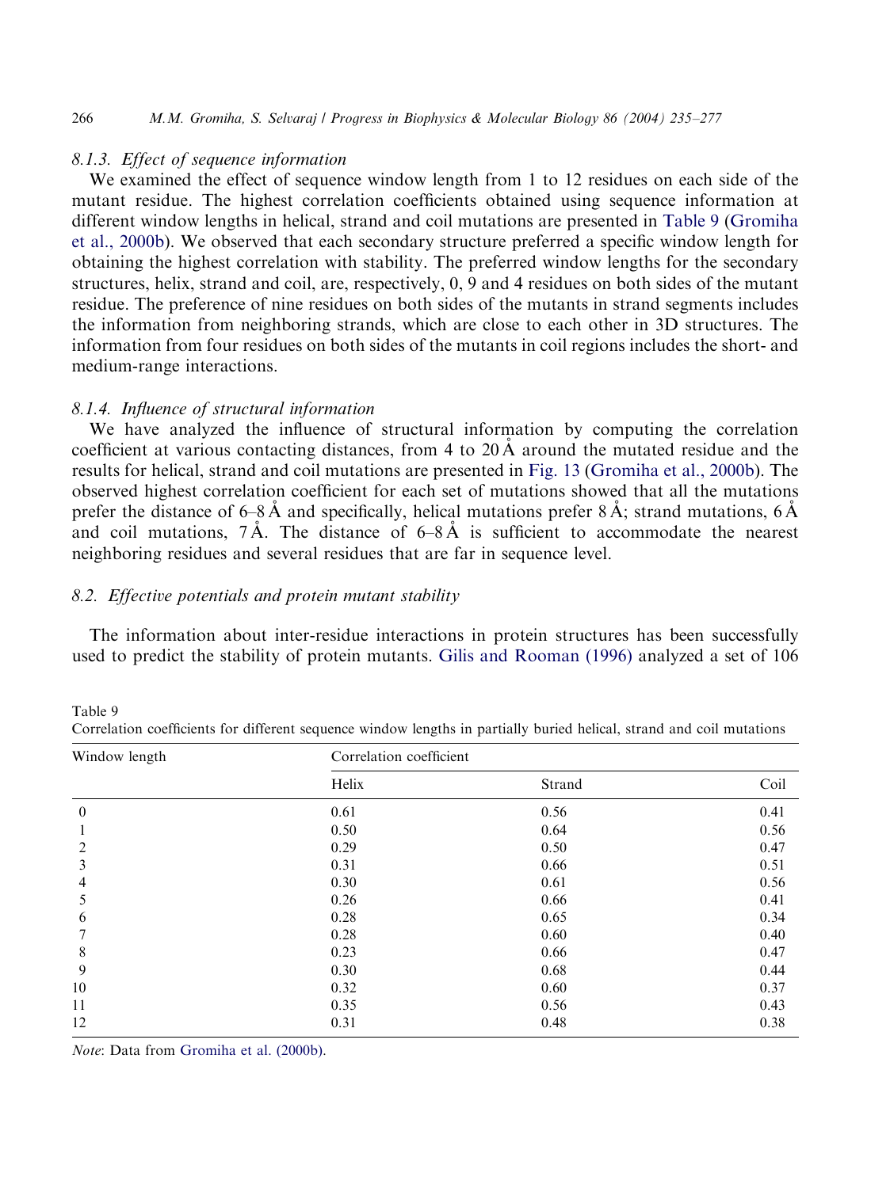### 8.1.3. Effect of sequence information

We examined the effect of sequence window length from 1 to 12 residues on each side of the mutant residue. The highest correlation coefficients obtained using sequence information at different window lengths in helical, strand and coil mutations are presented in Table 9 (Gromiha et al., 2000b). We observed that each secondary structure preferred a specific window length for obtaining the highest correlation with stability. The preferred window lengths for the secondary structures, helix, strand and coil, are, respectively, 0, 9 and 4 residues on both sides of the mutant residue. The preference of nine residues on both sides of the mutants in strand segments includes the information from neighboring strands, which are close to each other in 3D structures. The information from four residues on both sides of the mutants in coil regions includes the short- and medium-range interactions.

### 8.1.4. Influence of structural information

We have analyzed the influence of structural information by computing the correlation coefficient at various contacting distances, from 4 to 20 Å around the mutated residue and the results for helical, strand and coil mutations are presented in Fig. 13 (Gromiha et al., 2000b). The observed highest correlation coefficient for each set of mutations showed that all the mutations prefer the distance of 6–8 Å and specifically, helical mutations prefer 8 Å; strand mutations, 6 Å and coil mutations, 7 Å. The distance of 6–8 Å is sufficient to accommodate the nearest neighboring residues and several residues that are far in sequence level.

## 8.2. Effective potentials and protein mutant stability

The information about inter-residue interactions in protein structures has been successfully used to predict the stability of protein mutants. Gilis and Rooman (1996) analyzed a set of 106

Table 9
Correlation coefficients for different sequence window lengths in partially buried helical, strand and coil mutations

| Window length | Correlation coefficient | | |
|---|---|---|---|
| | Helix | Strand | Coil |
| 0 | 0.61 | 0.56 | 0.41 |
| 1 | 0.50 | 0.64 | 0.56 |
| 2 | 0.29 | 0.50 | 0.47 |
| 3 | 0.31 | 0.66 | 0.51 |
| 4 | 0.30 | 0.61 | 0.56 |
| 5 | 0.26 | 0.66 | 0.41 |
| 6 | 0.28 | 0.65 | 0.34 |
| 7 | 0.28 | 0.60 | 0.40 |
| 8 | 0.23 | 0.66 | 0.47 |
| 9 | 0.30 | 0.68 | 0.44 |
| 10 | 0.32 | 0.60 | 0.37 |
| 11 | 0.35 | 0.56 | 0.43 |
| 12 | 0.31 | 0.48 | 0.38 |

*Note*: Data from Gromiha et al. (2000b).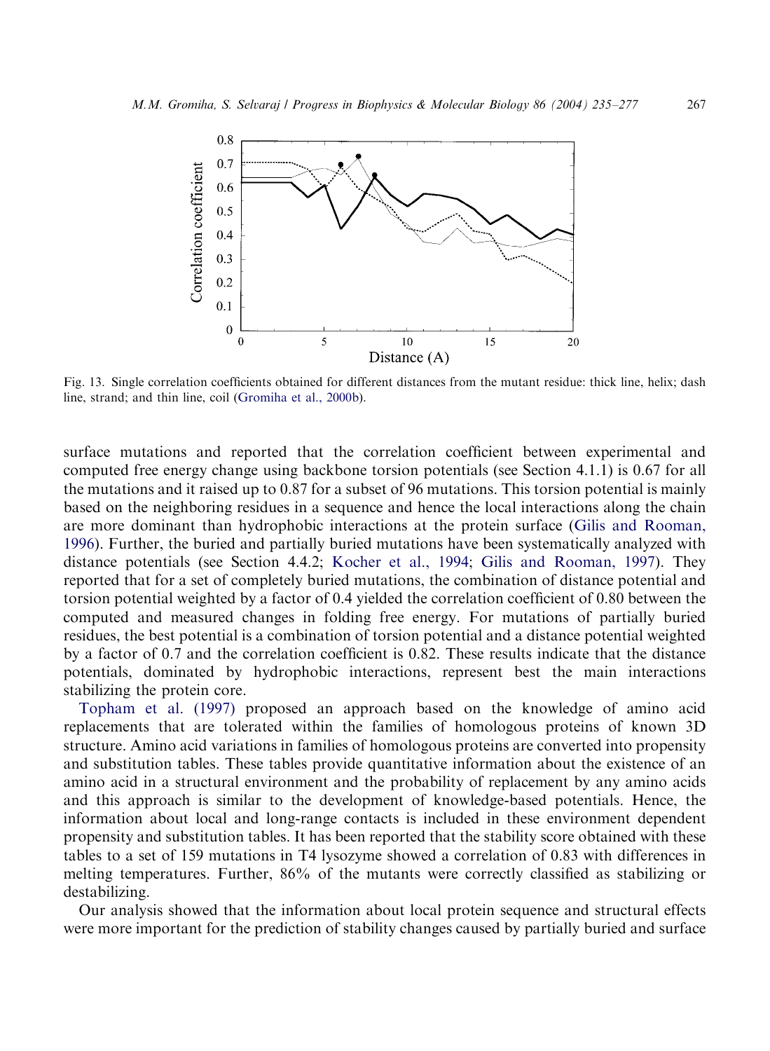Fig. 13. Single correlation coefficients obtained for different distances from the mutant residue: thick line, helix; dash line, strand; and thin line, coil (Gromiha et al., 2000b).

surface mutations and reported that the correlation coefficient between experimental and computed free energy change using backbone torsion potentials (see Section 4.1.1) is 0.67 for all the mutations and it raised up to 0.87 for a subset of 96 mutations. This torsion potential is mainly based on the neighboring residues in a sequence and hence the local interactions along the chain are more dominant than hydrophobic interactions at the protein surface (Gilis and Rooman, 1996). Further, the buried and partially buried mutations have been systematically analyzed with distance potentials (see Section 4.4.2; Kocher et al., 1994; Gilis and Rooman, 1997). They reported that for a set of completely buried mutations, the combination of distance potential and torsion potential weighted by a factor of 0.4 yielded the correlation coefficient of 0.80 between the computed and measured changes in folding free energy. For mutations of partially buried residues, the best potential is a combination of torsion potential and a distance potential weighted by a factor of 0.7 and the correlation coefficient is 0.82. These results indicate that the distance potentials, dominated by hydrophobic interactions, represent best the main interactions stabilizing the protein core.

Topham et al. (1997) proposed an approach based on the knowledge of amino acid replacements that are tolerated within the families of homologous proteins of known 3D structure. Amino acid variations in families of homologous proteins are converted into propensity and substitution tables. These tables provide quantitative information about the existence of an amino acid in a structural environment and the probability of replacement by any amino acids and this approach is similar to the development of knowledge-based potentials. Hence, the information about local and long-range contacts is included in these environment dependent propensity and substitution tables. It has been reported that the stability score obtained with these tables to a set of 159 mutations in T4 lysozyme showed a correlation of 0.83 with differences in melting temperatures. Further, 86% of the mutants were correctly classified as stabilizing or destabilizing.

Our analysis showed that the information about local protein sequence and structural effects were more important for the prediction of stability changes caused by partially buried and surface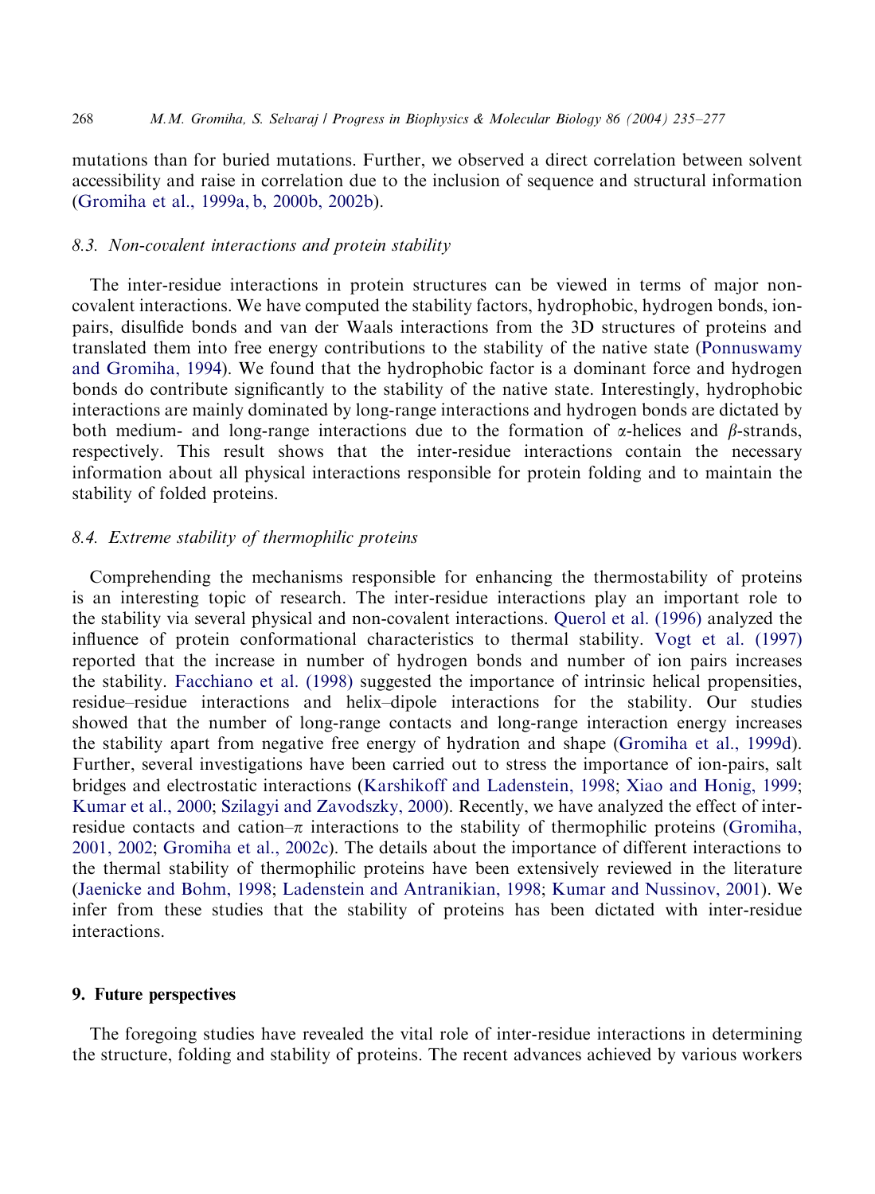mutations than for buried mutations. Further, we observed a direct correlation between solvent accessibility and raise in correlation due to the inclusion of sequence and structural information (Gromiha et al., 1999a, b, 2000b, 2002b).

### 8.3. Non-covalent interactions and protein stability

The inter-residue interactions in protein structures can be viewed in terms of major non-covalent interactions. We have computed the stability factors, hydrophobic, hydrogen bonds, ion-pairs, disulfide bonds and van der Waals interactions from the 3D structures of proteins and translated them into free energy contributions to the stability of the native state (Ponnuswamy and Gromiha, 1994). We found that the hydrophobic factor is a dominant force and hydrogen bonds do contribute significantly to the stability of the native state. Interestingly, hydrophobic interactions are mainly dominated by long-range interactions and hydrogen bonds are dictated by both medium- and long-range interactions due to the formation of $\alpha$-helices and $\beta$-strands, respectively. This result shows that the inter-residue interactions contain the necessary information about all physical interactions responsible for protein folding and to maintain the stability of folded proteins.

### 8.4. Extreme stability of thermophilic proteins

Comprehending the mechanisms responsible for enhancing the thermostability of proteins is an interesting topic of research. The inter-residue interactions play an important role to the stability via several physical and non-covalent interactions. Querol et al. (1996) analyzed the influence of protein conformational characteristics to thermal stability. Vogt et al. (1997) reported that the increase in number of hydrogen bonds and number of ion pairs increases the stability. Facchiano et al. (1998) suggested the importance of intrinsic helical propensities, residue–residue interactions and helix–dipole interactions for the stability. Our studies showed that the number of long-range contacts and long-range interaction energy increases the stability apart from negative free energy of hydration and shape (Gromiha et al., 1999d). Further, several investigations have been carried out to stress the importance of ion-pairs, salt bridges and electrostatic interactions (Karshikoff and Ladenstein, 1998; Xiao and Honig, 1999; Kumar et al., 2000; Szilagyi and Zavodszky, 2000). Recently, we have analyzed the effect of inter-residue contacts and cation–$\pi$ interactions to the stability of thermophilic proteins (Gromiha, 2001, 2002; Gromiha et al., 2002c). The details about the importance of different interactions to the thermal stability of thermophilic proteins have been extensively reviewed in the literature (Jaenicke and Bohm, 1998; Ladenstein and Antranikian, 1998; Kumar and Nussinov, 2001). We infer from these studies that the stability of proteins has been dictated with inter-residue interactions.

## 9. Future perspectives

The foregoing studies have revealed the vital role of inter-residue interactions in determining the structure, folding and stability of proteins. The recent advances achieved by various workers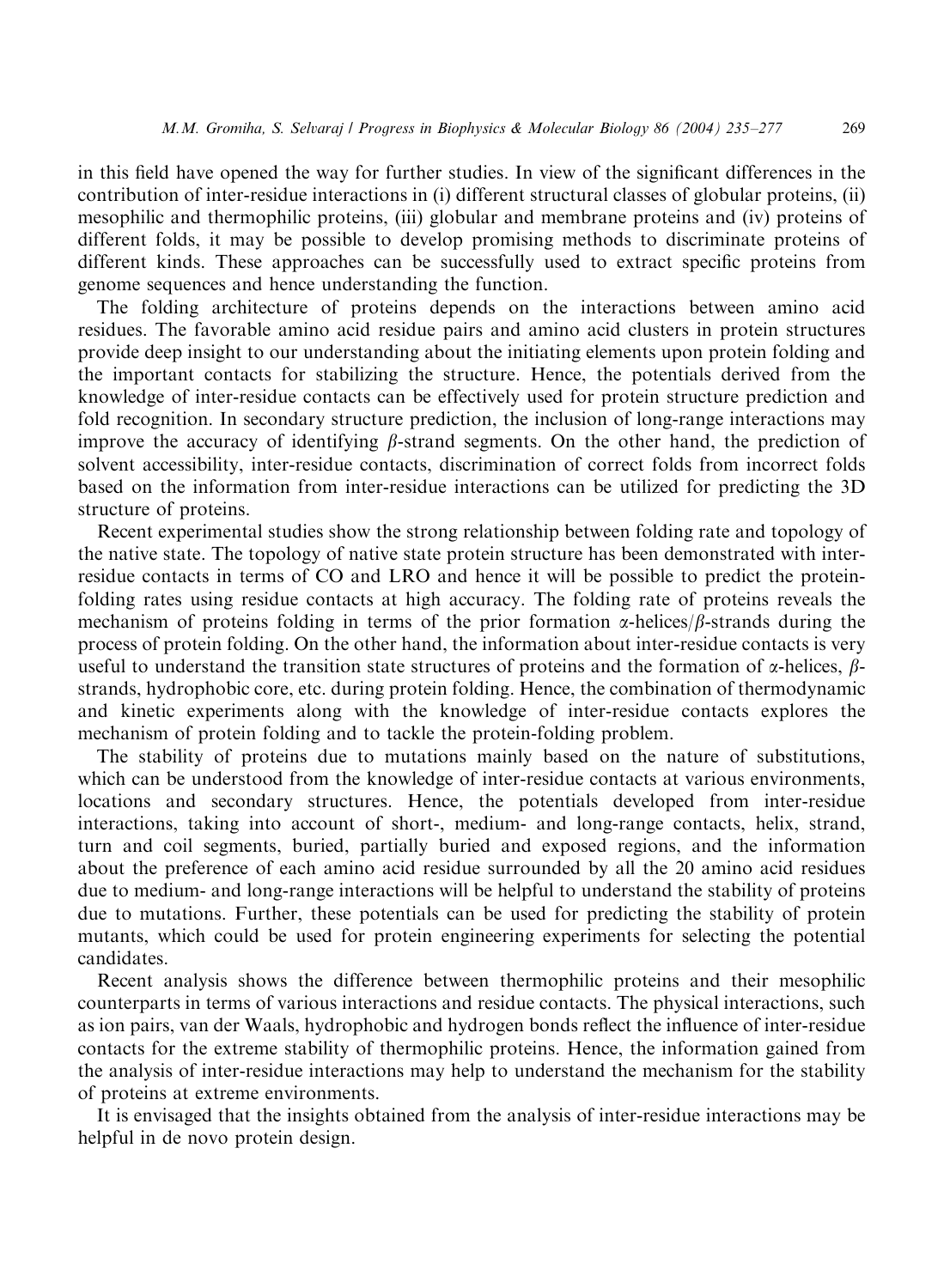in this field have opened the way for further studies. In view of the significant differences in the contribution of inter-residue interactions in (i) different structural classes of globular proteins, (ii) mesophilic and thermophilic proteins, (iii) globular and membrane proteins and (iv) proteins of different folds, it may be possible to develop promising methods to discriminate proteins of different kinds. These approaches can be successfully used to extract specific proteins from genome sequences and hence understanding the function.

The folding architecture of proteins depends on the interactions between amino acid residues. The favorable amino acid residue pairs and amino acid clusters in protein structures provide deep insight to our understanding about the initiating elements upon protein folding and the important contacts for stabilizing the structure. Hence, the potentials derived from the knowledge of inter-residue contacts can be effectively used for protein structure prediction and fold recognition. In secondary structure prediction, the inclusion of long-range interactions may improve the accuracy of identifying $\beta$-strand segments. On the other hand, the prediction of solvent accessibility, inter-residue contacts, discrimination of correct folds from incorrect folds based on the information from inter-residue interactions can be utilized for predicting the 3D structure of proteins.

Recent experimental studies show the strong relationship between folding rate and topology of the native state. The topology of native state protein structure has been demonstrated with inter-residue contacts in terms of CO and LRO and hence it will be possible to predict the protein-folding rates using residue contacts at high accuracy. The folding rate of proteins reveals the mechanism of proteins folding in terms of the prior formation $\alpha$-helices/$\beta$-strands during the process of protein folding. On the other hand, the information about inter-residue contacts is very useful to understand the transition state structures of proteins and the formation of $\alpha$-helices, $\beta$-strands, hydrophobic core, etc. during protein folding. Hence, the combination of thermodynamic and kinetic experiments along with the knowledge of inter-residue contacts explores the mechanism of protein folding and to tackle the protein-folding problem.

The stability of proteins due to mutations mainly based on the nature of substitutions, which can be understood from the knowledge of inter-residue contacts at various environments, locations and secondary structures. Hence, the potentials developed from inter-residue interactions, taking into account of short-, medium- and long-range contacts, helix, strand, turn and coil segments, buried, partially buried and exposed regions, and the information about the preference of each amino acid residue surrounded by all the 20 amino acid residues due to medium- and long-range interactions will be helpful to understand the stability of proteins due to mutations. Further, these potentials can be used for predicting the stability of protein mutants, which could be used for protein engineering experiments for selecting the potential candidates.

Recent analysis shows the difference between thermophilic proteins and their mesophilic counterparts in terms of various interactions and residue contacts. The physical interactions, such as ion pairs, van der Waals, hydrophobic and hydrogen bonds reflect the influence of inter-residue contacts for the extreme stability of thermophilic proteins. Hence, the information gained from the analysis of inter-residue interactions may help to understand the mechanism for the stability of proteins at extreme environments.

It is envisaged that the insights obtained from the analysis of inter-residue interactions may be helpful in de novo protein design.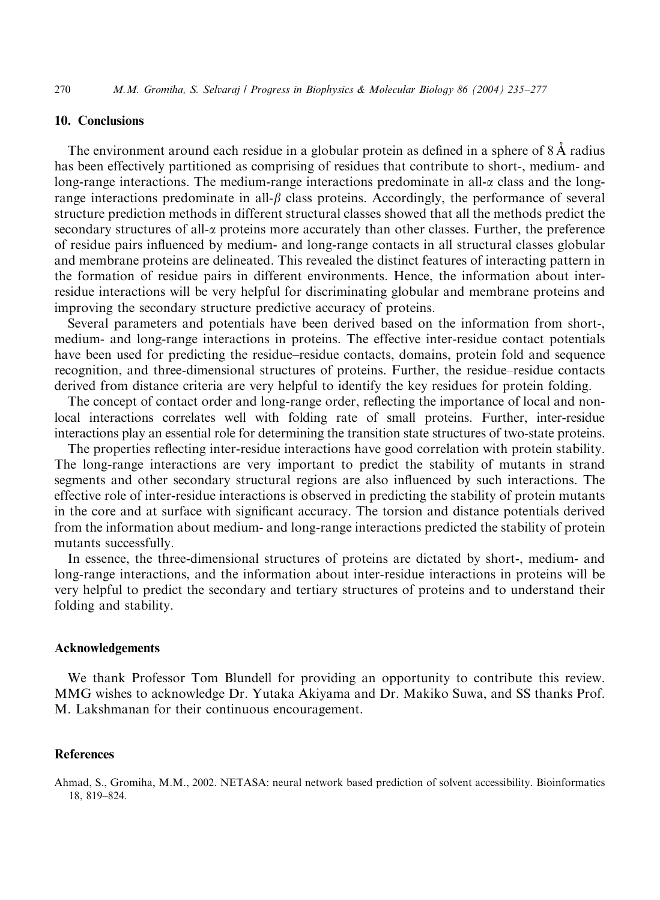## 10. Conclusions

The environment around each residue in a globular protein as defined in a sphere of 8 Å radius has been effectively partitioned as comprising of residues that contribute to short-, medium- and long-range interactions. The medium-range interactions predominate in all-$\alpha$ class and the long-range interactions predominate in all-$\beta$ class proteins. Accordingly, the performance of several structure prediction methods in different structural classes showed that all the methods predict the secondary structures of all-$\alpha$ proteins more accurately than other classes. Further, the preference of residue pairs influenced by medium- and long-range contacts in all structural classes globular and membrane proteins are delineated. This revealed the distinct features of interacting pattern in the formation of residue pairs in different environments. Hence, the information about inter-residue interactions will be very helpful for discriminating globular and membrane proteins and improving the secondary structure predictive accuracy of proteins.

Several parameters and potentials have been derived based on the information from short-, medium- and long-range interactions in proteins. The effective inter-residue contact potentials have been used for predicting the residue–residue contacts, domains, protein fold and sequence recognition, and three-dimensional structures of proteins. Further, the residue–residue contacts derived from distance criteria are very helpful to identify the key residues for protein folding.

The concept of contact order and long-range order, reflecting the importance of local and non-local interactions correlates well with folding rate of small proteins. Further, inter-residue interactions play an essential role for determining the transition state structures of two-state proteins.

The properties reflecting inter-residue interactions have good correlation with protein stability. The long-range interactions are very important to predict the stability of mutants in strand segments and other secondary structural regions are also influenced by such interactions. The effective role of inter-residue interactions is observed in predicting the stability of protein mutants in the core and at surface with significant accuracy. The torsion and distance potentials derived from the information about medium- and long-range interactions predicted the stability of protein mutants successfully.

In essence, the three-dimensional structures of proteins are dictated by short-, medium- and long-range interactions, and the information about inter-residue interactions in proteins will be very helpful to predict the secondary and tertiary structures of proteins and to understand their folding and stability.

## Acknowledgements

We thank Professor Tom Blundell for providing an opportunity to contribute this review. MMG wishes to acknowledge Dr. Yutaka Akiyama and Dr. Makiko Suwa, and SS thanks Prof. M. Lakshmanan for their continuous encouragement.

## References

Ahmad, S., Gromiha, M.M., 2002. NETASA: neural network based prediction of solvent accessibility. Bioinformatics 18, 819–824.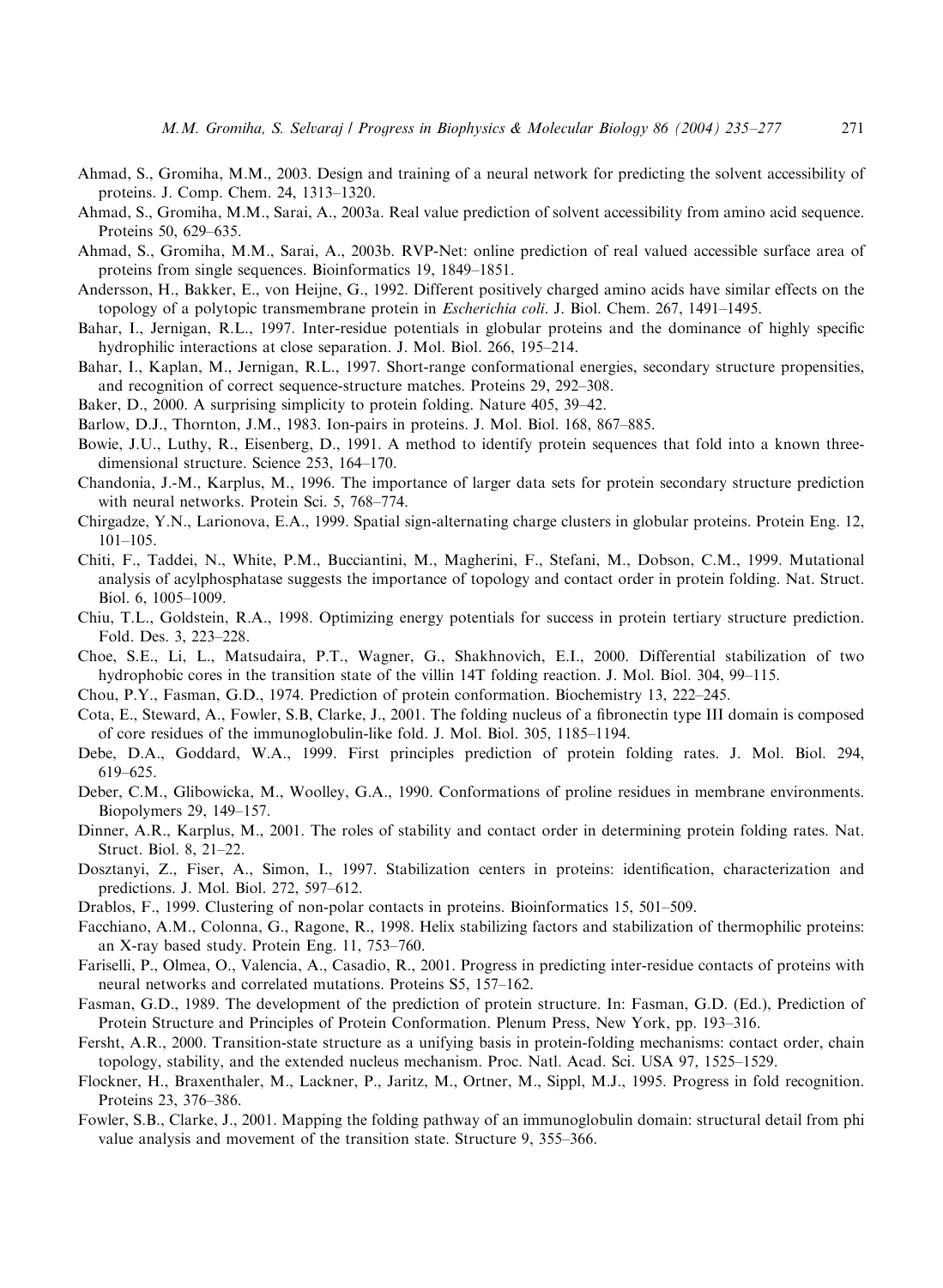Ahmad, S., Gromiha, M.M., 2003. Design and training of a neural network for predicting the solvent accessibility of proteins. J. Comp. Chem. 24, 1313–1320.

Ahmad, S., Gromiha, M.M., Sarai, A., 2003a. Real value prediction of solvent accessibility from amino acid sequence. Proteins 50, 629–635.

Ahmad, S., Gromiha, M.M., Sarai, A., 2003b. RVP-Net: online prediction of real valued accessible surface area of proteins from single sequences. Bioinformatics 19, 1849–1851.

Andersson, H., Bakker, E., von Heijne, G., 1992. Different positively charged amino acids have similar effects on the topology of a polytopic transmembrane protein in *Escherichia coli*. J. Biol. Chem. 267, 1491–1495.

Bahar, I., Jernigan, R.L., 1997. Inter-residue potentials in globular proteins and the dominance of highly specific hydrophilic interactions at close separation. J. Mol. Biol. 266, 195–214.

Bahar, I., Kaplan, M., Jernigan, R.L., 1997. Short-range conformational energies, secondary structure propensities, and recognition of correct sequence-structure matches. Proteins 29, 292–308.

Baker, D., 2000. A surprising simplicity to protein folding. Nature 405, 39–42.

Barlow, D.J., Thornton, J.M., 1983. Ion-pairs in proteins. J. Mol. Biol. 168, 867–885.

Bowie, J.U., Luthy, R., Eisenberg, D., 1991. A method to identify protein sequences that fold into a known three-dimensional structure. Science 253, 164–170.

Chandonia, J.-M., Karplus, M., 1996. The importance of larger data sets for protein secondary structure prediction with neural networks. Protein Sci. 5, 768–774.

Chirgadze, Y.N., Larionova, E.A., 1999. Spatial sign-alternating charge clusters in globular proteins. Protein Eng. 12, 101–105.

Chiti, F., Taddei, N., White, P.M., Bucciantini, M., Magherini, F., Stefani, M., Dobson, C.M., 1999. Mutational analysis of acylphosphatase suggests the importance of topology and contact order in protein folding. Nat. Struct. Biol. 6, 1005–1009.

Chiu, T.L., Goldstein, R.A., 1998. Optimizing energy potentials for success in protein tertiary structure prediction. Fold. Des. 3, 223–228.

Choe, S.E., Li, L., Matsudaira, P.T., Wagner, G., Shakhnovich, E.I., 2000. Differential stabilization of two hydrophobic cores in the transition state of the villin 14T folding reaction. J. Mol. Biol. 304, 99–115.

Chou, P.Y., Fasman, G.D., 1974. Prediction of protein conformation. Biochemistry 13, 222–245.

Cota, E., Steward, A., Fowler, S.B, Clarke, J., 2001. The folding nucleus of a fibronectin type III domain is composed of core residues of the immunoglobulin-like fold. J. Mol. Biol. 305, 1185–1194.

Debe, D.A., Goddard, W.A., 1999. First principles prediction of protein folding rates. J. Mol. Biol. 294, 619–625.

Deber, C.M., Glibowicka, M., Woolley, G.A., 1990. Conformations of proline residues in membrane environments. Biopolymers 29, 149–157.

Dinner, A.R., Karplus, M., 2001. The roles of stability and contact order in determining protein folding rates. Nat. Struct. Biol. 8, 21–22.

Dosztanyi, Z., Fiser, A., Simon, I., 1997. Stabilization centers in proteins: identification, characterization and predictions. J. Mol. Biol. 272, 597–612.

Drablos, F., 1999. Clustering of non-polar contacts in proteins. Bioinformatics 15, 501–509.

Facchiano, A.M., Colonna, G., Ragone, R., 1998. Helix stabilizing factors and stabilization of thermophilic proteins: an X-ray based study. Protein Eng. 11, 753–760.

Fariselli, P., Olmea, O., Valencia, A., Casadio, R., 2001. Progress in predicting inter-residue contacts of proteins with neural networks and correlated mutations. Proteins S5, 157–162.

Fasman, G.D., 1989. The development of the prediction of protein structure. In: Fasman, G.D. (Ed.), Prediction of Protein Structure and Principles of Protein Conformation. Plenum Press, New York, pp. 193–316.

Fersht, A.R., 2000. Transition-state structure as a unifying basis in protein-folding mechanisms: contact order, chain topology, stability, and the extended nucleus mechanism. Proc. Natl. Acad. Sci. USA 97, 1525–1529.

Flockner, H., Braxenthaler, M., Lackner, P., Jaritz, M., Ortner, M., Sippl, M.J., 1995. Progress in fold recognition. Proteins 23, 376–386.

Fowler, S.B., Clarke, J., 2001. Mapping the folding pathway of an immunoglobulin domain: structural detail from phi value analysis and movement of the transition state. Structure 9, 355–366.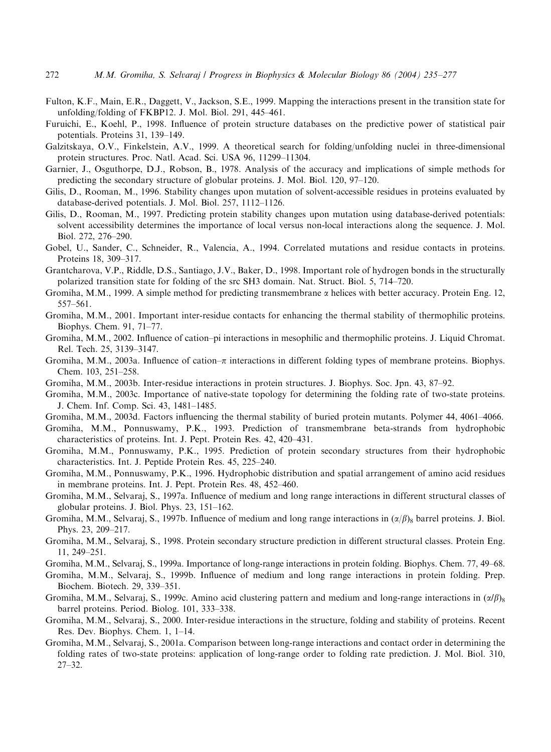Fulton, K.F., Main, E.R., Daggett, V., Jackson, S.E., 1999. Mapping the interactions present in the transition state for unfolding/folding of FKBP12. J. Mol. Biol. 291, 445–461.

Furuichi, E., Koehl, P., 1998. Influence of protein structure databases on the predictive power of statistical pair potentials. Proteins 31, 139–149.

Galzitskaya, O.V., Finkelstein, A.V., 1999. A theoretical search for folding/unfolding nuclei in three-dimensional protein structures. Proc. Natl. Acad. Sci. USA 96, 11299–11304.

Garnier, J., Osguthorpe, D.J., Robson, B., 1978. Analysis of the accuracy and implications of simple methods for predicting the secondary structure of globular proteins. J. Mol. Biol. 120, 97–120.

Gilis, D., Rooman, M., 1996. Stability changes upon mutation of solvent-accessible residues in proteins evaluated by database-derived potentials. J. Mol. Biol. 257, 1112–1126.

Gilis, D., Rooman, M., 1997. Predicting protein stability changes upon mutation using database-derived potentials: solvent accessibility determines the importance of local versus non-local interactions along the sequence. J. Mol. Biol. 272, 276–290.

Gobel, U., Sander, C., Schneider, R., Valencia, A., 1994. Correlated mutations and residue contacts in proteins. Proteins 18, 309–317.

Grantcharova, V.P., Riddle, D.S., Santiago, J.V., Baker, D., 1998. Important role of hydrogen bonds in the structurally polarized transition state for folding of the src SH3 domain. Nat. Struct. Biol. 5, 714–720.

Gromiha, M.M., 1999. A simple method for predicting transmembrane $\alpha$ helices with better accuracy. Protein Eng. 12, 557–561.

Gromiha, M.M., 2001. Important inter-residue contacts for enhancing the thermal stability of thermophilic proteins. Biophys. Chem. 91, 71–77.

Gromiha, M.M., 2002. Influence of cation–pi interactions in mesophilic and thermophilic proteins. J. Liquid Chromat. Rel. Tech. 25, 3139–3147.

Gromiha, M.M., 2003a. Influence of cation–$\pi$ interactions in different folding types of membrane proteins. Biophys. Chem. 103, 251–258.

Gromiha, M.M., 2003b. Inter-residue interactions in protein structures. J. Biophys. Soc. Jpn. 43, 87–92.

Gromiha, M.M., 2003c. Importance of native-state topology for determining the folding rate of two-state proteins. J. Chem. Inf. Comp. Sci. 43, 1481–1485.

Gromiha, M.M., 2003d. Factors influencing the thermal stability of buried protein mutants. Polymer 44, 4061–4066.

Gromiha, M.M., Ponnuswamy, P.K., 1993. Prediction of transmembrane beta-strands from hydrophobic characteristics of proteins. Int. J. Pept. Protein Res. 42, 420–431.

Gromiha, M.M., Ponnuswamy, P.K., 1995. Prediction of protein secondary structures from their hydrophobic characteristics. Int. J. Peptide Protein Res. 45, 225–240.

Gromiha, M.M., Ponnuswamy, P.K., 1996. Hydrophobic distribution and spatial arrangement of amino acid residues in membrane proteins. Int. J. Pept. Protein Res. 48, 452–460.

Gromiha, M.M., Selvaraj, S., 1997a. Influence of medium and long range interactions in different structural classes of globular proteins. J. Biol. Phys. 23, 151–162.

Gromiha, M.M., Selvaraj, S., 1997b. Influence of medium and long range interactions in $(\alpha/\beta)_8$ barrel proteins. J. Biol. Phys. 23, 209–217.

Gromiha, M.M., Selvaraj, S., 1998. Protein secondary structure prediction in different structural classes. Protein Eng. 11, 249–251.

Gromiha, M.M., Selvaraj, S., 1999a. Importance of long-range interactions in protein folding. Biophys. Chem. 77, 49–68.

Gromiha, M.M., Selvaraj, S., 1999b. Influence of medium and long range interactions in protein folding. Prep. Biochem. Biotech. 29, 339–351.

Gromiha, M.M., Selvaraj, S., 1999c. Amino acid clustering pattern and medium and long-range interactions in $(\alpha/\beta)_8$ barrel proteins. Period. Biolog. 101, 333–338.

Gromiha, M.M., Selvaraj, S., 2000. Inter-residue interactions in the structure, folding and stability of proteins. Recent Res. Dev. Biophys. Chem. 1, 1–14.

Gromiha, M.M., Selvaraj, S., 2001a. Comparison between long-range interactions and contact order in determining the folding rates of two-state proteins: application of long-range order to folding rate prediction. J. Mol. Biol. 310, 27–32.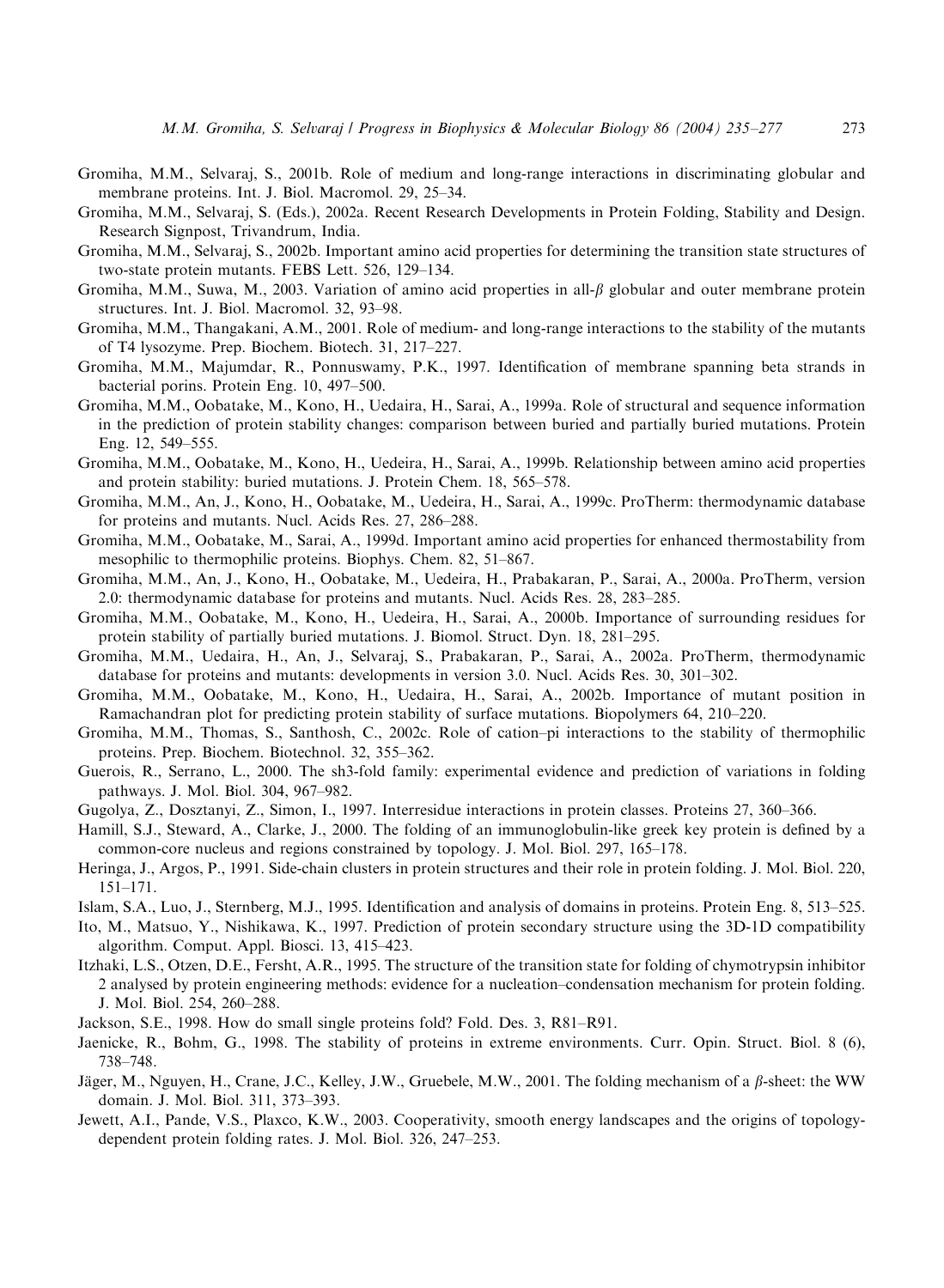Gromiha, M.M., Selvaraj, S., 2001b. Role of medium and long-range interactions in discriminating globular and membrane proteins. Int. J. Biol. Macromol. 29, 25–34.

Gromiha, M.M., Selvaraj, S. (Eds.), 2002a. Recent Research Developments in Protein Folding, Stability and Design. Research Signpost, Trivandrum, India.

Gromiha, M.M., Selvaraj, S., 2002b. Important amino acid properties for determining the transition state structures of two-state protein mutants. FEBS Lett. 526, 129–134.

Gromiha, M.M., Suwa, M., 2003. Variation of amino acid properties in all-$\beta$ globular and outer membrane protein structures. Int. J. Biol. Macromol. 32, 93–98.

Gromiha, M.M., Thangakani, A.M., 2001. Role of medium- and long-range interactions to the stability of the mutants of T4 lysozyme. Prep. Biochem. Biotech. 31, 217–227.

Gromiha, M.M., Majumdar, R., Ponnuswamy, P.K., 1997. Identification of membrane spanning beta strands in bacterial porins. Protein Eng. 10, 497–500.

Gromiha, M.M., Oobatake, M., Kono, H., Uedaira, H., Sarai, A., 1999a. Role of structural and sequence information in the prediction of protein stability changes: comparison between buried and partially buried mutations. Protein Eng. 12, 549–555.

Gromiha, M.M., Oobatake, M., Kono, H., Uedeira, H., Sarai, A., 1999b. Relationship between amino acid properties and protein stability: buried mutations. J. Protein Chem. 18, 565–578.

Gromiha, M.M., An, J., Kono, H., Oobatake, M., Uedeira, H., Sarai, A., 1999c. ProTherm: thermodynamic database for proteins and mutants. Nucl. Acids Res. 27, 286–288.

Gromiha, M.M., Oobatake, M., Sarai, A., 1999d. Important amino acid properties for enhanced thermostability from mesophilic to thermophilic proteins. Biophys. Chem. 82, 51–867.

Gromiha, M.M., An, J., Kono, H., Oobatake, M., Uedeira, H., Prabakaran, P., Sarai, A., 2000a. ProTherm, version 2.0: thermodynamic database for proteins and mutants. Nucl. Acids Res. 28, 283–285.

Gromiha, M.M., Oobatake, M., Kono, H., Uedeira, H., Sarai, A., 2000b. Importance of surrounding residues for protein stability of partially buried mutations. J. Biomol. Struct. Dyn. 18, 281–295.

Gromiha, M.M., Uedaira, H., An, J., Selvaraj, S., Prabakaran, P., Sarai, A., 2002a. ProTherm, thermodynamic database for proteins and mutants: developments in version 3.0. Nucl. Acids Res. 30, 301–302.

Gromiha, M.M., Oobatake, M., Kono, H., Uedaira, H., Sarai, A., 2002b. Importance of mutant position in Ramachandran plot for predicting protein stability of surface mutations. Biopolymers 64, 210–220.

Gromiha, M.M., Thomas, S., Santhosh, C., 2002c. Role of cation–pi interactions to the stability of thermophilic proteins. Prep. Biochem. Biotechnol. 32, 355–362.

Guerois, R., Serrano, L., 2000. The sh3-fold family: experimental evidence and prediction of variations in folding pathways. J. Mol. Biol. 304, 967–982.

Gugolya, Z., Dosztanyi, Z., Simon, I., 1997. Interresidue interactions in protein classes. Proteins 27, 360–366.

Hamill, S.J., Steward, A., Clarke, J., 2000. The folding of an immunoglobulin-like greek key protein is defined by a common-core nucleus and regions constrained by topology. J. Mol. Biol. 297, 165–178.

Heringa, J., Argos, P., 1991. Side-chain clusters in protein structures and their role in protein folding. J. Mol. Biol. 220, 151–171.

Islam, S.A., Luo, J., Sternberg, M.J., 1995. Identification and analysis of domains in proteins. Protein Eng. 8, 513–525.

Ito, M., Matsuo, Y., Nishikawa, K., 1997. Prediction of protein secondary structure using the 3D-1D compatibility algorithm. Comput. Appl. Biosci. 13, 415–423.

Itzhaki, L.S., Otzen, D.E., Fersht, A.R., 1995. The structure of the transition state for folding of chymotrypsin inhibitor 2 analysed by protein engineering methods: evidence for a nucleation–condensation mechanism for protein folding. J. Mol. Biol. 254, 260–288.

Jackson, S.E., 1998. How do small single proteins fold? Fold. Des. 3, R81–R91.

Jaenicke, R., Bohm, G., 1998. The stability of proteins in extreme environments. Curr. Opin. Struct. Biol. 8 (6), 738–748.

Jäger, M., Nguyen, H., Crane, J.C., Kelley, J.W., Gruebele, M.W., 2001. The folding mechanism of a $\beta$-sheet: the WW domain. J. Mol. Biol. 311, 373–393.

Jewett, A.I., Pande, V.S., Plaxco, K.W., 2003. Cooperativity, smooth energy landscapes and the origins of topology-dependent protein folding rates. J. Mol. Biol. 326, 247–253.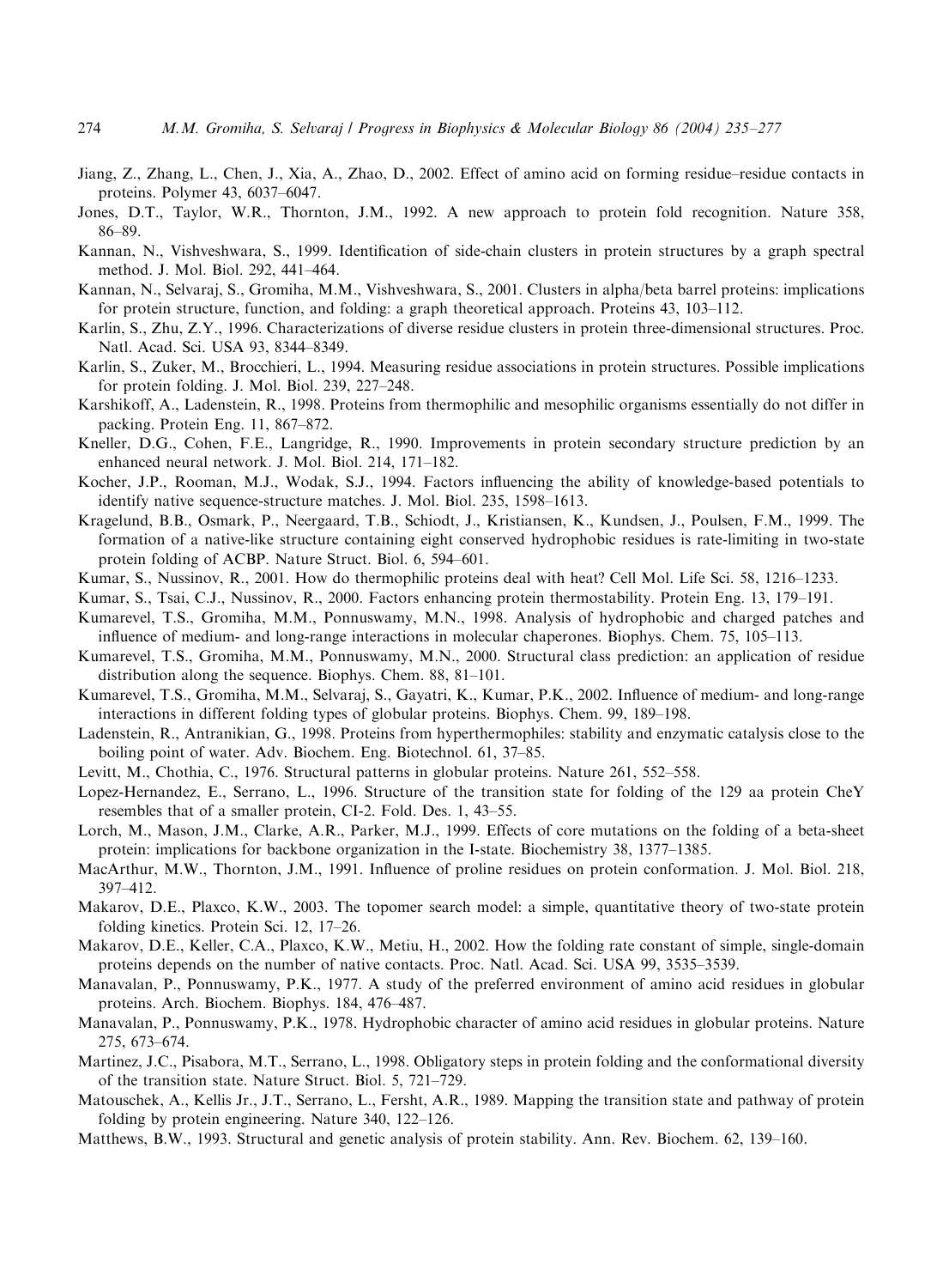Jiang, Z., Zhang, L., Chen, J., Xia, A., Zhao, D., 2002. Effect of amino acid on forming residue–residue contacts in proteins. Polymer 43, 6037–6047.

Jones, D.T., Taylor, W.R., Thornton, J.M., 1992. A new approach to protein fold recognition. Nature 358, 86–89.

Kannan, N., Vishveshwara, S., 1999. Identification of side-chain clusters in protein structures by a graph spectral method. J. Mol. Biol. 292, 441–464.

Kannan, N., Selvaraj, S., Gromiha, M.M., Vishveshwara, S., 2001. Clusters in alpha/beta barrel proteins: implications for protein structure, function, and folding: a graph theoretical approach. Proteins 43, 103–112.

Karlin, S., Zhu, Z.Y., 1996. Characterizations of diverse residue clusters in protein three-dimensional structures. Proc. Natl. Acad. Sci. USA 93, 8344–8349.

Karlin, S., Zuker, M., Brocchieri, L., 1994. Measuring residue associations in protein structures. Possible implications for protein folding. J. Mol. Biol. 239, 227–248.

Karshikoff, A., Ladenstein, R., 1998. Proteins from thermophilic and mesophilic organisms essentially do not differ in packing. Protein Eng. 11, 867–872.

Kneller, D.G., Cohen, F.E., Langridge, R., 1990. Improvements in protein secondary structure prediction by an enhanced neural network. J. Mol. Biol. 214, 171–182.

Kocher, J.P., Rooman, M.J., Wodak, S.J., 1994. Factors influencing the ability of knowledge-based potentials to identify native sequence-structure matches. J. Mol. Biol. 235, 1598–1613.

Kragelund, B.B., Osmark, P., Neergaard, T.B., Schiodt, J., Kristiansen, K., Kundsen, J., Poulsen, F.M., 1999. The formation of a native-like structure containing eight conserved hydrophobic residues is rate-limiting in two-state protein folding of ACBP. Nature Struct. Biol. 6, 594–601.

Kumar, S., Nussinov, R., 2001. How do thermophilic proteins deal with heat? Cell Mol. Life Sci. 58, 1216–1233.

Kumar, S., Tsai, C.J., Nussinov, R., 2000. Factors enhancing protein thermostability. Protein Eng. 13, 179–191.

Kumarevel, T.S., Gromiha, M.M., Ponnuswamy, M.N., 1998. Analysis of hydrophobic and charged patches and influence of medium- and long-range interactions in molecular chaperones. Biophys. Chem. 75, 105–113.

Kumarevel, T.S., Gromiha, M.M., Ponnuswamy, M.N., 2000. Structural class prediction: an application of residue distribution along the sequence. Biophys. Chem. 88, 81–101.

Kumarevel, T.S., Gromiha, M.M., Selvaraj, S., Gayatri, K., Kumar, P.K., 2002. Influence of medium- and long-range interactions in different folding types of globular proteins. Biophys. Chem. 99, 189–198.

Ladenstein, R., Antranikian, G., 1998. Proteins from hyperthermophiles: stability and enzymatic catalysis close to the boiling point of water. Adv. Biochem. Eng. Biotechnol. 61, 37–85.

Levitt, M., Chothia, C., 1976. Structural patterns in globular proteins. Nature 261, 552–558.

Lopez-Hernandez, E., Serrano, L., 1996. Structure of the transition state for folding of the 129 aa protein CheY resembles that of a smaller protein, CI-2. Fold. Des. 1, 43–55.

Lorch, M., Mason, J.M., Clarke, A.R., Parker, M.J., 1999. Effects of core mutations on the folding of a beta-sheet protein: implications for backbone organization in the I-state. Biochemistry 38, 1377–1385.

MacArthur, M.W., Thornton, J.M., 1991. Influence of proline residues on protein conformation. J. Mol. Biol. 218, 397–412.

Makarov, D.E., Plaxco, K.W., 2003. The topomer search model: a simple, quantitative theory of two-state protein folding kinetics. Protein Sci. 12, 17–26.

Makarov, D.E., Keller, C.A., Plaxco, K.W., Metiu, H., 2002. How the folding rate constant of simple, single-domain proteins depends on the number of native contacts. Proc. Natl. Acad. Sci. USA 99, 3535–3539.

Manavalan, P., Ponnuswamy, P.K., 1977. A study of the preferred environment of amino acid residues in globular proteins. Arch. Biochem. Biophys. 184, 476–487.

Manavalan, P., Ponnuswamy, P.K., 1978. Hydrophobic character of amino acid residues in globular proteins. Nature 275, 673–674.

Martinez, J.C., Pisabora, M.T., Serrano, L., 1998. Obligatory steps in protein folding and the conformational diversity of the transition state. Nature Struct. Biol. 5, 721–729.

Matouschek, A., Kellis Jr., J.T., Serrano, L., Fersht, A.R., 1989. Mapping the transition state and pathway of protein folding by protein engineering. Nature 340, 122–126.

Matthews, B.W., 1993. Structural and genetic analysis of protein stability. Ann. Rev. Biochem. 62, 139–160.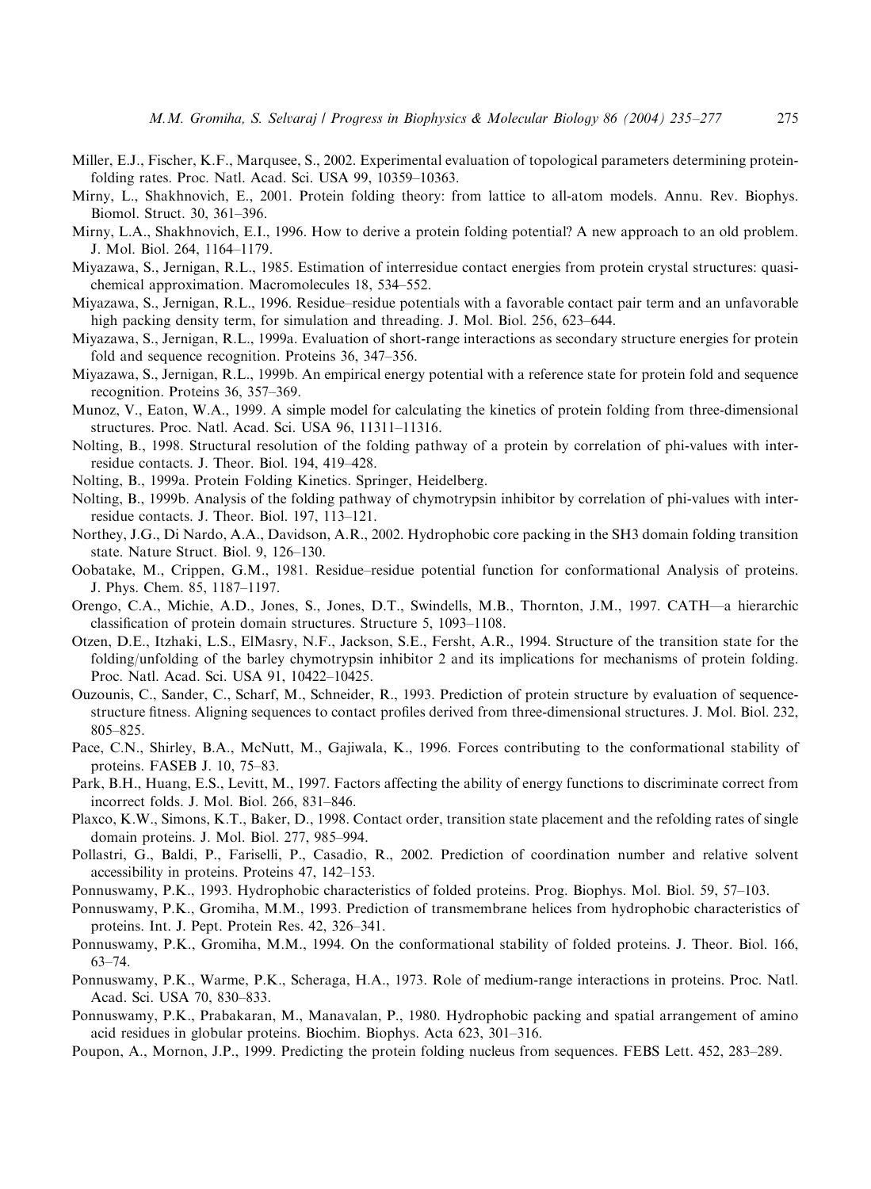Miller, E.J., Fischer, K.F., Marqusee, S., 2002. Experimental evaluation of topological parameters determining protein-folding rates. Proc. Natl. Acad. Sci. USA 99, 10359–10363.

Mirny, L., Shakhnovich, E., 2001. Protein folding theory: from lattice to all-atom models. Annu. Rev. Biophys. Biomol. Struct. 30, 361–396.

Mirny, L.A., Shakhnovich, E.I., 1996. How to derive a protein folding potential? A new approach to an old problem. J. Mol. Biol. 264, 1164–1179.

Miyazawa, S., Jernigan, R.L., 1985. Estimation of interresidue contact energies from protein crystal structures: quasi-chemical approximation. Macromolecules 18, 534–552.

Miyazawa, S., Jernigan, R.L., 1996. Residue–residue potentials with a favorable contact pair term and an unfavorable high packing density term, for simulation and threading. J. Mol. Biol. 256, 623–644.

Miyazawa, S., Jernigan, R.L., 1999a. Evaluation of short-range interactions as secondary structure energies for protein fold and sequence recognition. Proteins 36, 347–356.

Miyazawa, S., Jernigan, R.L., 1999b. An empirical energy potential with a reference state for protein fold and sequence recognition. Proteins 36, 357–369.

Munoz, V., Eaton, W.A., 1999. A simple model for calculating the kinetics of protein folding from three-dimensional structures. Proc. Natl. Acad. Sci. USA 96, 11311–11316.

Nolting, B., 1998. Structural resolution of the folding pathway of a protein by correlation of phi-values with inter-residue contacts. J. Theor. Biol. 194, 419–428.

Nolting, B., 1999a. Protein Folding Kinetics. Springer, Heidelberg.

Nolting, B., 1999b. Analysis of the folding pathway of chymotrypsin inhibitor by correlation of phi-values with inter-residue contacts. J. Theor. Biol. 197, 113–121.

Northey, J.G., Di Nardo, A.A., Davidson, A.R., 2002. Hydrophobic core packing in the SH3 domain folding transition state. Nature Struct. Biol. 9, 126–130.

Oobatake, M., Crippen, G.M., 1981. Residue–residue potential function for conformational Analysis of proteins. J. Phys. Chem. 85, 1187–1197.

Orengo, C.A., Michie, A.D., Jones, S., Jones, D.T., Swindells, M.B., Thornton, J.M., 1997. CATH—a hierarchic classification of protein domain structures. Structure 5, 1093–1108.

Otzen, D.E., Itzhaki, L.S., ElMasry, N.F., Jackson, S.E., Fersht, A.R., 1994. Structure of the transition state for the folding/unfolding of the barley chymotrypsin inhibitor 2 and its implications for mechanisms of protein folding. Proc. Natl. Acad. Sci. USA 91, 10422–10425.

Ouzounis, C., Sander, C., Scharf, M., Schneider, R., 1993. Prediction of protein structure by evaluation of sequence-structure fitness. Aligning sequences to contact profiles derived from three-dimensional structures. J. Mol. Biol. 232, 805–825.

Pace, C.N., Shirley, B.A., McNutt, M., Gajiwala, K., 1996. Forces contributing to the conformational stability of proteins. FASEB J. 10, 75–83.

Park, B.H., Huang, E.S., Levitt, M., 1997. Factors affecting the ability of energy functions to discriminate correct from incorrect folds. J. Mol. Biol. 266, 831–846.

Plaxco, K.W., Simons, K.T., Baker, D., 1998. Contact order, transition state placement and the refolding rates of single domain proteins. J. Mol. Biol. 277, 985–994.

Pollastri, G., Baldi, P., Fariselli, P., Casadio, R., 2002. Prediction of coordination number and relative solvent accessibility in proteins. Proteins 47, 142–153.

Ponnuswamy, P.K., 1993. Hydrophobic characteristics of folded proteins. Prog. Biophys. Mol. Biol. 59, 57–103.

Ponnuswamy, P.K., Gromiha, M.M., 1993. Prediction of transmembrane helices from hydrophobic characteristics of proteins. Int. J. Pept. Protein Res. 42, 326–341.

Ponnuswamy, P.K., Gromiha, M.M., 1994. On the conformational stability of folded proteins. J. Theor. Biol. 166, 63–74.

Ponnuswamy, P.K., Warme, P.K., Scheraga, H.A., 1973. Role of medium-range interactions in proteins. Proc. Natl. Acad. Sci. USA 70, 830–833.

Ponnuswamy, P.K., Prabakaran, M., Manavalan, P., 1980. Hydrophobic packing and spatial arrangement of amino acid residues in globular proteins. Biochim. Biophys. Acta 623, 301–316.

Poupon, A., Mornon, J.P., 1999. Predicting the protein folding nucleus from sequences. FEBS Lett. 452, 283–289.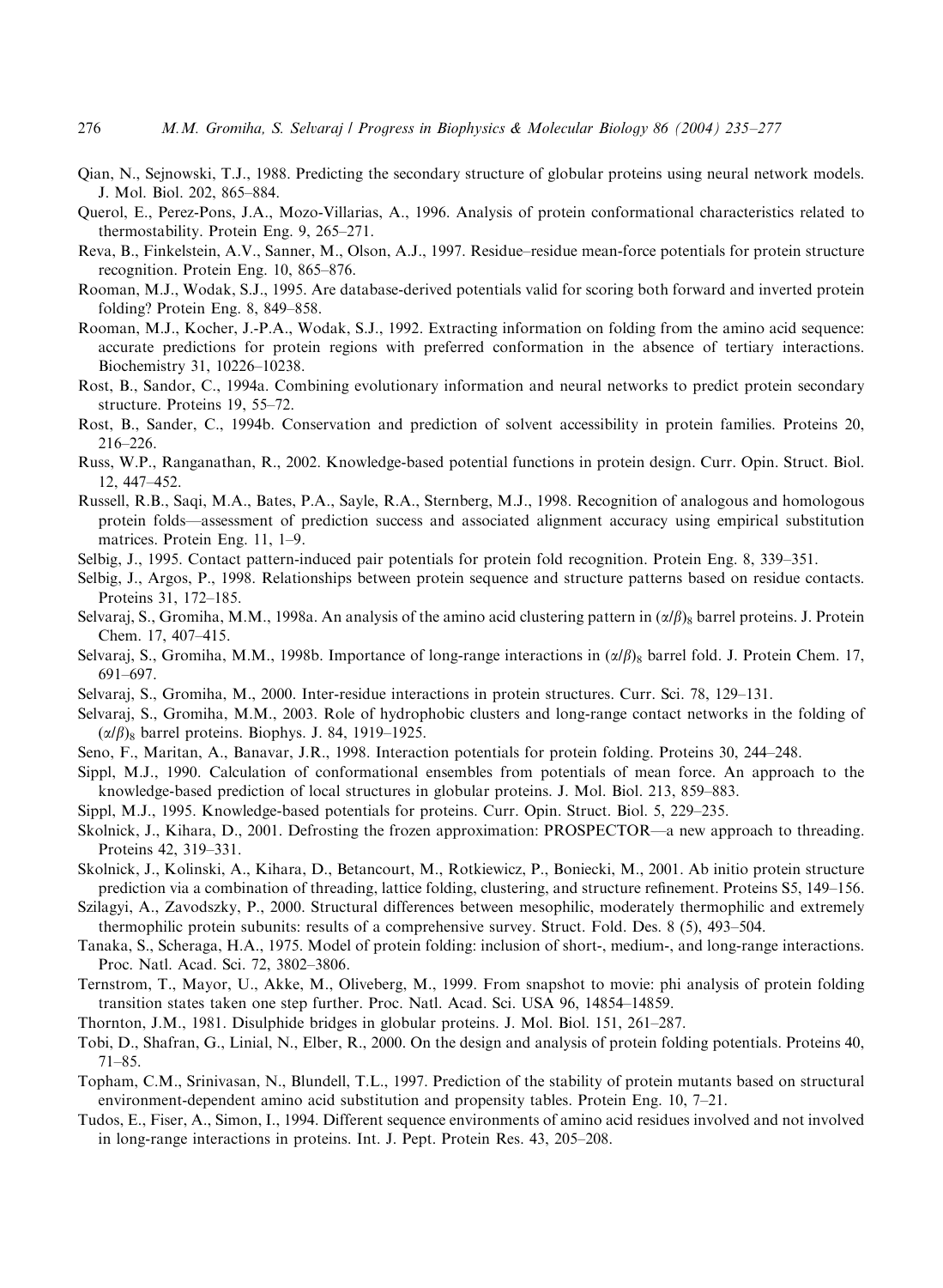Qian, N., Sejnowski, T.J., 1988. Predicting the secondary structure of globular proteins using neural network models. J. Mol. Biol. 202, 865–884.

Querol, E., Perez-Pons, J.A., Mozo-Villarias, A., 1996. Analysis of protein conformational characteristics related to thermostability. Protein Eng. 9, 265–271.

Reva, B., Finkelstein, A.V., Sanner, M., Olson, A.J., 1997. Residue–residue mean-force potentials for protein structure recognition. Protein Eng. 10, 865–876.

Rooman, M.J., Wodak, S.J., 1995. Are database-derived potentials valid for scoring both forward and inverted protein folding? Protein Eng. 8, 849–858.

Rooman, M.J., Kocher, J.-P.A., Wodak, S.J., 1992. Extracting information on folding from the amino acid sequence: accurate predictions for protein regions with preferred conformation in the absence of tertiary interactions. Biochemistry 31, 10226–10238.

Rost, B., Sandor, C., 1994a. Combining evolutionary information and neural networks to predict protein secondary structure. Proteins 19, 55–72.

Rost, B., Sander, C., 1994b. Conservation and prediction of solvent accessibility in protein families. Proteins 20, 216–226.

Russ, W.P., Ranganathan, R., 2002. Knowledge-based potential functions in protein design. Curr. Opin. Struct. Biol. 12, 447–452.

Russell, R.B., Saqi, M.A., Bates, P.A., Sayle, R.A., Sternberg, M.J., 1998. Recognition of analogous and homologous protein folds—assessment of prediction success and associated alignment accuracy using empirical substitution matrices. Protein Eng. 11, 1–9.

Selbig, J., 1995. Contact pattern-induced pair potentials for protein fold recognition. Protein Eng. 8, 339–351.

Selbig, J., Argos, P., 1998. Relationships between protein sequence and structure patterns based on residue contacts. Proteins 31, 172–185.

Selvaraj, S., Gromiha, M.M., 1998a. An analysis of the amino acid clustering pattern in $(\alpha/\beta)_8$ barrel proteins. J. Protein Chem. 17, 407–415.

Selvaraj, S., Gromiha, M.M., 1998b. Importance of long-range interactions in $(\alpha/\beta)_8$ barrel fold. J. Protein Chem. 17, 691–697.

Selvaraj, S., Gromiha, M., 2000. Inter-residue interactions in protein structures. Curr. Sci. 78, 129–131.

Selvaraj, S., Gromiha, M.M., 2003. Role of hydrophobic clusters and long-range contact networks in the folding of $(\alpha/\beta)_8$ barrel proteins. Biophys. J. 84, 1919–1925.

Seno, F., Maritan, A., Banavar, J.R., 1998. Interaction potentials for protein folding. Proteins 30, 244–248.

Sippl, M.J., 1990. Calculation of conformational ensembles from potentials of mean force. An approach to the knowledge-based prediction of local structures in globular proteins. J. Mol. Biol. 213, 859–883.

Sippl, M.J., 1995. Knowledge-based potentials for proteins. Curr. Opin. Struct. Biol. 5, 229–235.

Skolnick, J., Kihara, D., 2001. Defrosting the frozen approximation: PROSPECTOR—a new approach to threading. Proteins 42, 319–331.

Skolnick, J., Kolinski, A., Kihara, D., Betancourt, M., Rotkiewicz, P., Boniecki, M., 2001. Ab initio protein structure prediction via a combination of threading, lattice folding, clustering, and structure refinement. Proteins S5, 149–156.

Szilagyi, A., Zavodszky, P., 2000. Structural differences between mesophilic, moderately thermophilic and extremely thermophilic protein subunits: results of a comprehensive survey. Struct. Fold. Des. 8 (5), 493–504.

Tanaka, S., Scheraga, H.A., 1975. Model of protein folding: inclusion of short-, medium-, and long-range interactions. Proc. Natl. Acad. Sci. 72, 3802–3806.

Ternstrom, T., Mayor, U., Akke, M., Oliveberg, M., 1999. From snapshot to movie: phi analysis of protein folding transition states taken one step further. Proc. Natl. Acad. Sci. USA 96, 14854–14859.

Thornton, J.M., 1981. Disulphide bridges in globular proteins. J. Mol. Biol. 151, 261–287.

Tobi, D., Shafran, G., Linial, N., Elber, R., 2000. On the design and analysis of protein folding potentials. Proteins 40, 71–85.

Topham, C.M., Srinivasan, N., Blundell, T.L., 1997. Prediction of the stability of protein mutants based on structural environment-dependent amino acid substitution and propensity tables. Protein Eng. 10, 7–21.

Tudos, E., Fiser, A., Simon, I., 1994. Different sequence environments of amino acid residues involved and not involved in long-range interactions in proteins. Int. J. Pept. Protein Res. 43, 205–208.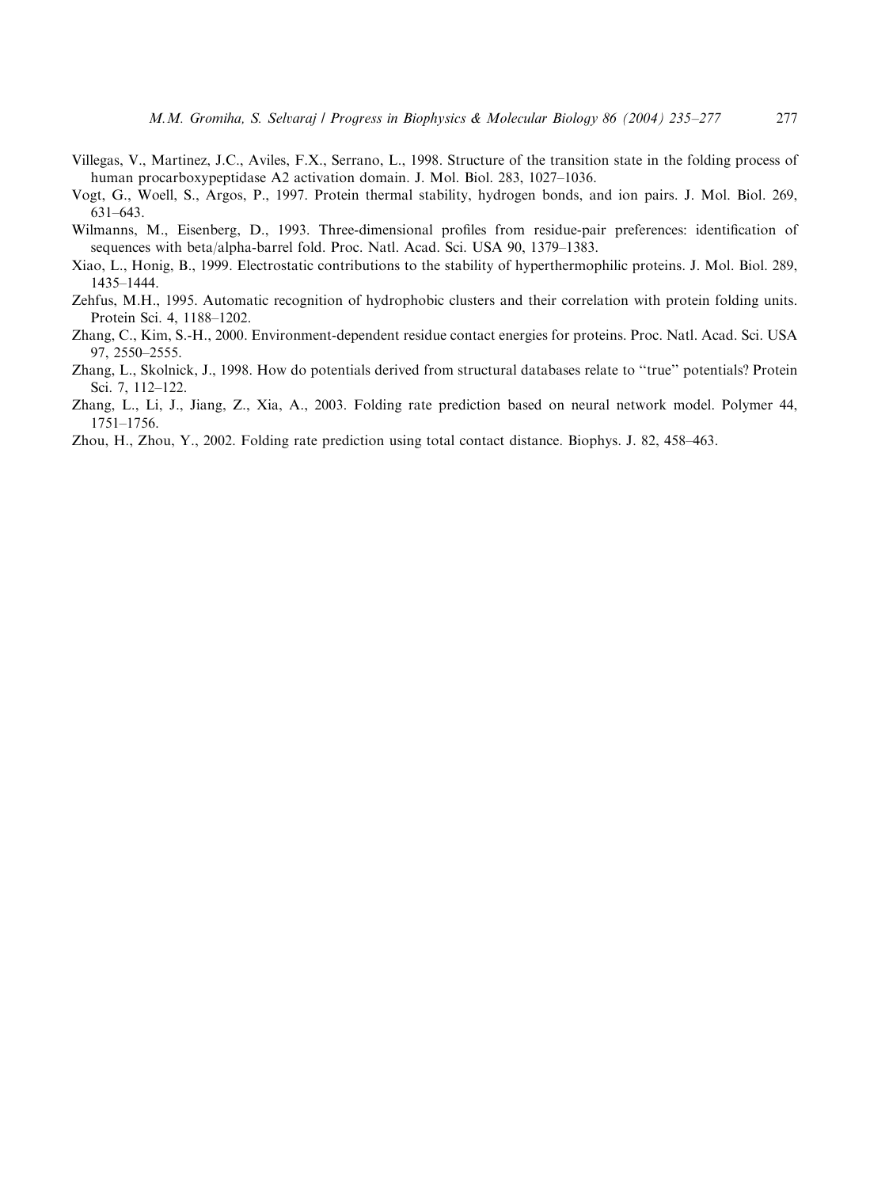Villegas, V., Martinez, J.C., Aviles, F.X., Serrano, L., 1998. Structure of the transition state in the folding process of human procarboxypeptidase A2 activation domain. J. Mol. Biol. 283, 1027–1036.

Vogt, G., Woell, S., Argos, P., 1997. Protein thermal stability, hydrogen bonds, and ion pairs. J. Mol. Biol. 269, 631–643.

Wilmanns, M., Eisenberg, D., 1993. Three-dimensional profiles from residue-pair preferences: identification of sequences with beta/alpha-barrel fold. Proc. Natl. Acad. Sci. USA 90, 1379–1383.

Xiao, L., Honig, B., 1999. Electrostatic contributions to the stability of hyperthermophilic proteins. J. Mol. Biol. 289, 1435–1444.

Zehfus, M.H., 1995. Automatic recognition of hydrophobic clusters and their correlation with protein folding units. Protein Sci. 4, 1188–1202.

Zhang, C., Kim, S.-H., 2000. Environment-dependent residue contact energies for proteins. Proc. Natl. Acad. Sci. USA 97, 2550–2555.

Zhang, L., Skolnick, J., 1998. How do potentials derived from structural databases relate to "true" potentials? Protein Sci. 7, 112–122.

Zhang, L., Li, J., Jiang, Z., Xia, A., 2003. Folding rate prediction based on neural network model. Polymer 44, 1751–1756.

Zhou, H., Zhou, Y., 2002. Folding rate prediction using total contact distance. Biophys. J. 82, 458–463.